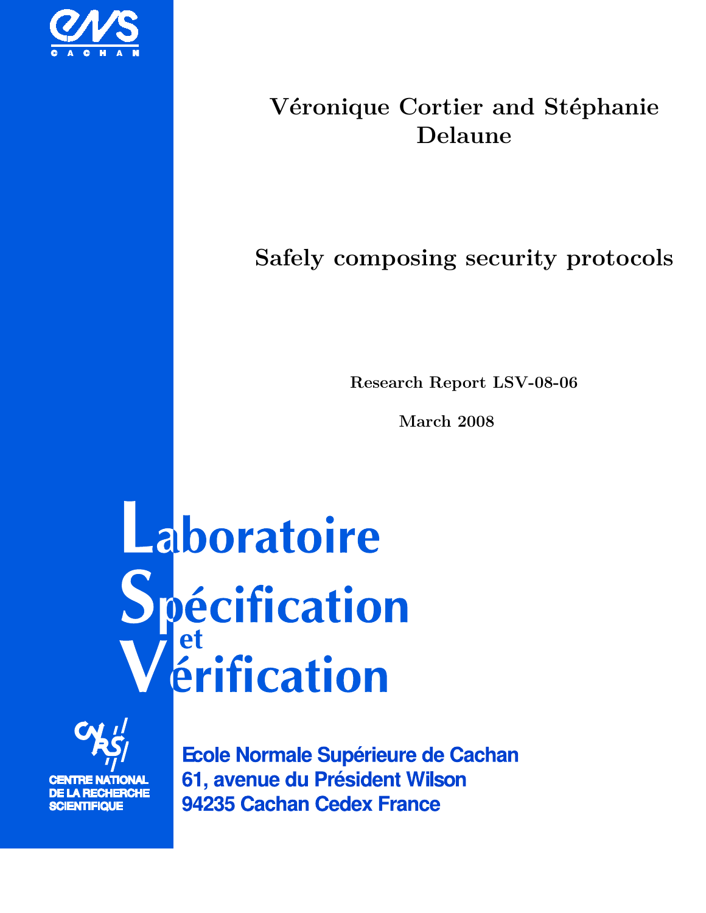ENS CACHAN

**Véronique Cortier and Stéphanie Delaune**

# Safely composing security protocols

**Research Report LSV-08-06**

**March 2008**

# Laboratoire Spécification et Vérification

CNRS
CENTRE NATIONAL DE LA RECHERCHE SCIENTIFIQUE

Ecole Normale Supérieure de Cachan
61, avenue du Président Wilson
94235 Cachan Cedex France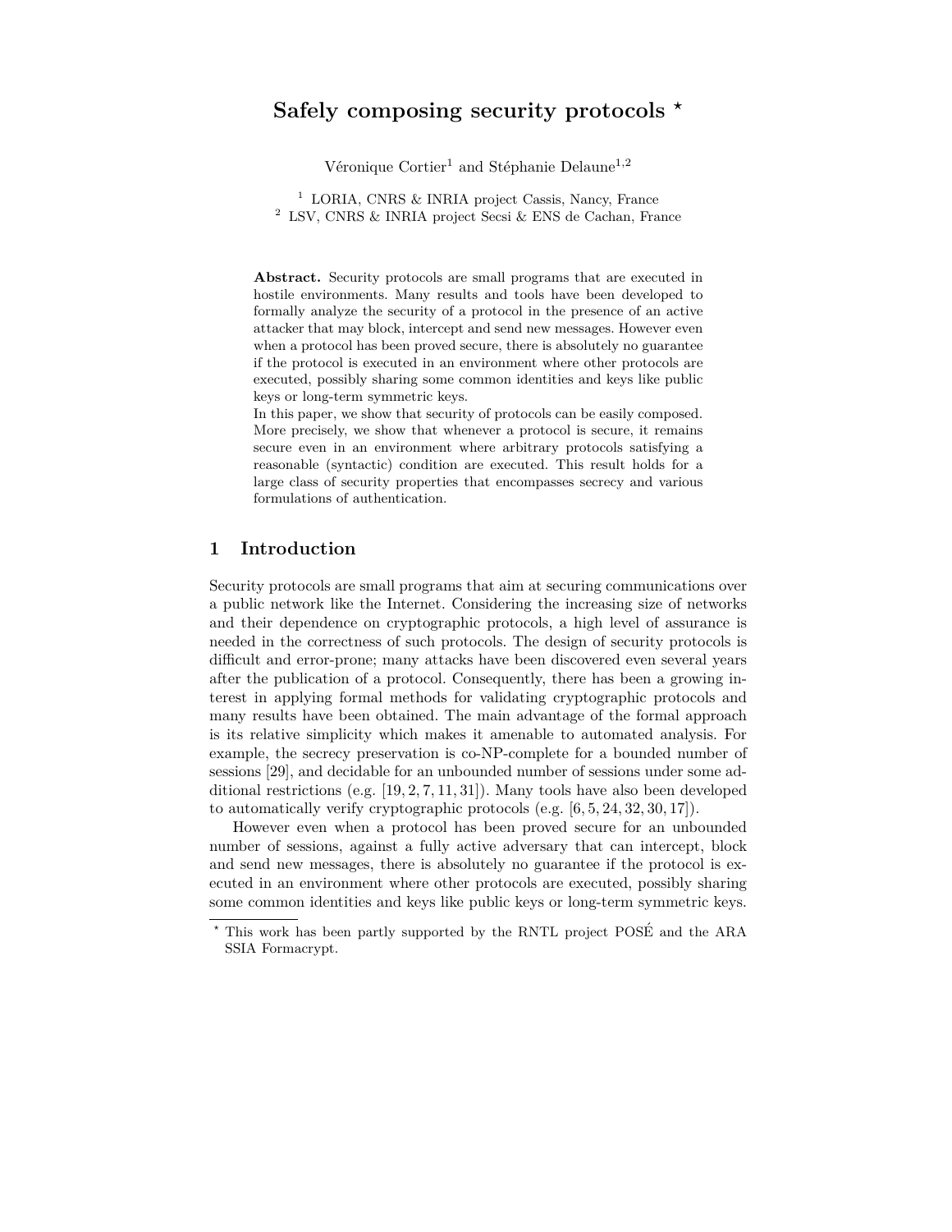# Safely composing security protocols *

Véronique Cortier[1] and Stéphanie Delaune[1,2]

[1] LORIA, CNRS & INRIA project Cassis, Nancy, France
[2] LSV, CNRS & INRIA project Secsi & ENS de Cachan, France

**Abstract.** Security protocols are small programs that are executed in hostile environments. Many results and tools have been developed to formally analyze the security of a protocol in the presence of an active attacker that may block, intercept and send new messages. However even when a protocol has been proved secure, there is absolutely no guarantee if the protocol is executed in an environment where other protocols are executed, possibly sharing some common identities and keys like public keys or long-term symmetric keys.
In this paper, we show that security of protocols can be easily composed. More precisely, we show that whenever a protocol is secure, it remains secure even in an environment where arbitrary protocols satisfying a reasonable (syntactic) condition are executed. This result holds for a large class of security properties that encompasses secrecy and various formulations of authentication.

## 1 Introduction

Security protocols are small programs that aim at securing communications over a public network like the Internet. Considering the increasing size of networks and their dependence on cryptographic protocols, a high level of assurance is needed in the correctness of such protocols. The design of security protocols is difficult and error-prone; many attacks have been discovered even several years after the publication of a protocol. Consequently, there has been a growing interest in applying formal methods for validating cryptographic protocols and many results have been obtained. The main advantage of the formal approach is its relative simplicity which makes it amenable to automated analysis. For example, the secrecy preservation is co-NP-complete for a bounded number of sessions [29], and decidable for an unbounded number of sessions under some additional restrictions (e.g. [19, 2, 7, 11, 31]). Many tools have also been developed to automatically verify cryptographic protocols (e.g. [6, 5, 24, 32, 30, 17]).

However even when a protocol has been proved secure for an unbounded number of sessions, against a fully active adversary that can intercept, block and send new messages, there is absolutely no guarantee if the protocol is executed in an environment where other protocols are executed, possibly sharing some common identities and keys like public keys or long-term symmetric keys.

* This work has been partly supported by the RNTL project POSÉ and the ARA SSIA Formacrypt.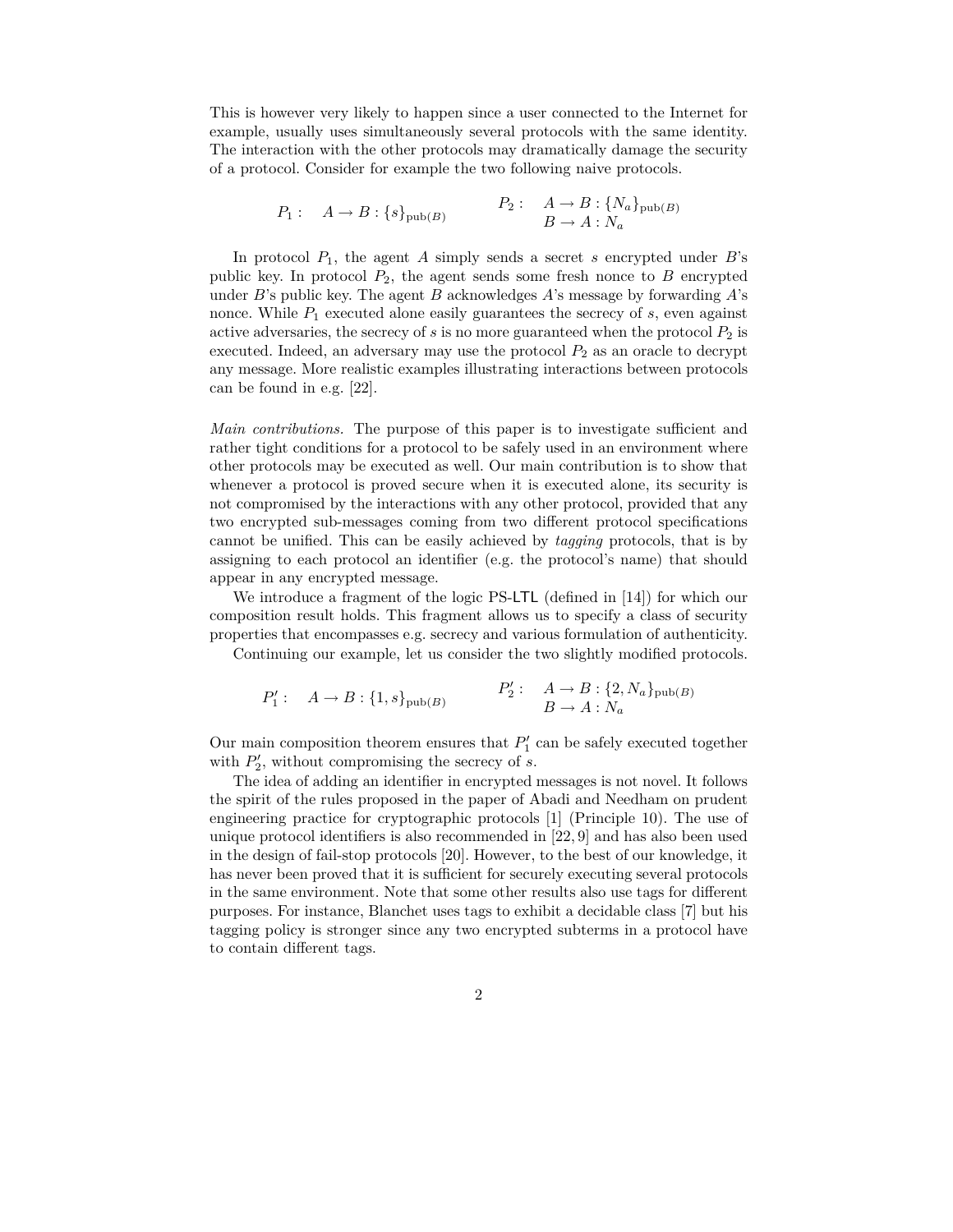This is however very likely to happen since a user connected to the Internet for example, usually uses simultaneously several protocols with the same identity. The interaction with the other protocols may dramatically damage the security of a protocol. Consider for example the two following naive protocols.

$$P_1: \quad A \to B : \{s\}_{\mathrm{pub}(B)} \qquad\qquad P_2: \quad \begin{array}{l} A \to B : \{N_a\}_{\mathrm{pub}(B)} \\ B \to A : N_a \end{array}$$

In protocol $P_1$, the agent $A$ simply sends a secret $s$ encrypted under $B$'s public key. In protocol $P_2$, the agent sends some fresh nonce to $B$ encrypted under $B$'s public key. The agent $B$ acknowledges $A$'s message by forwarding $A$'s nonce. While $P_1$ executed alone easily guarantees the secrecy of $s$, even against active adversaries, the secrecy of $s$ is no more guaranteed when the protocol $P_2$ is executed. Indeed, an adversary may use the protocol $P_2$ as an oracle to decrypt any message. More realistic examples illustrating interactions between protocols can be found in e.g. [22].

*Main contributions.* The purpose of this paper is to investigate sufficient and rather tight conditions for a protocol to be safely used in an environment where other protocols may be executed as well. Our main contribution is to show that whenever a protocol is proved secure when it is executed alone, its security is not compromised by the interactions with any other protocol, provided that any two encrypted sub-messages coming from two different protocol specifications cannot be unified. This can be easily achieved by *tagging* protocols, that is by assigning to each protocol an identifier (e.g. the protocol's name) that should appear in any encrypted message.

We introduce a fragment of the logic PS-LTL (defined in [14]) for which our composition result holds. This fragment allows us to specify a class of security properties that encompasses e.g. secrecy and various formulation of authenticity.

Continuing our example, let us consider the two slightly modified protocols.

$$P_1': \quad A \to B : \{1, s\}_{\mathrm{pub}(B)} \qquad\qquad P_2': \quad \begin{array}{l} A \to B : \{2, N_a\}_{\mathrm{pub}(B)} \\ B \to A : N_a \end{array}$$

Our main composition theorem ensures that $P_1'$ can be safely executed together with $P_2'$, without compromising the secrecy of $s$.

The idea of adding an identifier in encrypted messages is not novel. It follows the spirit of the rules proposed in the paper of Abadi and Needham on prudent engineering practice for cryptographic protocols [1] (Principle 10). The use of unique protocol identifiers is also recommended in [22, 9] and has also been used in the design of fail-stop protocols [20]. However, to the best of our knowledge, it has never been proved that it is sufficient for securely executing several protocols in the same environment. Note that some other results also use tags for different purposes. For instance, Blanchet uses tags to exhibit a decidable class [7] but his tagging policy is stronger since any two encrypted subterms in a protocol have to contain different tags.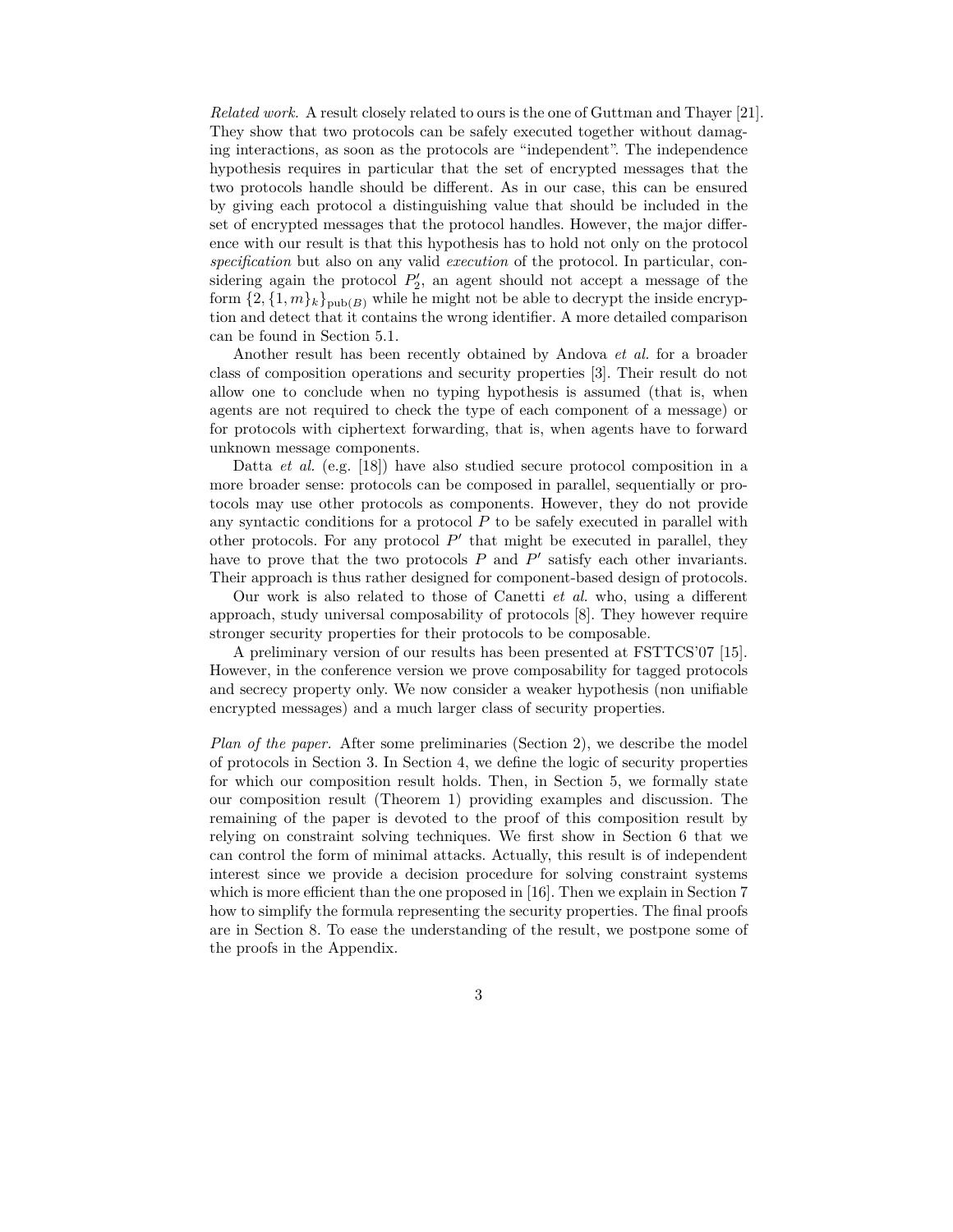*Related work.* A result closely related to ours is the one of Guttman and Thayer [21]. They show that two protocols can be safely executed together without damaging interactions, as soon as the protocols are "independent". The independence hypothesis requires in particular that the set of encrypted messages that the two protocols handle should be different. As in our case, this can be ensured by giving each protocol a distinguishing value that should be included in the set of encrypted messages that the protocol handles. However, the major difference with our result is that this hypothesis has to hold not only on the protocol *specification* but also on any valid *execution* of the protocol. In particular, considering again the protocol $P_2'$, an agent should not accept a message of the form $\{2, \{1, m\}_k\}_{\mathrm{pub}(B)}$ while he might not be able to decrypt the inside encryption and detect that it contains the wrong identifier. A more detailed comparison can be found in Section 5.1.

Another result has been recently obtained by Andova *et al.* for a broader class of composition operations and security properties [3]. Their result do not allow one to conclude when no typing hypothesis is assumed (that is, when agents are not required to check the type of each component of a message) or for protocols with ciphertext forwarding, that is, when agents have to forward unknown message components.

Datta *et al.* (e.g. [18]) have also studied secure protocol composition in a more broader sense: protocols can be composed in parallel, sequentially or protocols may use other protocols as components. However, they do not provide any syntactic conditions for a protocol $P$ to be safely executed in parallel with other protocols. For any protocol $P'$ that might be executed in parallel, they have to prove that the two protocols $P$ and $P'$ satisfy each other invariants. Their approach is thus rather designed for component-based design of protocols.

Our work is also related to those of Canetti *et al.* who, using a different approach, study universal composability of protocols [8]. They however require stronger security properties for their protocols to be composable.

A preliminary version of our results has been presented at FSTTCS'07 [15]. However, in the conference version we prove composability for tagged protocols and secrecy property only. We now consider a weaker hypothesis (non unifiable encrypted messages) and a much larger class of security properties.

*Plan of the paper.* After some preliminaries (Section 2), we describe the model of protocols in Section 3. In Section 4, we define the logic of security properties for which our composition result holds. Then, in Section 5, we formally state our composition result (Theorem 1) providing examples and discussion. The remaining of the paper is devoted to the proof of this composition result by relying on constraint solving techniques. We first show in Section 6 that we can control the form of minimal attacks. Actually, this result is of independent interest since we provide a decision procedure for solving constraint systems which is more efficient than the one proposed in [16]. Then we explain in Section 7 how to simplify the formula representing the security properties. The final proofs are in Section 8. To ease the understanding of the result, we postpone some of the proofs in the Appendix.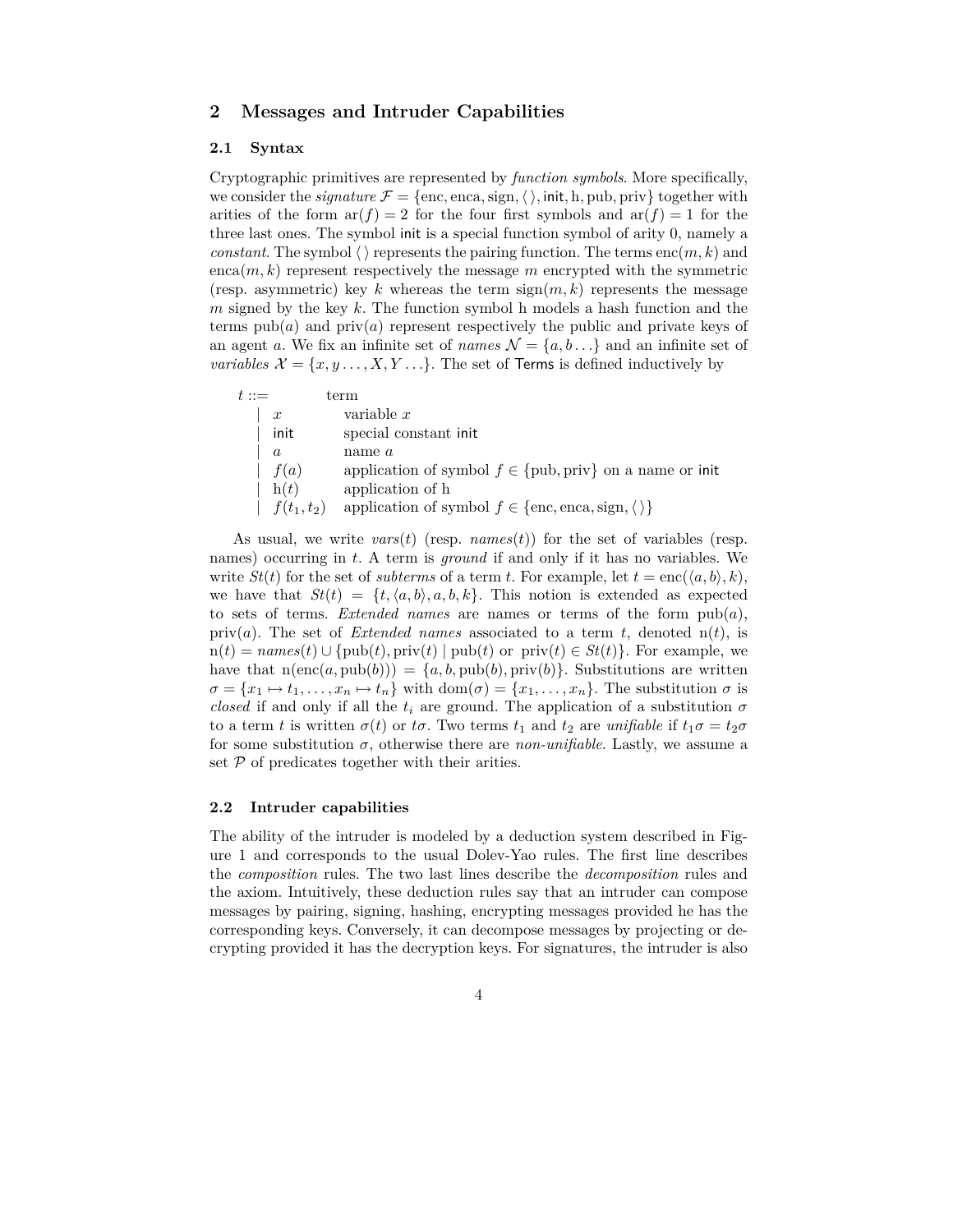## 2 Messages and Intruder Capabilities

### 2.1 Syntax

Cryptographic primitives are represented by *function symbols*. More specifically, we consider the *signature* $\mathcal{F} = \{\text{enc}, \text{enca}, \text{sign}, \langle\,\rangle, \mathsf{init}, \text{h}, \text{pub}, \text{priv}\}$ together with arities of the form $\text{ar}(f) = 2$ for the four first symbols and $\text{ar}(f) = 1$ for the three last ones. The symbol $\mathsf{init}$ is a special function symbol of arity 0, namely a *constant*. The symbol $\langle\,\rangle$ represents the pairing function. The terms $\text{enc}(m, k)$ and $\text{enca}(m, k)$ represent respectively the message $m$ encrypted with the symmetric (resp. asymmetric) key $k$ whereas the term $\text{sign}(m, k)$ represents the message $m$ signed by the key $k$. The function symbol h models a hash function and the terms $\text{pub}(a)$ and $\text{priv}(a)$ represent respectively the public and private keys of an agent $a$. We fix an infinite set of *names* $\mathcal{N} = \{a, b \ldots\}$ and an infinite set of *variables* $\mathcal{X} = \{x, y \ldots, X, Y \ldots\}$. The set of $\mathsf{Terms}$ is defined inductively by

| $t ::=$ | term |
|---|---|
| $\mid\ x$ | variable $x$ |
| $\mid\ \mathsf{init}$ | special constant $\mathsf{init}$ |
| $\mid\ a$ | name $a$ |
| $\mid\ f(a)$ | application of symbol $f \in \{\text{pub}, \text{priv}\}$ on a name or $\mathsf{init}$ |
| $\mid\ \text{h}(t)$ | application of h |
| $\mid\ f(t_1, t_2)$ | application of symbol $f \in \{\text{enc}, \text{enca}, \text{sign}, \langle\,\rangle\}$ |

As usual, we write *vars*$(t)$ (resp. *names*$(t)$) for the set of variables (resp. names) occurring in $t$. A term is *ground* if and only if it has no variables. We write $St(t)$ for the set of *subterms* of a term $t$. For example, let $t = \text{enc}(\langle a, b\rangle, k)$, we have that $St(t) = \{t, \langle a, b\rangle, a, b, k\}$. This notion is extended as expected to sets of terms. *Extended names* are names or terms of the form $\text{pub}(a)$, $\text{priv}(a)$. The set of *Extended names* associated to a term $t$, denoted $\text{n}(t)$, is $\text{n}(t) = names(t) \cup \{\text{pub}(t), \text{priv}(t) \mid \text{pub}(t) \text{ or } \text{priv}(t) \in St(t)\}$. For example, we have that $\text{n}(\text{enc}(a, \text{pub}(b))) = \{a, b, \text{pub}(b), \text{priv}(b)\}$. Substitutions are written $\sigma = \{x_1 \mapsto t_1, \ldots, x_n \mapsto t_n\}$ with $\text{dom}(\sigma) = \{x_1, \ldots, x_n\}$. The substitution $\sigma$ is *closed* if and only if all the $t_i$ are ground. The application of a substitution $\sigma$ to a term $t$ is written $\sigma(t)$ or $t\sigma$. Two terms $t_1$ and $t_2$ are *unifiable* if $t_1\sigma = t_2\sigma$ for some substitution $\sigma$, otherwise there are *non-unifiable*. Lastly, we assume a set $\mathcal{P}$ of predicates together with their arities.

### 2.2 Intruder capabilities

The ability of the intruder is modeled by a deduction system described in Figure 1 and corresponds to the usual Dolev-Yao rules. The first line describes the *composition* rules. The two last lines describe the *decomposition* rules and the axiom. Intuitively, these deduction rules say that an intruder can compose messages by pairing, signing, hashing, encrypting messages provided he has the corresponding keys. Conversely, it can decompose messages by projecting or decrypting provided it has the decryption keys. For signatures, the intruder is also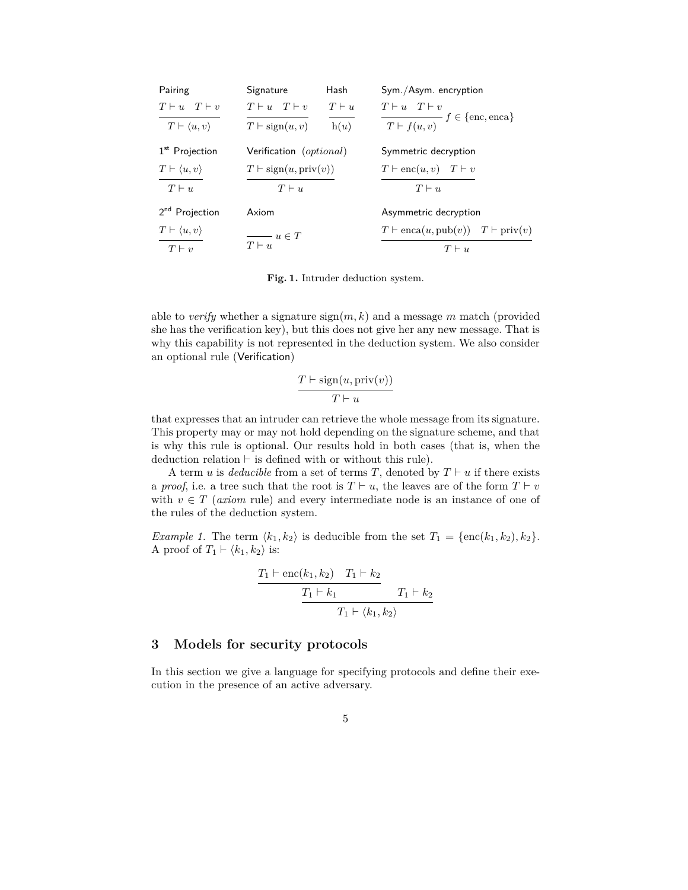Pairing

$$\frac{T \vdash u \quad T \vdash v}{T \vdash \langle u, v \rangle}$$

Signature

$$\frac{T \vdash u \quad T \vdash v}{T \vdash \mathrm{sign}(u, v)}$$

Hash

$$\frac{T \vdash u}{\mathrm{h}(u)}$$

Sym./Asym. encryption

$$\frac{T \vdash u \quad T \vdash v}{T \vdash f(u, v)} \; f \in \{\mathrm{enc}, \mathrm{enca}\}$$

1[st] Projection

$$\frac{T \vdash \langle u, v \rangle}{T \vdash u}$$

Verification (*optional*)

$$\frac{T \vdash \mathrm{sign}(u, \mathrm{priv}(v))}{T \vdash u}$$

Symmetric decryption

$$\frac{T \vdash \mathrm{enc}(u, v) \quad T \vdash v}{T \vdash u}$$

2[nd] Projection

$$\frac{T \vdash \langle u, v \rangle}{T \vdash v}$$

Axiom

$$\frac{}{T \vdash u} \; u \in T$$

Asymmetric decryption

$$\frac{T \vdash \mathrm{enca}(u, \mathrm{pub}(v)) \quad T \vdash \mathrm{priv}(v)}{T \vdash u}$$

**Fig. 1.** Intruder deduction system.

able to *verify* whether a signature $\mathrm{sign}(m, k)$ and a message $m$ match (provided she has the verification key), but this does not give her any new message. That is why this capability is not represented in the deduction system. We also consider an optional rule (Verification)

$$\frac{T \vdash \mathrm{sign}(u, \mathrm{priv}(v))}{T \vdash u}$$

that expresses that an intruder can retrieve the whole message from its signature. This property may or may not hold depending on the signature scheme, and that is why this rule is optional. Our results hold in both cases (that is, when the deduction relation $\vdash$ is defined with or without this rule).

A term $u$ is *deducible* from a set of terms $T$, denoted by $T \vdash u$ if there exists a *proof*, i.e. a tree such that the root is $T \vdash u$, the leaves are of the form $T \vdash v$ with $v \in T$ (*axiom* rule) and every intermediate node is an instance of one of the rules of the deduction system.

*Example 1.* The term $\langle k_1, k_2 \rangle$ is deducible from the set $T_1 = \{\mathrm{enc}(k_1, k_2), k_2\}$. A proof of $T_1 \vdash \langle k_1, k_2 \rangle$ is:

$$\frac{\dfrac{T_1 \vdash \mathrm{enc}(k_1, k_2) \quad T_1 \vdash k_2}{T_1 \vdash k_1} \qquad T_1 \vdash k_2}{T_1 \vdash \langle k_1, k_2 \rangle}$$

## 3 Models for security protocols

In this section we give a language for specifying protocols and define their execution in the presence of an active adversary.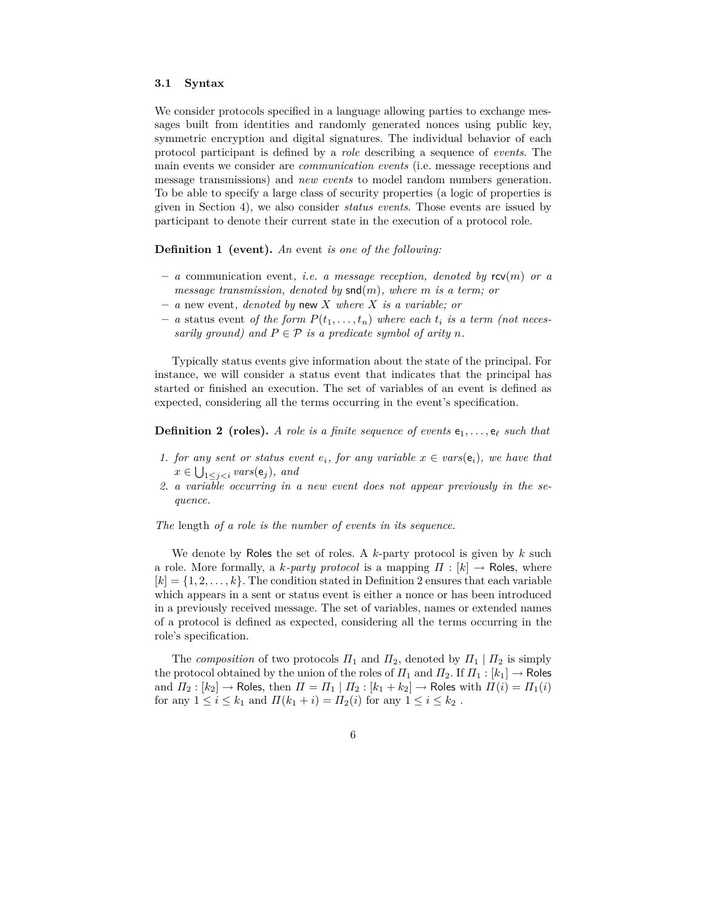### 3.1 Syntax

We consider protocols specified in a language allowing parties to exchange messages built from identities and randomly generated nonces using public key, symmetric encryption and digital signatures. The individual behavior of each protocol participant is defined by a *role* describing a sequence of *events*. The main events we consider are *communication events* (i.e. message receptions and message transmissions) and *new events* to model random numbers generation. To be able to specify a large class of security properties (a logic of properties is given in Section 4), we also consider *status events*. Those events are issued by participant to denote their current state in the execution of a protocol role.

**Definition 1 (event).** *An* event *is one of the following:*

- *a* communication event*, i.e. a message reception, denoted by* $\mathsf{rcv}(m)$ *or a message transmission, denoted by* $\mathsf{snd}(m)$*, where* $m$ *is a term; or*
- *a* new event*, denoted by* $\mathsf{new}\ X$ *where* $X$ *is a variable; or*
- *a* status event *of the form* $P(t_1, \ldots, t_n)$ *where each* $t_i$ *is a term (not necessarily ground) and* $P \in \mathcal{P}$ *is a predicate symbol of arity* $n$*.*

Typically status events give information about the state of the principal. For instance, we will consider a status event that indicates that the principal has started or finished an execution. The set of variables of an event is defined as expected, considering all the terms occurring in the event's specification.

**Definition 2 (roles).** *A role is a finite sequence of events* $\mathsf{e}_1, \ldots, \mathsf{e}_\ell$ *such that*

1. *for any sent or status event* $e_i$*, for any variable* $x \in vars(\mathsf{e}_i)$*, we have that* $x \in \bigcup_{1 \leq j < i} vars(\mathsf{e}_j)$*, and*
2. *a variable occurring in a new event does not appear previously in the sequence.*

*The* length *of a role is the number of events in its sequence.*

We denote by $\mathsf{Roles}$ the set of roles. A $k$-party protocol is given by $k$ such a role. More formally, a *$k$-party protocol* is a mapping $\Pi : [k] \rightarrow \mathsf{Roles}$, where $[k] = \{1, 2, \ldots, k\}$. The condition stated in Definition 2 ensures that each variable which appears in a sent or status event is either a nonce or has been introduced in a previously received message. The set of variables, names or extended names of a protocol is defined as expected, considering all the terms occurring in the role's specification.

The *composition* of two protocols $\Pi_1$ and $\Pi_2$, denoted by $\Pi_1 \mid \Pi_2$ is simply the protocol obtained by the union of the roles of $\Pi_1$ and $\Pi_2$. If $\Pi_1 : [k_1] \rightarrow \mathsf{Roles}$ and $\Pi_2 : [k_2] \rightarrow \mathsf{Roles}$, then $\Pi = \Pi_1 \mid \Pi_2 : [k_1 + k_2] \rightarrow \mathsf{Roles}$ with $\Pi(i) = \Pi_1(i)$ for any $1 \leq i \leq k_1$ and $\Pi(k_1 + i) = \Pi_2(i)$ for any $1 \leq i \leq k_2$ .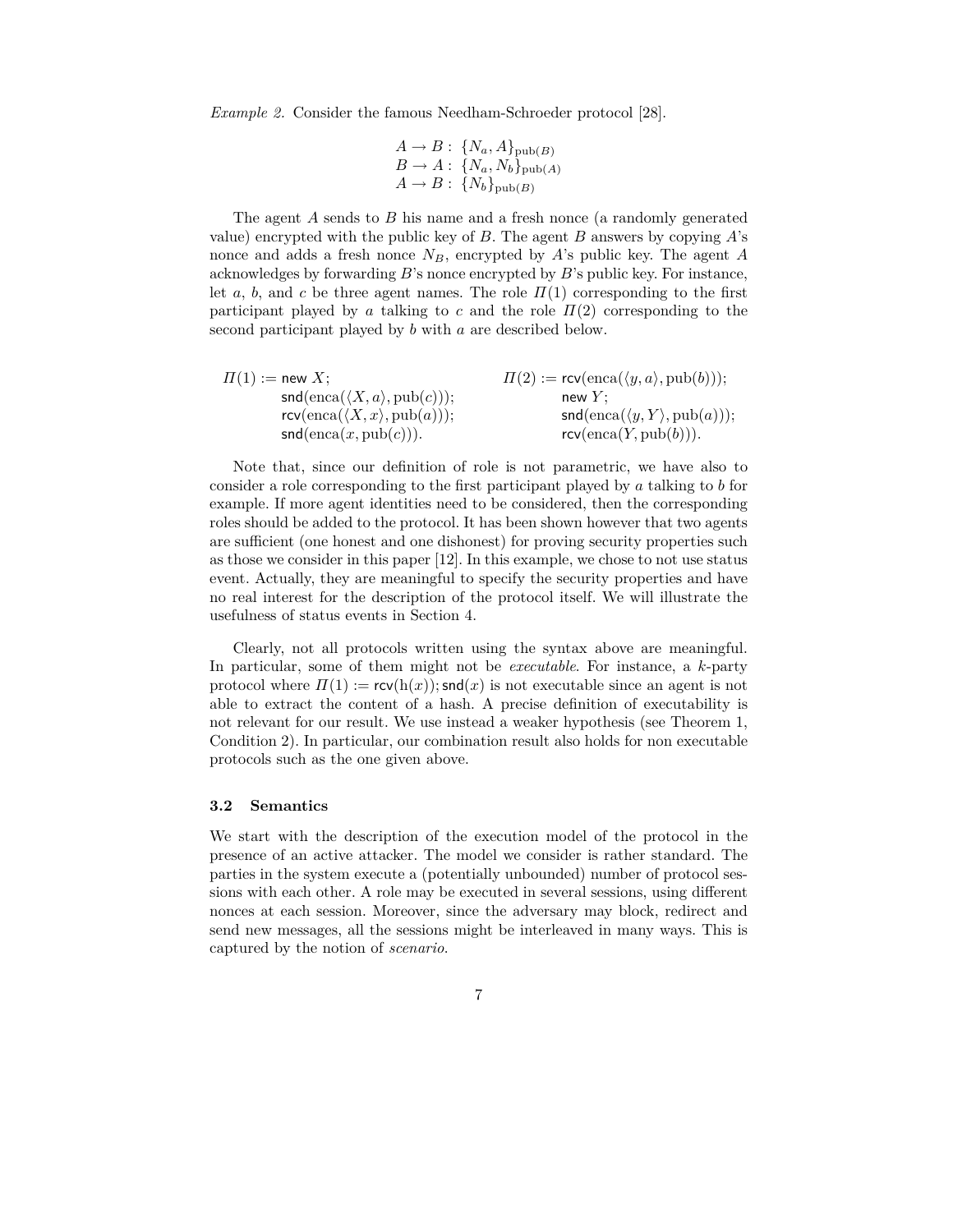*Example 2.* Consider the famous Needham-Schroeder protocol [28].

$$
\begin{aligned}
A \to B &: \{N_a, A\}_{\mathrm{pub}(B)} \\
B \to A &: \{N_a, N_b\}_{\mathrm{pub}(A)} \\
A \to B &: \{N_b\}_{\mathrm{pub}(B)}
\end{aligned}
$$

The agent $A$ sends to $B$ his name and a fresh nonce (a randomly generated value) encrypted with the public key of $B$. The agent $B$ answers by copying $A$'s nonce and adds a fresh nonce $N_B$, encrypted by $A$'s public key. The agent $A$ acknowledges by forwarding $B$'s nonce encrypted by $B$'s public key. For instance, let $a$, $b$, and $c$ be three agent names. The role $\Pi(1)$ corresponding to the first participant played by $a$ talking to $c$ and the role $\Pi(2)$ corresponding to the second participant played by $b$ with $a$ are described below.

$$
\begin{aligned}
\Pi(1) := {} & \mathsf{new}\ X; \\
& \mathsf{snd}(\mathrm{enca}(\langle X, a\rangle, \mathrm{pub}(c))); \\
& \mathsf{rcv}(\mathrm{enca}(\langle X, x\rangle, \mathrm{pub}(a))); \\
& \mathsf{snd}(\mathrm{enca}(x, \mathrm{pub}(c))).
\end{aligned}
\qquad
\begin{aligned}
\Pi(2) := {} & \mathsf{rcv}(\mathrm{enca}(\langle y, a\rangle, \mathrm{pub}(b))); \\
& \mathsf{new}\ Y; \\
& \mathsf{snd}(\mathrm{enca}(\langle y, Y\rangle, \mathrm{pub}(a))); \\
& \mathsf{rcv}(\mathrm{enca}(Y, \mathrm{pub}(b))).
\end{aligned}
$$

Note that, since our definition of role is not parametric, we have also to consider a role corresponding to the first participant played by $a$ talking to $b$ for example. If more agent identities need to be considered, then the corresponding roles should be added to the protocol. It has been shown however that two agents are sufficient (one honest and one dishonest) for proving security properties such as those we consider in this paper [12]. In this example, we chose to not use status event. Actually, they are meaningful to specify the security properties and have no real interest for the description of the protocol itself. We will illustrate the usefulness of status events in Section 4.

Clearly, not all protocols written using the syntax above are meaningful. In particular, some of them might not be *executable*. For instance, a $k$-party protocol where $\Pi(1) := \mathsf{rcv}(\mathrm{h}(x)); \mathsf{snd}(x)$ is not executable since an agent is not able to extract the content of a hash. A precise definition of executability is not relevant for our result. We use instead a weaker hypothesis (see Theorem 1, Condition 2). In particular, our combination result also holds for non executable protocols such as the one given above.

### 3.2 Semantics

We start with the description of the execution model of the protocol in the presence of an active attacker. The model we consider is rather standard. The parties in the system execute a (potentially unbounded) number of protocol sessions with each other. A role may be executed in several sessions, using different nonces at each session. Moreover, since the adversary may block, redirect and send new messages, all the sessions might be interleaved in many ways. This is captured by the notion of *scenario*.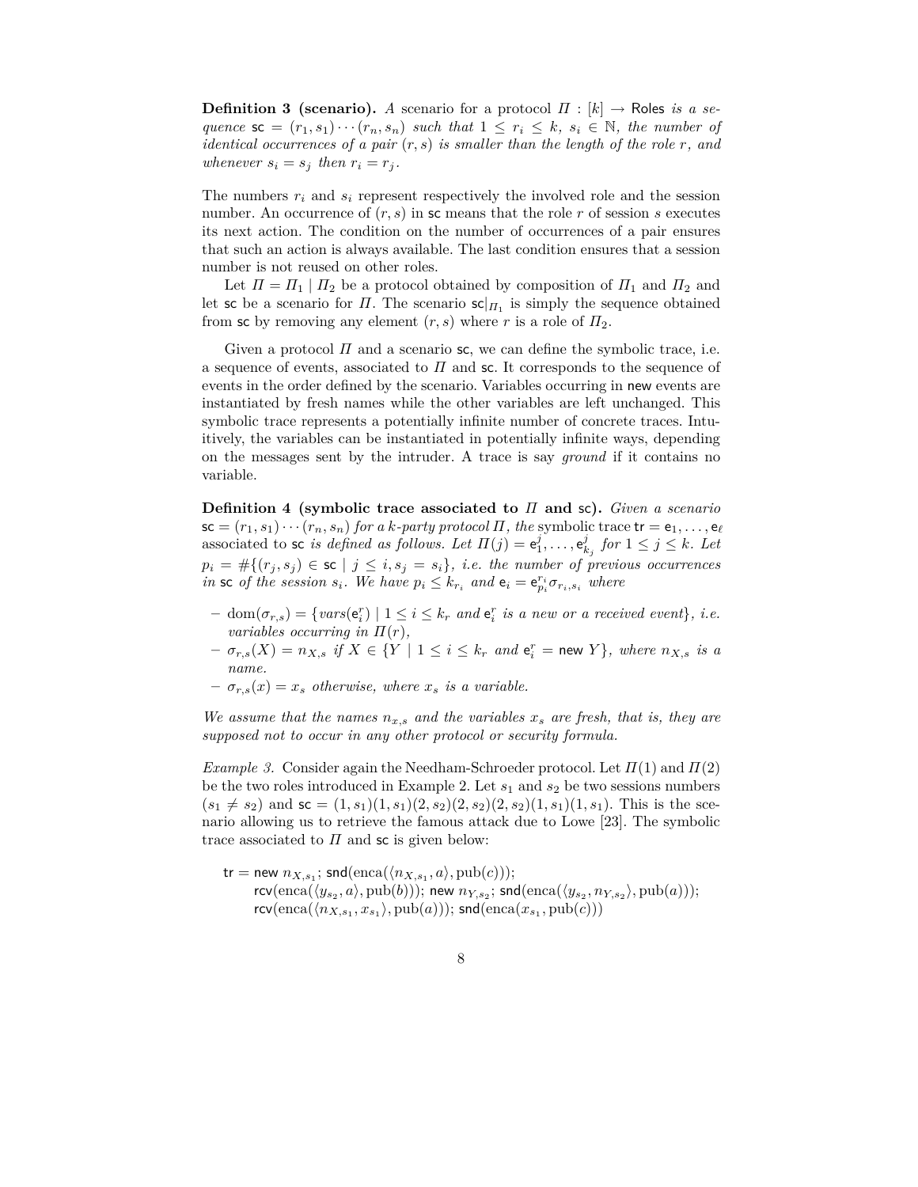**Definition 3 (scenario).** *A* scenario *for a protocol $\Pi : [k] \to \mathsf{Roles}$ is a sequence $\mathsf{sc} = (r_1, s_1) \cdots (r_n, s_n)$ such that $1 \leq r_i \leq k$, $s_i \in \mathbb{N}$, the number of identical occurrences of a pair $(r, s)$ is smaller than the length of the role $r$, and whenever $s_i = s_j$ then $r_i = r_j$.*

The numbers $r_i$ and $s_i$ represent respectively the involved role and the session number. An occurrence of $(r, s)$ in $\mathsf{sc}$ means that the role $r$ of session $s$ executes its next action. The condition on the number of occurrences of a pair ensures that such an action is always available. The last condition ensures that a session number is not reused on other roles.

Let $\Pi = \Pi_1 \mid \Pi_2$ be a protocol obtained by composition of $\Pi_1$ and $\Pi_2$ and let $\mathsf{sc}$ be a scenario for $\Pi$. The scenario $\mathsf{sc}|_{\Pi_1}$ is simply the sequence obtained from $\mathsf{sc}$ by removing any element $(r, s)$ where $r$ is a role of $\Pi_2$.

Given a protocol $\Pi$ and a scenario $\mathsf{sc}$, we can define the symbolic trace, i.e. a sequence of events, associated to $\Pi$ and $\mathsf{sc}$. It corresponds to the sequence of events in the order defined by the scenario. Variables occurring in $\mathsf{new}$ events are instantiated by fresh names while the other variables are left unchanged. This symbolic trace represents a potentially infinite number of concrete traces. Intuitively, the variables can be instantiated in potentially infinite ways, depending on the messages sent by the intruder. A trace is say *ground* if it contains no variable.

**Definition 4 (symbolic trace associated to $\Pi$ and $\mathsf{sc}$).** *Given a scenario $\mathsf{sc} = (r_1, s_1) \cdots (r_n, s_n)$ for a $k$-party protocol $\Pi$, the* symbolic trace $\mathsf{tr} = \mathsf{e}_1, \ldots, \mathsf{e}_\ell$ associated to $\mathsf{sc}$ *is defined as follows. Let $\Pi(j) = \mathsf{e}_1^j, \ldots, \mathsf{e}_{k_j}^j$ for $1 \leq j \leq k$. Let $p_i = \#\{(r_j, s_j) \in \mathsf{sc} \mid j \leq i, s_j = s_i\}$, i.e. the number of previous occurrences in $\mathsf{sc}$ of the session $s_i$. We have $p_i \leq k_{r_i}$ and $\mathsf{e}_i = \mathsf{e}_{p_i}^{r_i} \sigma_{r_i, s_i}$ where*

- $\mathrm{dom}(\sigma_{r,s}) = \{vars(\mathsf{e}_i^r) \mid 1 \leq i \leq k_r$ *and $\mathsf{e}_i^r$ is a new or a received event$\}$, i.e. variables occurring in $\Pi(r)$,*
- $\sigma_{r,s}(X) = n_{X,s}$ *if $X \in \{Y \mid 1 \leq i \leq k_r$ and $\mathsf{e}_i^r = \mathsf{new}\ Y\}$, where $n_{X,s}$ is a name.*
- $\sigma_{r,s}(x) = x_s$ *otherwise, where $x_s$ is a variable.*

*We assume that the names $n_{x,s}$ and the variables $x_s$ are fresh, that is, they are supposed not to occur in any other protocol or security formula.*

*Example 3.* Consider again the Needham-Schroeder protocol. Let $\Pi(1)$ and $\Pi(2)$ be the two roles introduced in Example 2. Let $s_1$ and $s_2$ be two sessions numbers ($s_1 \neq s_2$) and $\mathsf{sc} = (1, s_1)(1, s_1)(2, s_2)(2, s_2)(2, s_2)(1, s_1)(1, s_1)$. This is the scenario allowing us to retrieve the famous attack due to Lowe [23]. The symbolic trace associated to $\Pi$ and $\mathsf{sc}$ is given below:

$$
\begin{aligned}
\mathsf{tr} = \ & \mathsf{new}\ n_{X,s_1};\ \mathsf{snd}(\mathrm{enca}(\langle n_{X,s_1}, a\rangle, \mathrm{pub}(c)));\\
& \mathsf{rcv}(\mathrm{enca}(\langle y_{s_2}, a\rangle, \mathrm{pub}(b)));\ \mathsf{new}\ n_{Y,s_2};\ \mathsf{snd}(\mathrm{enca}(\langle y_{s_2}, n_{Y,s_2}\rangle, \mathrm{pub}(a)));\\
& \mathsf{rcv}(\mathrm{enca}(\langle n_{X,s_1}, x_{s_1}\rangle, \mathrm{pub}(a)));\ \mathsf{snd}(\mathrm{enca}(x_{s_1}, \mathrm{pub}(c)))
\end{aligned}
$$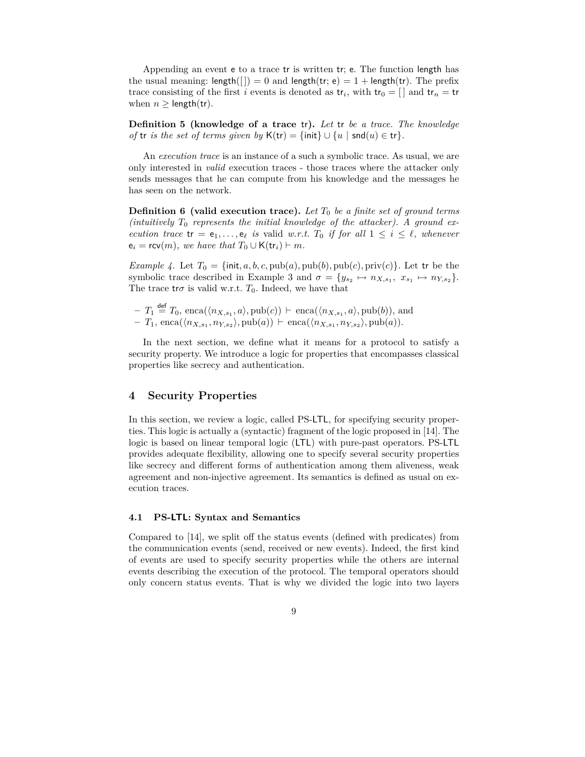Appending an event $\mathsf{e}$ to a trace $\mathsf{tr}$ is written $\mathsf{tr};\ \mathsf{e}$. The function $\mathsf{length}$ has the usual meaning: $\mathsf{length}([\,]) = 0$ and $\mathsf{length}(\mathsf{tr};\ \mathsf{e}) = 1 + \mathsf{length}(\mathsf{tr})$. The prefix trace consisting of the first $i$ events is denoted as $\mathsf{tr}_i$, with $\mathsf{tr}_0 = [\,]$ and $\mathsf{tr}_n = \mathsf{tr}$ when $n \geq \mathsf{length}(\mathsf{tr})$.

**Definition 5 (knowledge of a trace tr).** *Let* $\mathsf{tr}$ *be a trace. The knowledge of* $\mathsf{tr}$ *is the set of terms given by* $\mathsf{K}(\mathsf{tr}) = \{\mathsf{init}\} \cup \{u \mid \mathsf{snd}(u) \in \mathsf{tr}\}$.

An *execution trace* is an instance of a such a symbolic trace. As usual, we are only interested in *valid* execution traces - those traces where the attacker only sends messages that he can compute from his knowledge and the messages he has seen on the network.

**Definition 6 (valid execution trace).** *Let $T_0$ be a finite set of ground terms (intuitively $T_0$ represents the initial knowledge of the attacker). A ground execution trace* $\mathsf{tr} = \mathsf{e}_1, \ldots, \mathsf{e}_\ell$ *is* valid *w.r.t.* $T_0$ *if for all* $1 \leq i \leq \ell$*, whenever* $\mathsf{e}_i = \mathsf{rcv}(m)$*, we have that* $T_0 \cup \mathsf{K}(\mathsf{tr}_i) \vdash m$.

*Example 4.* Let $T_0 = \{\mathsf{init}, a, b, c, \mathrm{pub}(a), \mathrm{pub}(b), \mathrm{pub}(c), \mathrm{priv}(c)\}$. Let $\mathsf{tr}$ be the symbolic trace described in Example 3 and $\sigma = \{y_{s_2} \mapsto n_{X,s_1},\ x_{s_1} \mapsto n_{Y,s_2}\}$. The trace $\mathsf{tr}\sigma$ is valid w.r.t. $T_0$. Indeed, we have that

- $T_1 \stackrel{\mathsf{def}}{=} T_0, \mathrm{enca}(\langle n_{X,s_1}, a\rangle, \mathrm{pub}(c)) \vdash \mathrm{enca}(\langle n_{X,s_1}, a\rangle, \mathrm{pub}(b))$, and
- $T_1, \mathrm{enca}(\langle n_{X,s_1}, n_{Y,s_2}\rangle, \mathrm{pub}(a)) \vdash \mathrm{enca}(\langle n_{X,s_1}, n_{Y,s_2}\rangle, \mathrm{pub}(a))$.

In the next section, we define what it means for a protocol to satisfy a security property. We introduce a logic for properties that encompasses classical properties like secrecy and authentication.

## 4 Security Properties

In this section, we review a logic, called PS-LTL, for specifying security properties. This logic is actually a (syntactic) fragment of the logic proposed in [14]. The logic is based on linear temporal logic (LTL) with pure-past operators. PS-LTL provides adequate flexibility, allowing one to specify several security properties like secrecy and different forms of authentication among them aliveness, weak agreement and non-injective agreement. Its semantics is defined as usual on execution traces.

### 4.1 PS-LTL: Syntax and Semantics

Compared to [14], we split off the status events (defined with predicates) from the communication events (send, received or new events). Indeed, the first kind of events are used to specify security properties while the others are internal events describing the execution of the protocol. The temporal operators should only concern status events. That is why we divided the logic into two layers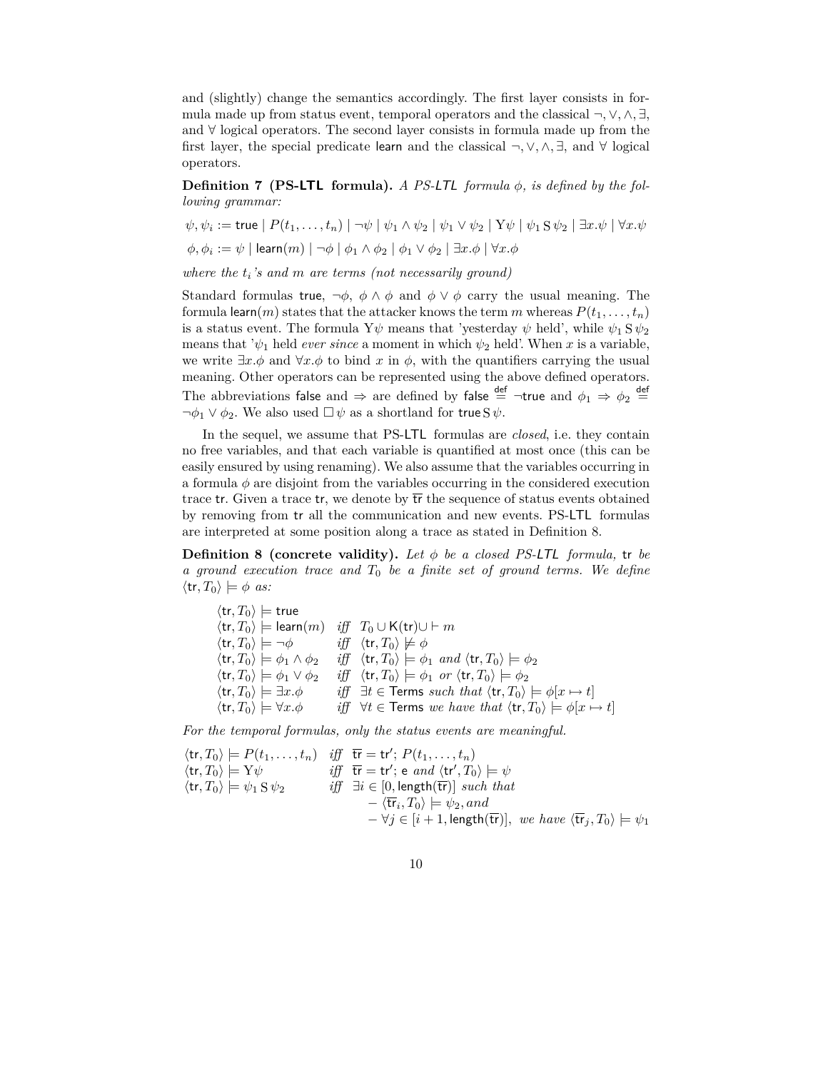and (slightly) change the semantics accordingly. The first layer consists in formula made up from status event, temporal operators and the classical $\neg, \vee, \wedge, \exists$, and $\forall$ logical operators. The second layer consists in formula made up from the first layer, the special predicate learn and the classical $\neg, \vee, \wedge, \exists$, and $\forall$ logical operators.

**Definition 7 (PS-LTL formula).** *A PS-LTL formula $\phi$, is defined by the following grammar:*

$$\psi, \psi_i := \mathsf{true} \mid P(t_1, \ldots, t_n) \mid \neg\psi \mid \psi_1 \wedge \psi_2 \mid \psi_1 \vee \psi_2 \mid \mathrm{Y}\psi \mid \psi_1 \,\mathrm{S}\, \psi_2 \mid \exists x.\psi \mid \forall x.\psi$$

$$\phi, \phi_i := \psi \mid \mathsf{learn}(m) \mid \neg\phi \mid \phi_1 \wedge \phi_2 \mid \phi_1 \vee \phi_2 \mid \exists x.\phi \mid \forall x.\phi$$

*where the $t_i$'s and $m$ are terms (not necessarily ground)*

Standard formulas true, $\neg\phi$, $\phi \wedge \phi$ and $\phi \vee \phi$ carry the usual meaning. The formula $\mathsf{learn}(m)$ states that the attacker knows the term $m$ whereas $P(t_1, \ldots, t_n)$ is a status event. The formula $\mathrm{Y}\psi$ means that 'yesterday $\psi$ held', while $\psi_1 \,\mathrm{S}\, \psi_2$ means that '$\psi_1$ held *ever since* a moment in which $\psi_2$ held'. When $x$ is a variable, we write $\exists x.\phi$ and $\forall x.\phi$ to bind $x$ in $\phi$, with the quantifiers carrying the usual meaning. Other operators can be represented using the above defined operators. The abbreviations false and $\Rightarrow$ are defined by $\mathsf{false} \stackrel{\mathsf{def}}{=} \neg\mathsf{true}$ and $\phi_1 \Rightarrow \phi_2 \stackrel{\mathsf{def}}{=} \neg\phi_1 \vee \phi_2$. We also used $\boxminus\, \psi$ as a shortland for $\mathsf{true}\,\mathrm{S}\,\psi$.

In the sequel, we assume that PS-LTL formulas are *closed*, i.e. they contain no free variables, and that each variable is quantified at most once (this can be easily ensured by using renaming). We also assume that the variables occurring in a formula $\phi$ are disjoint from the variables occurring in the considered execution trace tr. Given a trace tr, we denote by $\overline{\mathsf{tr}}$ the sequence of status events obtained by removing from tr all the communication and new events. PS-LTL formulas are interpreted at some position along a trace as stated in Definition 8.

**Definition 8 (concrete validity).** *Let $\phi$ be a closed PS-LTL formula, tr be a ground execution trace and $T_0$ be a finite set of ground terms. We define $\langle \mathsf{tr}, T_0\rangle \models \phi$ as:*

$$
\begin{array}{lll}
\langle \mathsf{tr}, T_0\rangle \models \mathsf{true} & & \\
\langle \mathsf{tr}, T_0\rangle \models \mathsf{learn}(m) & \textit{iff} & T_0 \cup \mathsf{K}(\mathsf{tr}) \cup \vdash m \\
\langle \mathsf{tr}, T_0\rangle \models \neg\phi & \textit{iff} & \langle \mathsf{tr}, T_0\rangle \not\models \phi \\
\langle \mathsf{tr}, T_0\rangle \models \phi_1 \wedge \phi_2 & \textit{iff} & \langle \mathsf{tr}, T_0\rangle \models \phi_1 \textit{ and } \langle \mathsf{tr}, T_0\rangle \models \phi_2 \\
\langle \mathsf{tr}, T_0\rangle \models \phi_1 \vee \phi_2 & \textit{iff} & \langle \mathsf{tr}, T_0\rangle \models \phi_1 \textit{ or } \langle \mathsf{tr}, T_0\rangle \models \phi_2 \\
\langle \mathsf{tr}, T_0\rangle \models \exists x.\phi & \textit{iff} & \exists t \in \mathsf{Terms} \textit{ such that } \langle \mathsf{tr}, T_0\rangle \models \phi[x \mapsto t] \\
\langle \mathsf{tr}, T_0\rangle \models \forall x.\phi & \textit{iff} & \forall t \in \mathsf{Terms} \textit{ we have that } \langle \mathsf{tr}, T_0\rangle \models \phi[x \mapsto t]
\end{array}
$$

*For the temporal formulas, only the status events are meaningful.*

$$
\begin{array}{lll}
\langle \mathsf{tr}, T_0\rangle \models P(t_1, \ldots, t_n) & \textit{iff} & \overline{\mathsf{tr}} = \mathsf{tr}'; P(t_1, \ldots, t_n) \\
\langle \mathsf{tr}, T_0\rangle \models \mathrm{Y}\psi & \textit{iff} & \overline{\mathsf{tr}} = \mathsf{tr}'; \mathsf{e} \textit{ and } \langle \mathsf{tr}', T_0\rangle \models \psi \\
\langle \mathsf{tr}, T_0\rangle \models \psi_1 \,\mathrm{S}\, \psi_2 & \textit{iff} & \exists i \in [0, \mathsf{length}(\overline{\mathsf{tr}})] \textit{ such that} \\
 & & \quad - \langle \overline{\mathsf{tr}}_i, T_0\rangle \models \psi_2, \textit{and} \\
 & & \quad - \forall j \in [i+1, \mathsf{length}(\overline{\mathsf{tr}})], \textit{ we have } \langle \overline{\mathsf{tr}}_j, T_0\rangle \models \psi_1
\end{array}
$$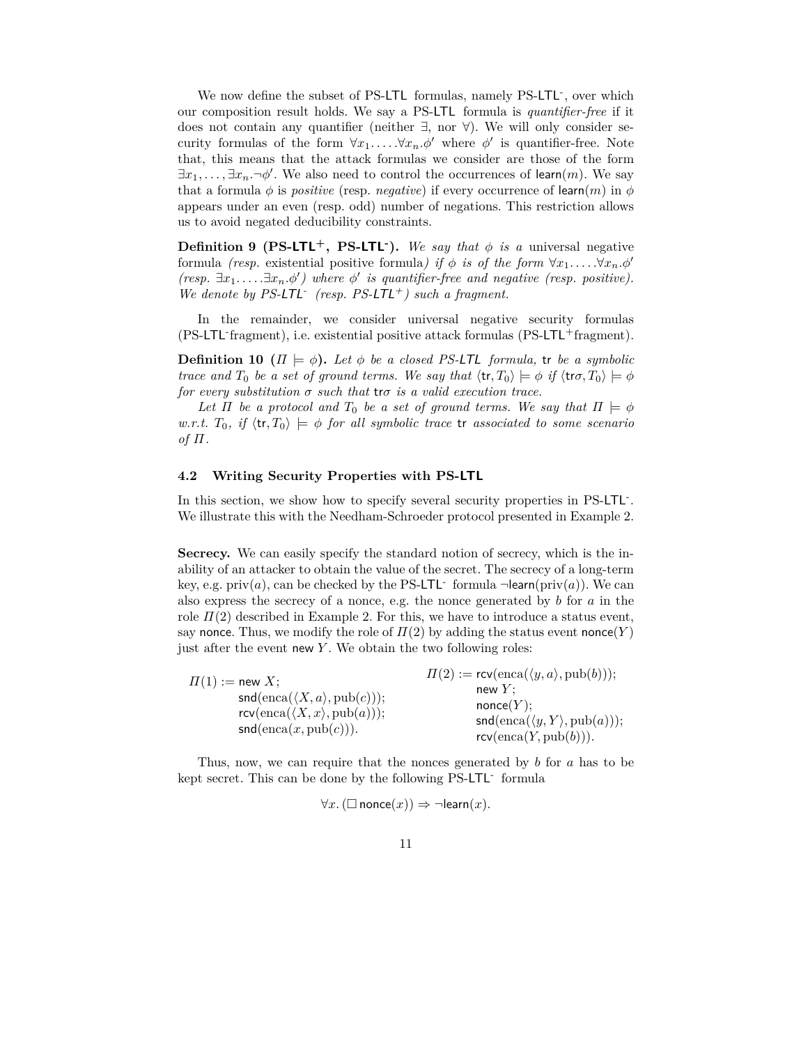We now define the subset of PS-LTL formulas, namely PS-LTL⁻, over which our composition result holds. We say a PS-LTL formula is *quantifier-free* if it does not contain any quantifier (neither $\exists$, nor $\forall$). We will only consider security formulas of the form $\forall x_1. \ldots . \forall x_n. \phi'$ where $\phi'$ is quantifier-free. Note that, this means that the attack formulas we consider are those of the form $\exists x_1, \ldots, \exists x_n. \neg \phi'$. We also need to control the occurrences of $\mathsf{learn}(m)$. We say that a formula $\phi$ is *positive* (resp. *negative*) if every occurrence of $\mathsf{learn}(m)$ in $\phi$ appears under an even (resp. odd) number of negations. This restriction allows us to avoid negated deducibility constraints.

**Definition 9 (PS-LTL$^+$, PS-LTL$^-$).** *We say that $\phi$ is a* universal negative formula *(resp.* existential positive formula*) if $\phi$ is of the form $\forall x_1. \ldots . \forall x_n. \phi'$ (resp. $\exists x_1. \ldots . \exists x_n. \phi'$) where $\phi'$ is quantifier-free and negative (resp. positive). We denote by PS-LTL$^-$ (resp. PS-LTL$^+$) such a fragment.*

In the remainder, we consider universal negative security formulas (PS-LTL$^-$fragment), i.e. existential positive attack formulas (PS-LTL$^+$fragment).

**Definition 10 ($\Pi \models \phi$).** *Let $\phi$ be a closed PS-LTL formula, $\mathsf{tr}$ be a symbolic trace and $T_0$ be a set of ground terms. We say that $\langle \mathsf{tr}, T_0 \rangle \models \phi$ if $\langle \mathsf{tr}\sigma, T_0 \rangle \models \phi$ for every substitution $\sigma$ such that $\mathsf{tr}\sigma$ is a valid execution trace.*

*Let $\Pi$ be a protocol and $T_0$ be a set of ground terms. We say that $\Pi \models \phi$ w.r.t. $T_0$, if $\langle \mathsf{tr}, T_0 \rangle \models \phi$ for all symbolic trace $\mathsf{tr}$ associated to some scenario of $\Pi$.*

### 4.2 Writing Security Properties with PS-LTL

In this section, we show how to specify several security properties in PS-LTL$^-$. We illustrate this with the Needham-Schroeder protocol presented in Example 2.

**Secrecy.** We can easily specify the standard notion of secrecy, which is the inability of an attacker to obtain the value of the secret. The secrecy of a long-term key, e.g. $\mathrm{priv}(a)$, can be checked by the PS-LTL$^-$ formula $\neg \mathsf{learn}(\mathrm{priv}(a))$. We can also express the secrecy of a nonce, e.g. the nonce generated by $b$ for $a$ in the role $\Pi(2)$ described in Example 2. For this, we have to introduce a status event, say $\mathsf{nonce}$. Thus, we modify the role of $\Pi(2)$ by adding the status event $\mathsf{nonce}(Y)$ just after the event $\mathsf{new}\ Y$. We obtain the two following roles:

$$
\begin{array}{ll}
\Pi(1) := \mathsf{new}\ X; & \Pi(2) := \mathsf{rcv}(\mathrm{enca}(\langle y, a\rangle, \mathrm{pub}(b)));\\
\qquad \mathsf{snd}(\mathrm{enca}(\langle X, a\rangle, \mathrm{pub}(c))); & \qquad \mathsf{new}\ Y;\\
\qquad \mathsf{rcv}(\mathrm{enca}(\langle X, x\rangle, \mathrm{pub}(a))); & \qquad \mathsf{nonce}(Y);\\
\qquad \mathsf{snd}(\mathrm{enca}(x, \mathrm{pub}(c))). & \qquad \mathsf{snd}(\mathrm{enca}(\langle y, Y\rangle, \mathrm{pub}(a)));\\
 & \qquad \mathsf{rcv}(\mathrm{enca}(Y, \mathrm{pub}(b))).
\end{array}
$$

Thus, now, we can require that the nonces generated by $b$ for $a$ has to be kept secret. This can be done by the following PS-LTL$^-$ formula

$$\forall x. (\Box\, \mathsf{nonce}(x)) \Rightarrow \neg \mathsf{learn}(x).$$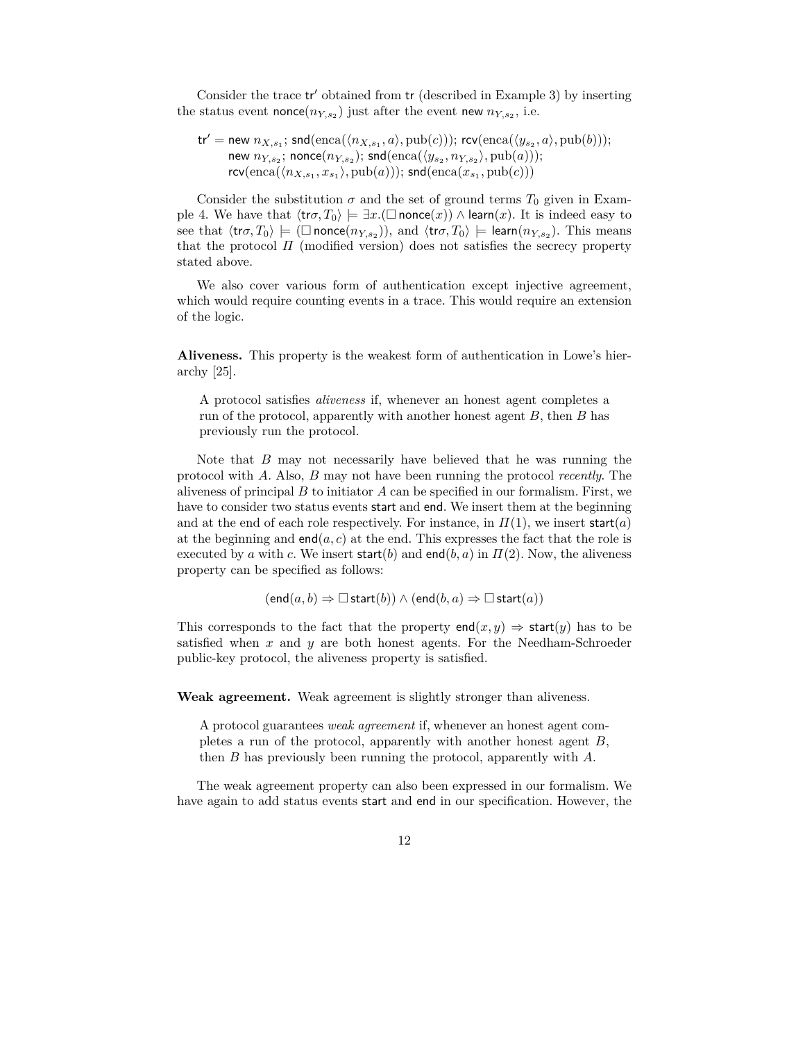Consider the trace $\mathsf{tr}'$ obtained from $\mathsf{tr}$ (described in Example 3) by inserting the status event $\mathsf{nonce}(n_{Y,s_2})$ just after the event $\mathsf{new}\ n_{Y,s_2}$, i.e.

$$
\begin{aligned}
\mathsf{tr}' = {} & \mathsf{new}\ n_{X,s_1};\ \mathsf{snd}(\mathrm{enca}(\langle n_{X,s_1}, a\rangle, \mathrm{pub}(c)));\ \mathsf{rcv}(\mathrm{enca}(\langle y_{s_2}, a\rangle, \mathrm{pub}(b)));\\
& \mathsf{new}\ n_{Y,s_2};\ \mathsf{nonce}(n_{Y,s_2});\ \mathsf{snd}(\mathrm{enca}(\langle y_{s_2}, n_{Y,s_2}\rangle, \mathrm{pub}(a)));\\
& \mathsf{rcv}(\mathrm{enca}(\langle n_{X,s_1}, x_{s_1}\rangle, \mathrm{pub}(a)));\ \mathsf{snd}(\mathrm{enca}(x_{s_1}, \mathrm{pub}(c)))
\end{aligned}
$$

Consider the substitution $\sigma$ and the set of ground terms $T_0$ given in Example 4. We have that $\langle \mathsf{tr}\sigma, T_0\rangle \models \exists x.(\Box\,\mathsf{nonce}(x)) \wedge \mathsf{learn}(x)$. It is indeed easy to see that $\langle \mathsf{tr}\sigma, T_0\rangle \models (\Box\,\mathsf{nonce}(n_{Y,s_2}))$, and $\langle \mathsf{tr}\sigma, T_0\rangle \models \mathsf{learn}(n_{Y,s_2})$. This means that the protocol $\Pi$ (modified version) does not satisfies the secrecy property stated above.

We also cover various form of authentication except injective agreement, which would require counting events in a trace. This would require an extension of the logic.

**Aliveness.** This property is the weakest form of authentication in Lowe's hierarchy [25].

> A protocol satisfies *aliveness* if, whenever an honest agent completes a run of the protocol, apparently with another honest agent $B$, then $B$ has previously run the protocol.

Note that $B$ may not necessarily have believed that he was running the protocol with $A$. Also, $B$ may not have been running the protocol *recently*. The aliveness of principal $B$ to initiator $A$ can be specified in our formalism. First, we have to consider two status events $\mathsf{start}$ and $\mathsf{end}$. We insert them at the beginning and at the end of each role respectively. For instance, in $\Pi(1)$, we insert $\mathsf{start}(a)$ at the beginning and $\mathsf{end}(a, c)$ at the end. This expresses the fact that the role is executed by $a$ with $c$. We insert $\mathsf{start}(b)$ and $\mathsf{end}(b, a)$ in $\Pi(2)$. Now, the aliveness property can be specified as follows:

$$(\mathsf{end}(a, b) \Rightarrow \Box\,\mathsf{start}(b)) \wedge (\mathsf{end}(b, a) \Rightarrow \Box\,\mathsf{start}(a))$$

This corresponds to the fact that the property $\mathsf{end}(x, y) \Rightarrow \mathsf{start}(y)$ has to be satisfied when $x$ and $y$ are both honest agents. For the Needham-Schroeder public-key protocol, the aliveness property is satisfied.

**Weak agreement.** Weak agreement is slightly stronger than aliveness.

> A protocol guarantees *weak agreement* if, whenever an honest agent completes a run of the protocol, apparently with another honest agent $B$, then $B$ has previously been running the protocol, apparently with $A$.

The weak agreement property can also been expressed in our formalism. We have again to add status events $\mathsf{start}$ and $\mathsf{end}$ in our specification. However, the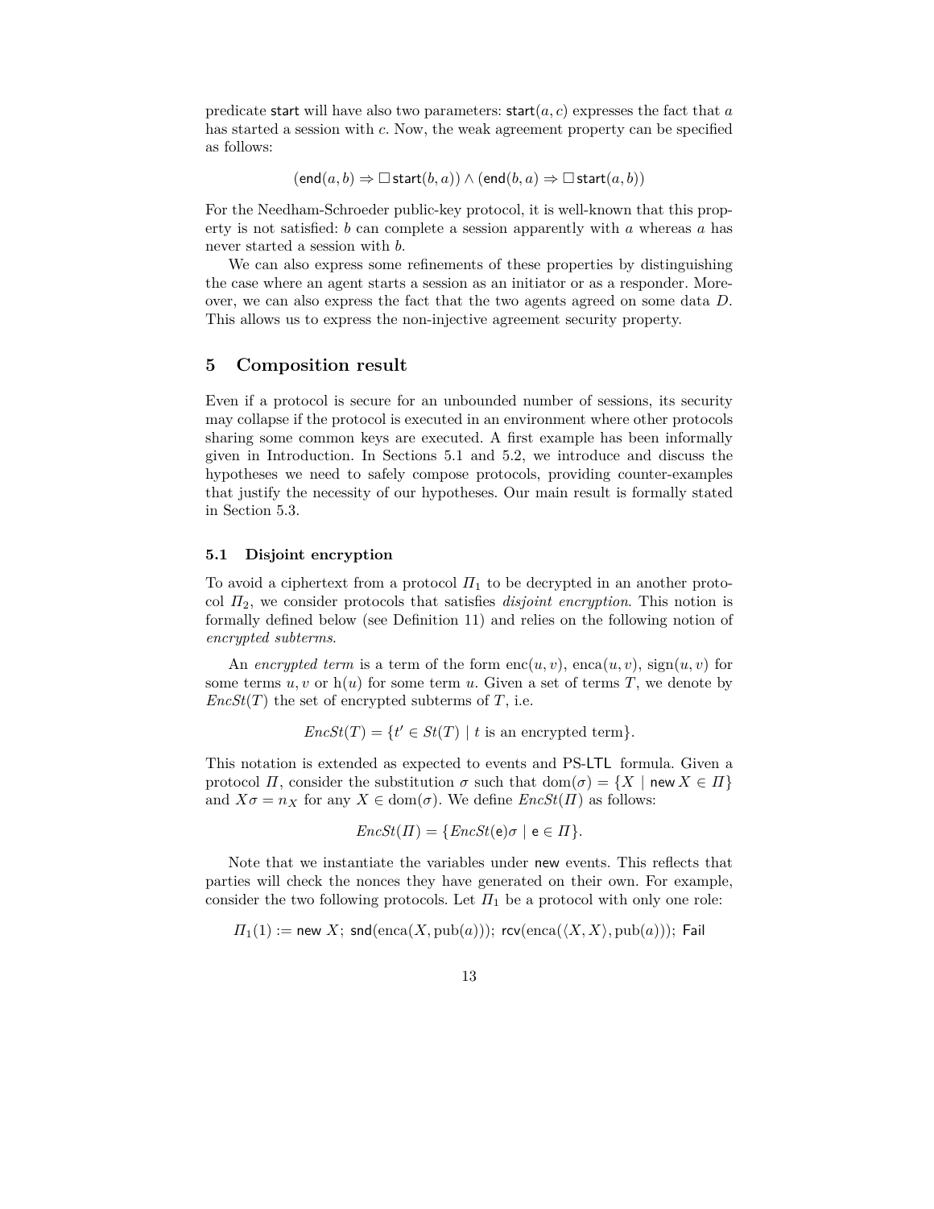predicate start will have also two parameters: $\mathsf{start}(a, c)$ expresses the fact that $a$ has started a session with $c$. Now, the weak agreement property can be specified as follows:

$$(\mathsf{end}(a, b) \Rightarrow \boxminus \mathsf{start}(b, a)) \wedge (\mathsf{end}(b, a) \Rightarrow \boxminus \mathsf{start}(a, b))$$

For the Needham-Schroeder public-key protocol, it is well-known that this property is not satisfied: $b$ can complete a session apparently with $a$ whereas $a$ has never started a session with $b$.

We can also express some refinements of these properties by distinguishing the case where an agent starts a session as an initiator or as a responder. Moreover, we can also express the fact that the two agents agreed on some data $D$. This allows us to express the non-injective agreement security property.

## 5 Composition result

Even if a protocol is secure for an unbounded number of sessions, its security may collapse if the protocol is executed in an environment where other protocols sharing some common keys are executed. A first example has been informally given in Introduction. In Sections 5.1 and 5.2, we introduce and discuss the hypotheses we need to safely compose protocols, providing counter-examples that justify the necessity of our hypotheses. Our main result is formally stated in Section 5.3.

### 5.1 Disjoint encryption

To avoid a ciphertext from a protocol $\Pi_1$ to be decrypted in an another protocol $\Pi_2$, we consider protocols that satisfies *disjoint encryption*. This notion is formally defined below (see Definition 11) and relies on the following notion of *encrypted subterms*.

An *encrypted term* is a term of the form $\mathrm{enc}(u, v)$, $\mathrm{enca}(u, v)$, $\mathrm{sign}(u, v)$ for some terms $u, v$ or $\mathrm{h}(u)$ for some term $u$. Given a set of terms $T$, we denote by $EncSt(T)$ the set of encrypted subterms of $T$, i.e.

$$EncSt(T) = \{t' \in St(T) \mid t \text{ is an encrypted term}\}.$$

This notation is extended as expected to events and PS-LTL formula. Given a protocol $\Pi$, consider the substitution $\sigma$ such that $\mathrm{dom}(\sigma) = \{X \mid \mathsf{new}\, X \in \Pi\}$ and $X\sigma = n_X$ for any $X \in \mathrm{dom}(\sigma)$. We define $EncSt(\Pi)$ as follows:

$$EncSt(\Pi) = \{EncSt(\mathsf{e})\sigma \mid \mathsf{e} \in \Pi\}.$$

Note that we instantiate the variables under new events. This reflects that parties will check the nonces they have generated on their own. For example, consider the two following protocols. Let $\Pi_1$ be a protocol with only one role:

$$\Pi_1(1) := \mathsf{new}\ X;\ \mathsf{snd}(\mathrm{enca}(X, \mathrm{pub}(a)));\ \mathsf{rcv}(\mathrm{enca}(\langle X, X\rangle, \mathrm{pub}(a)));\ \mathsf{Fail}$$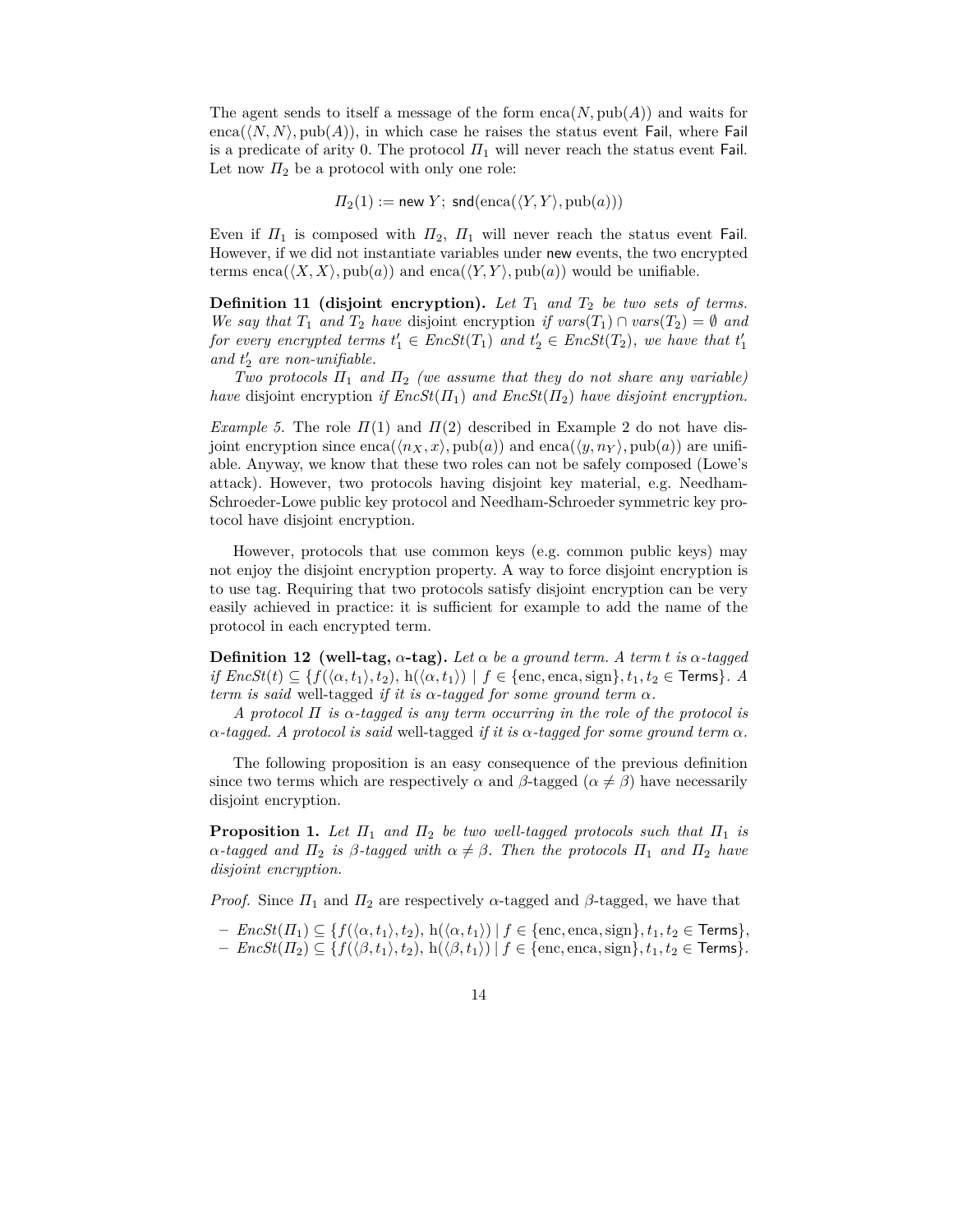The agent sends to itself a message of the form $\text{enca}(N, \text{pub}(A))$ and waits for $\text{enca}(\langle N, N\rangle, \text{pub}(A))$, in which case he raises the status event $\mathsf{Fail}$, where $\mathsf{Fail}$ is a predicate of arity 0. The protocol $\Pi_1$ will never reach the status event $\mathsf{Fail}$. Let now $\Pi_2$ be a protocol with only one role:

$$\Pi_2(1) := \mathsf{new}\ Y;\ \mathsf{snd}(\text{enca}(\langle Y, Y\rangle, \text{pub}(a)))$$

Even if $\Pi_1$ is composed with $\Pi_2$, $\Pi_1$ will never reach the status event $\mathsf{Fail}$. However, if we did not instantiate variables under $\mathsf{new}$ events, the two encrypted terms $\text{enca}(\langle X, X\rangle, \text{pub}(a))$ and $\text{enca}(\langle Y, Y\rangle, \text{pub}(a))$ would be unifiable.

**Definition 11 (disjoint encryption).** *Let $T_1$ and $T_2$ be two sets of terms. We say that $T_1$ and $T_2$ have* disjoint encryption *if $vars(T_1) \cap vars(T_2) = \emptyset$ and for every encrypted terms $t_1' \in EncSt(T_1)$ and $t_2' \in EncSt(T_2)$, we have that $t_1'$ and $t_2'$ are non-unifiable.*

*Two protocols $\Pi_1$ and $\Pi_2$ (we assume that they do not share any variable) have* disjoint encryption *if $EncSt(\Pi_1)$ and $EncSt(\Pi_2)$ have disjoint encryption.*

*Example 5.* The role $\Pi(1)$ and $\Pi(2)$ described in Example 2 do not have disjoint encryption since $\text{enca}(\langle n_X, x\rangle, \text{pub}(a))$ and $\text{enca}(\langle y, n_Y\rangle, \text{pub}(a))$ are unifiable. Anyway, we know that these two roles can not be safely composed (Lowe's attack). However, two protocols having disjoint key material, e.g. Needham-Schroeder-Lowe public key protocol and Needham-Schroeder symmetric key protocol have disjoint encryption.

However, protocols that use common keys (e.g. common public keys) may not enjoy the disjoint encryption property. A way to force disjoint encryption is to use tag. Requiring that two protocols satisfy disjoint encryption can be very easily achieved in practice: it is sufficient for example to add the name of the protocol in each encrypted term.

**Definition 12 (well-tag, $\alpha$-tag).** *Let $\alpha$ be a ground term. A term $t$ is $\alpha$-tagged if $EncSt(t) \subseteq \{f(\langle \alpha, t_1\rangle, t_2),\ \text{h}(\langle \alpha, t_1\rangle) \mid f \in \{\text{enc}, \text{enca}, \text{sign}\}, t_1, t_2 \in \mathsf{Terms}\}$. A term is said* well-tagged *if it is $\alpha$-tagged for some ground term $\alpha$.*

*A protocol $\Pi$ is $\alpha$-tagged is any term occurring in the role of the protocol is $\alpha$-tagged. A protocol is said* well-tagged *if it is $\alpha$-tagged for some ground term $\alpha$.*

The following proposition is an easy consequence of the previous definition since two terms which are respectively $\alpha$ and $\beta$-tagged ($\alpha \neq \beta$) have necessarily disjoint encryption.

**Proposition 1.** *Let $\Pi_1$ and $\Pi_2$ be two well-tagged protocols such that $\Pi_1$ is $\alpha$-tagged and $\Pi_2$ is $\beta$-tagged with $\alpha \neq \beta$. Then the protocols $\Pi_1$ and $\Pi_2$ have disjoint encryption.*

*Proof.* Since $\Pi_1$ and $\Pi_2$ are respectively $\alpha$-tagged and $\beta$-tagged, we have that

- $EncSt(\Pi_1) \subseteq \{f(\langle \alpha, t_1\rangle, t_2),\ \text{h}(\langle \alpha, t_1\rangle) \mid f \in \{\text{enc}, \text{enca}, \text{sign}\}, t_1, t_2 \in \mathsf{Terms}\}$,
- $EncSt(\Pi_2) \subseteq \{f(\langle \beta, t_1\rangle, t_2),\ \text{h}(\langle \beta, t_1\rangle) \mid f \in \{\text{enc}, \text{enca}, \text{sign}\}, t_1, t_2 \in \mathsf{Terms}\}$.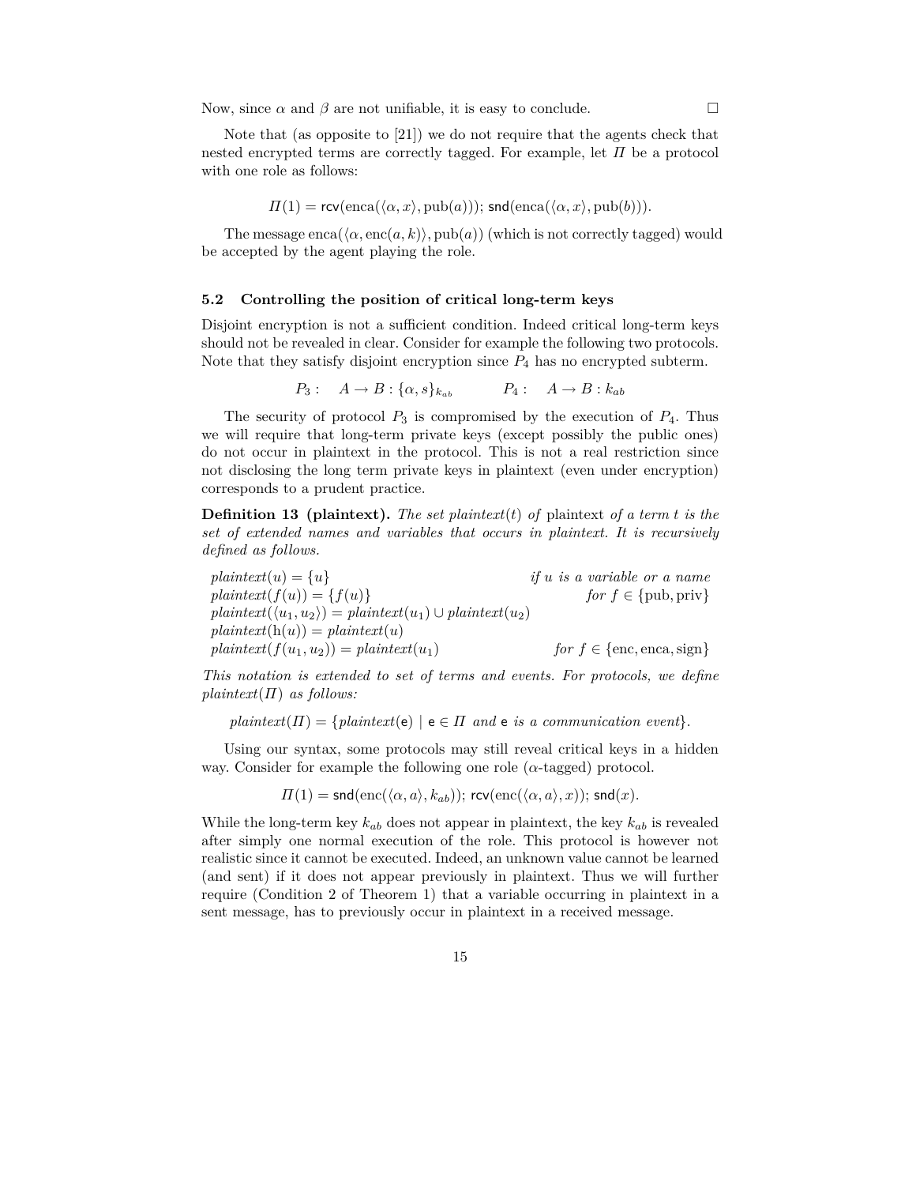Now, since $\alpha$ and $\beta$ are not unifiable, it is easy to conclude. $\square$

Note that (as opposite to [21]) we do not require that the agents check that nested encrypted terms are correctly tagged. For example, let $\Pi$ be a protocol with one role as follows:

$$\Pi(1) = \mathsf{rcv}(\text{enca}(\langle \alpha, x \rangle, \text{pub}(a))); \mathsf{snd}(\text{enca}(\langle \alpha, x \rangle, \text{pub}(b))).$$

The message $\text{enca}(\langle \alpha, \text{enc}(a, k) \rangle, \text{pub}(a))$ (which is not correctly tagged) would be accepted by the agent playing the role.

### 5.2 Controlling the position of critical long-term keys

Disjoint encryption is not a sufficient condition. Indeed critical long-term keys should not be revealed in clear. Consider for example the following two protocols. Note that they satisfy disjoint encryption since $P_4$ has no encrypted subterm.

$$P_3: \quad A \to B : \{\alpha, s\}_{k_{ab}} \qquad\qquad P_4: \quad A \to B : k_{ab}$$

The security of protocol $P_3$ is compromised by the execution of $P_4$. Thus we will require that long-term private keys (except possibly the public ones) do not occur in plaintext in the protocol. This is not a real restriction since not disclosing the long term private keys in plaintext (even under encryption) corresponds to a prudent practice.

**Definition 13 (plaintext).** *The set $plaintext(t)$ of* plaintext *of a term $t$ is the set of extended names and variables that occurs in plaintext. It is recursively defined as follows.*

| | |
|---|---|
| $plaintext(u) = \{u\}$ | *if $u$ is a variable or a name* |
| $plaintext(f(u)) = \{f(u)\}$ | *for $f \in \{\text{pub}, \text{priv}\}$* |
| $plaintext(\langle u_1, u_2 \rangle) = plaintext(u_1) \cup plaintext(u_2)$ | |
| $plaintext(\text{h}(u)) = plaintext(u)$ | |
| $plaintext(f(u_1, u_2)) = plaintext(u_1)$ | *for $f \in \{\text{enc}, \text{enca}, \text{sign}\}$* |

*This notation is extended to set of terms and events. For protocols, we define $plaintext(\Pi)$ as follows:*

$$plaintext(\Pi) = \{plaintext(\mathsf{e}) \mid \mathsf{e} \in \Pi \text{ and } \mathsf{e} \text{ is a communication event}\}.$$

Using our syntax, some protocols may still reveal critical keys in a hidden way. Consider for example the following one role ($\alpha$-tagged) protocol.

$$\Pi(1) = \mathsf{snd}(\text{enc}(\langle \alpha, a \rangle, k_{ab})); \mathsf{rcv}(\text{enc}(\langle \alpha, a \rangle, x)); \mathsf{snd}(x).$$

While the long-term key $k_{ab}$ does not appear in plaintext, the key $k_{ab}$ is revealed after simply one normal execution of the role. This protocol is however not realistic since it cannot be executed. Indeed, an unknown value cannot be learned (and sent) if it does not appear previously in plaintext. Thus we will further require (Condition 2 of Theorem 1) that a variable occurring in plaintext in a sent message, has to previously occur in plaintext in a received message.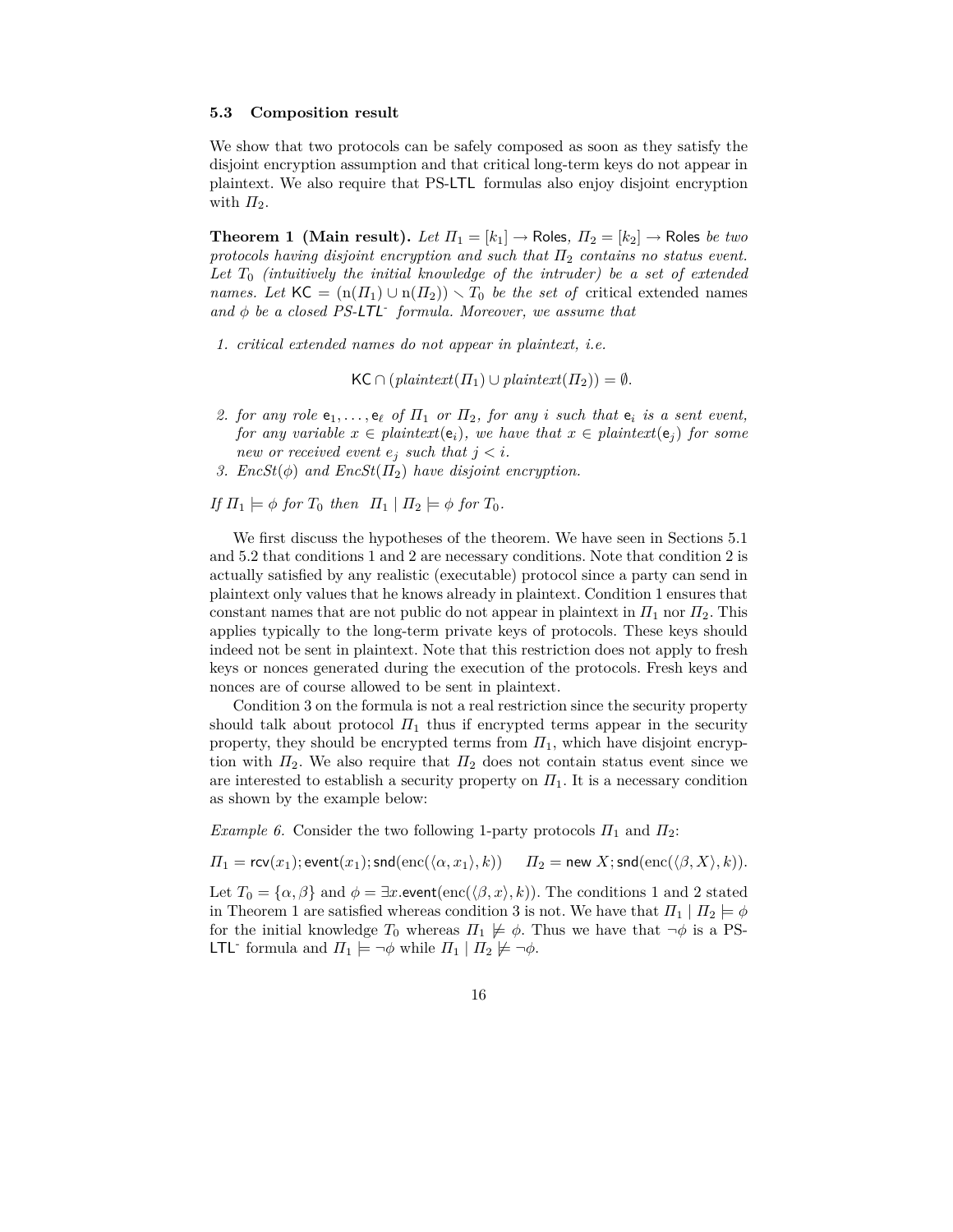### 5.3 Composition result

We show that two protocols can be safely composed as soon as they satisfy the disjoint encryption assumption and that critical long-term keys do not appear in plaintext. We also require that PS-LTL formulas also enjoy disjoint encryption with $\Pi_2$.

**Theorem 1 (Main result).** *Let $\Pi_1 = [k_1] \to \mathsf{Roles}$, $\Pi_2 = [k_2] \to \mathsf{Roles}$ be two protocols having disjoint encryption and such that $\Pi_2$ contains no status event. Let $T_0$ (intuitively the initial knowledge of the intruder) be a set of extended names. Let $\mathsf{KC} = (\mathrm{n}(\Pi_1) \cup \mathrm{n}(\Pi_2)) \smallsetminus T_0$ be the set of* critical extended names *and $\phi$ be a closed PS-LTL⁻ formula. Moreover, we assume that*

1. *critical extended names do not appear in plaintext, i.e.*

$$\mathsf{KC} \cap (\mathit{plaintext}(\Pi_1) \cup \mathit{plaintext}(\Pi_2)) = \emptyset.$$

2. *for any role $\mathsf{e}_1, \ldots, \mathsf{e}_\ell$ of $\Pi_1$ or $\Pi_2$, for any $i$ such that $\mathsf{e}_i$ is a sent event, for any variable $x \in \mathit{plaintext}(\mathsf{e}_i)$, we have that $x \in \mathit{plaintext}(\mathsf{e}_j)$ for some new or received event $e_j$ such that $j < i$.*
3. *$EncSt(\phi)$ and $EncSt(\Pi_2)$ have disjoint encryption.*

*If $\Pi_1 \models \phi$ for $T_0$ then $\Pi_1 \mid \Pi_2 \models \phi$ for $T_0$.*

We first discuss the hypotheses of the theorem. We have seen in Sections 5.1 and 5.2 that conditions 1 and 2 are necessary conditions. Note that condition 2 is actually satisfied by any realistic (executable) protocol since a party can send in plaintext only values that he knows already in plaintext. Condition 1 ensures that constant names that are not public do not appear in plaintext in $\Pi_1$ nor $\Pi_2$. This applies typically to the long-term private keys of protocols. These keys should indeed not be sent in plaintext. Note that this restriction does not apply to fresh keys or nonces generated during the execution of the protocols. Fresh keys and nonces are of course allowed to be sent in plaintext.

Condition 3 on the formula is not a real restriction since the security property should talk about protocol $\Pi_1$ thus if encrypted terms appear in the security property, they should be encrypted terms from $\Pi_1$, which have disjoint encryption with $\Pi_2$. We also require that $\Pi_2$ does not contain status event since we are interested to establish a security property on $\Pi_1$. It is a necessary condition as shown by the example below:

*Example 6.* Consider the two following 1-party protocols $\Pi_1$ and $\Pi_2$:

$$\Pi_1 = \mathsf{rcv}(x_1); \mathsf{event}(x_1); \mathsf{snd}(\mathrm{enc}(\langle \alpha, x_1 \rangle, k)) \qquad \Pi_2 = \mathsf{new}\ X; \mathsf{snd}(\mathrm{enc}(\langle \beta, X \rangle, k)).$$

Let $T_0 = \{\alpha, \beta\}$ and $\phi = \exists x. \mathsf{event}(\mathrm{enc}(\langle \beta, x \rangle, k))$. The conditions 1 and 2 stated in Theorem 1 are satisfied whereas condition 3 is not. We have that $\Pi_1 \mid \Pi_2 \models \phi$ for the initial knowledge $T_0$ whereas $\Pi_1 \not\models \phi$. Thus we have that $\neg\phi$ is a PS-LTL⁻ formula and $\Pi_1 \models \neg\phi$ while $\Pi_1 \mid \Pi_2 \not\models \neg\phi$.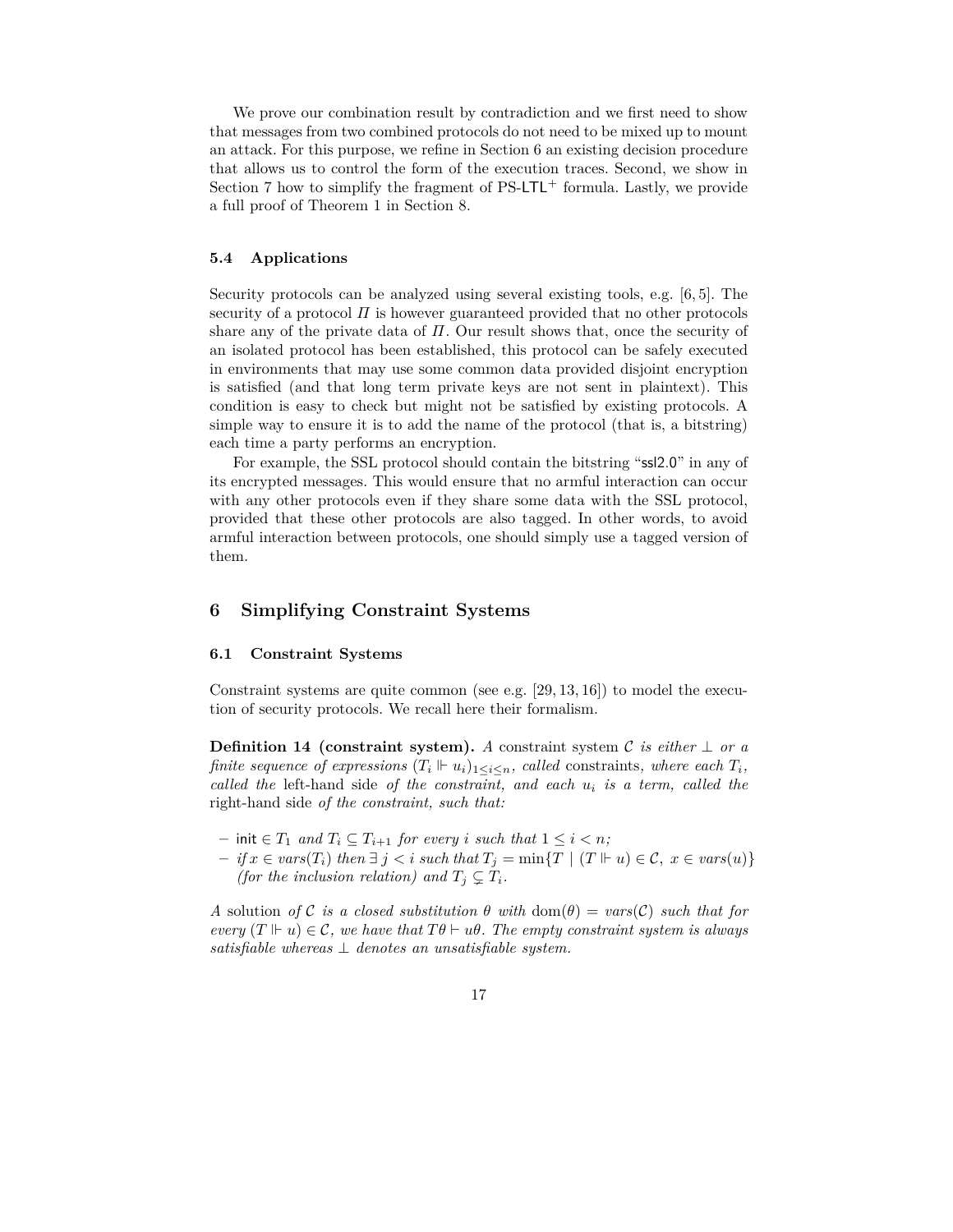We prove our combination result by contradiction and we first need to show that messages from two combined protocols do not need to be mixed up to mount an attack. For this purpose, we refine in Section 6 an existing decision procedure that allows us to control the form of the execution traces. Second, we show in Section 7 how to simplify the fragment of PS-$\mathsf{LTL}^+$ formula. Lastly, we provide a full proof of Theorem 1 in Section 8.

### 5.4 Applications

Security protocols can be analyzed using several existing tools, e.g. [6, 5]. The security of a protocol $\Pi$ is however guaranteed provided that no other protocols share any of the private data of $\Pi$. Our result shows that, once the security of an isolated protocol has been established, this protocol can be safely executed in environments that may use some common data provided disjoint encryption is satisfied (and that long term private keys are not sent in plaintext). This condition is easy to check but might not be satisfied by existing protocols. A simple way to ensure it is to add the name of the protocol (that is, a bitstring) each time a party performs an encryption.

For example, the SSL protocol should contain the bitstring "$\mathsf{ssl2.0}$" in any of its encrypted messages. This would ensure that no armful interaction can occur with any other protocols even if they share some data with the SSL protocol, provided that these other protocols are also tagged. In other words, to avoid armful interaction between protocols, one should simply use a tagged version of them.

## 6 Simplifying Constraint Systems

### 6.1 Constraint Systems

Constraint systems are quite common (see e.g. [29, 13, 16]) to model the execution of security protocols. We recall here their formalism.

**Definition 14 (constraint system).** *A* constraint system $\mathcal{C}$ *is either* $\bot$ *or a finite sequence of expressions* $(T_i \Vdash u_i)_{1\leq i\leq n}$*, called* constraints*, where each* $T_i$*, called the* left-hand side *of the constraint, and each* $u_i$ *is a term, called the* right-hand side *of the constraint, such that:*

- $\mathsf{init} \in T_1$ *and* $T_i \subseteq T_{i+1}$ *for every* $i$ *such that* $1 \leq i < n$*;*
- *if* $x \in vars(T_i)$ *then* $\exists\, j < i$ *such that* $T_j = \min\{T \mid (T \Vdash u) \in \mathcal{C},\ x \in vars(u)\}$ *(for the inclusion relation) and* $T_j \subsetneq T_i$*.*

*A* solution *of* $\mathcal{C}$ *is a closed substitution* $\theta$ *with* $\mathrm{dom}(\theta) = vars(\mathcal{C})$ *such that for every* $(T \Vdash u) \in \mathcal{C}$*, we have that* $T\theta \vdash u\theta$*. The empty constraint system is always satisfiable whereas* $\bot$ *denotes an unsatisfiable system.*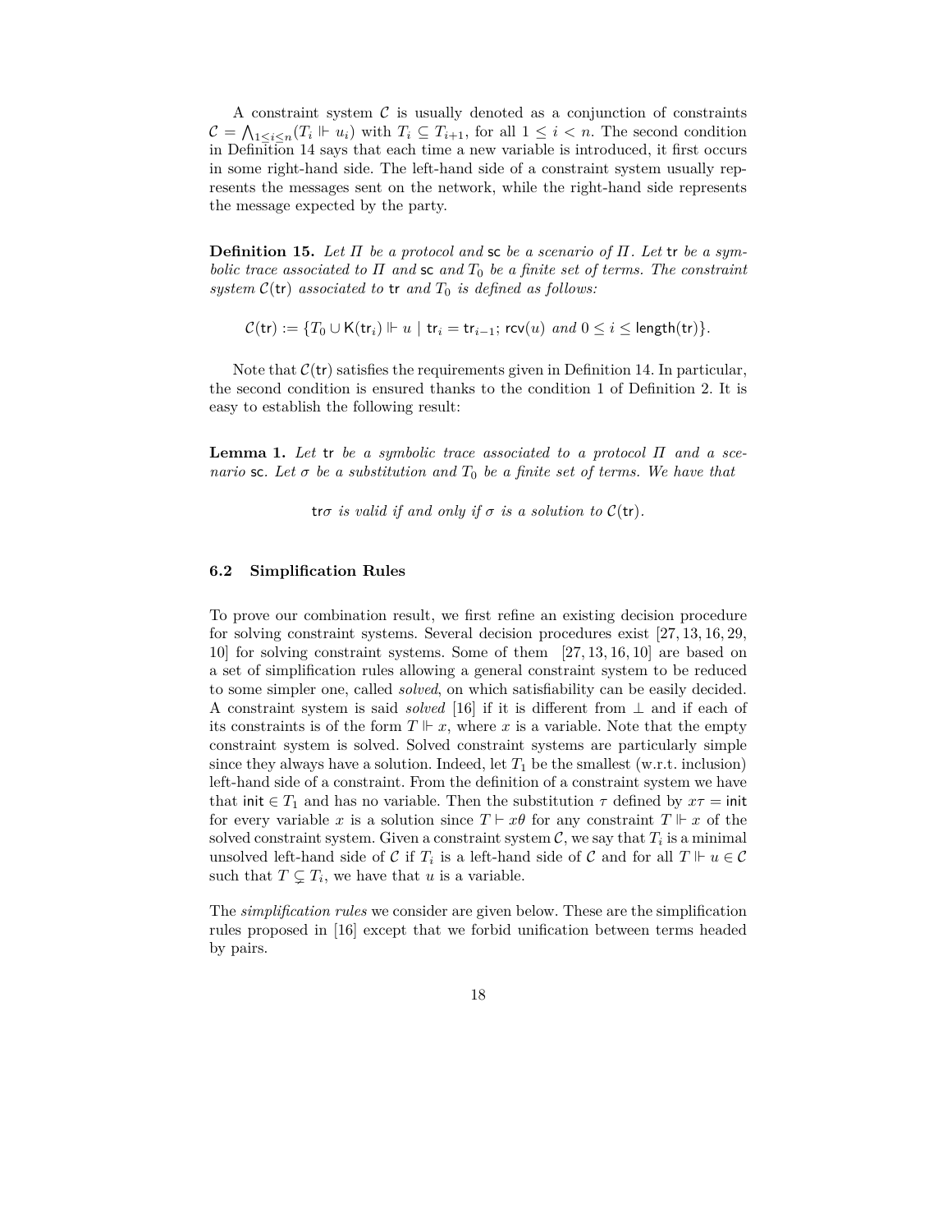A constraint system $\mathcal{C}$ is usually denoted as a conjunction of constraints $\mathcal{C} = \bigwedge_{1 \leq i \leq n}(T_i \Vdash u_i)$ with $T_i \subseteq T_{i+1}$, for all $1 \leq i < n$. The second condition in Definition 14 says that each time a new variable is introduced, it first occurs in some right-hand side. The left-hand side of a constraint system usually represents the messages sent on the network, while the right-hand side represents the message expected by the party.

**Definition 15.** *Let $\Pi$ be a protocol and $\mathsf{sc}$ be a scenario of $\Pi$. Let $\mathsf{tr}$ be a symbolic trace associated to $\Pi$ and $\mathsf{sc}$ and $T_0$ be a finite set of terms. The constraint system $\mathcal{C}(\mathsf{tr})$ associated to $\mathsf{tr}$ and $T_0$ is defined as follows:*

$$\mathcal{C}(\mathsf{tr}) := \{T_0 \cup \mathsf{K}(\mathsf{tr}_i) \Vdash u \mid \mathsf{tr}_i = \mathsf{tr}_{i-1};\, \mathsf{rcv}(u) \text{ and } 0 \leq i \leq \mathsf{length}(\mathsf{tr})\}.$$

Note that $\mathcal{C}(\mathsf{tr})$ satisfies the requirements given in Definition 14. In particular, the second condition is ensured thanks to the condition 1 of Definition 2. It is easy to establish the following result:

**Lemma 1.** *Let $\mathsf{tr}$ be a symbolic trace associated to a protocol $\Pi$ and a scenario $\mathsf{sc}$. Let $\sigma$ be a substitution and $T_0$ be a finite set of terms. We have that*

$$\mathsf{tr}\sigma \textit{ is valid if and only if } \sigma \textit{ is a solution to } \mathcal{C}(\mathsf{tr}).$$

### 6.2 Simplification Rules

To prove our combination result, we first refine an existing decision procedure for solving constraint systems. Several decision procedures exist [27, 13, 16, 29, 10] for solving constraint systems. Some of them [27, 13, 16, 10] are based on a set of simplification rules allowing a general constraint system to be reduced to some simpler one, called *solved*, on which satisfiability can be easily decided. A constraint system is said *solved* [16] if it is different from $\perp$ and if each of its constraints is of the form $T \Vdash x$, where $x$ is a variable. Note that the empty constraint system is solved. Solved constraint systems are particularly simple since they always have a solution. Indeed, let $T_1$ be the smallest (w.r.t. inclusion) left-hand side of a constraint. From the definition of a constraint system we have that $\mathsf{init} \in T_1$ and has no variable. Then the substitution $\tau$ defined by $x\tau = \mathsf{init}$ for every variable $x$ is a solution since $T \vdash x\theta$ for any constraint $T \Vdash x$ of the solved constraint system. Given a constraint system $\mathcal{C}$, we say that $T_i$ is a minimal unsolved left-hand side of $\mathcal{C}$ if $T_i$ is a left-hand side of $\mathcal{C}$ and for all $T \Vdash u \in \mathcal{C}$ such that $T \subsetneq T_i$, we have that $u$ is a variable.

The *simplification rules* we consider are given below. These are the simplification rules proposed in [16] except that we forbid unification between terms headed by pairs.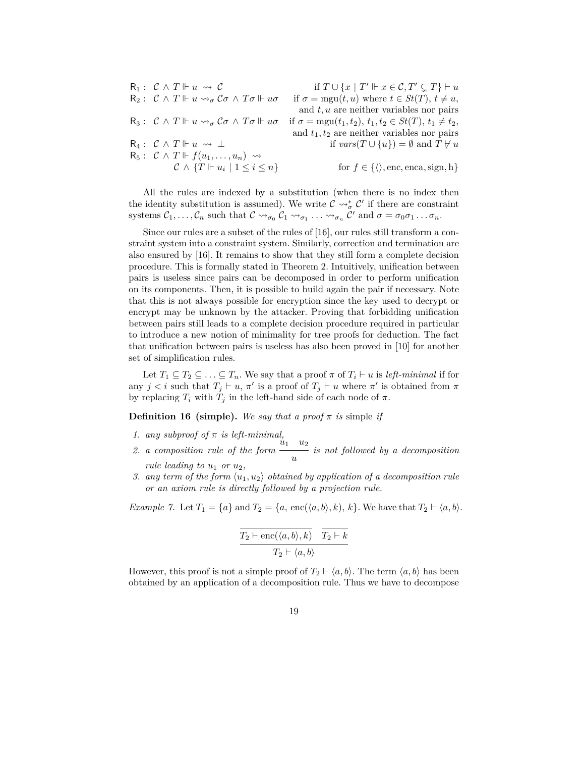$$
\begin{array}{lll}
\mathsf{R}_1: & \mathcal{C} \wedge T \Vdash u \rightsquigarrow \mathcal{C} & \text{if } T \cup \{x \mid T' \Vdash x \in \mathcal{C}, T' \subsetneq T\} \vdash u \\
\mathsf{R}_2: & \mathcal{C} \wedge T \Vdash u \rightsquigarrow_\sigma \mathcal{C}\sigma \wedge T\sigma \Vdash u\sigma & \text{if } \sigma = \mathrm{mgu}(t, u) \text{ where } t \in St(T),\ t \neq u, \\
& & \text{and } t, u \text{ are neither variables nor pairs} \\
\mathsf{R}_3: & \mathcal{C} \wedge T \Vdash u \rightsquigarrow_\sigma \mathcal{C}\sigma \wedge T\sigma \Vdash u\sigma & \text{if } \sigma = \mathrm{mgu}(t_1, t_2),\ t_1, t_2 \in St(T),\ t_1 \neq t_2, \\
& & \text{and } t_1, t_2 \text{ are neither variables nor pairs} \\
\mathsf{R}_4: & \mathcal{C} \wedge T \Vdash u \rightsquigarrow \bot & \text{if } vars(T \cup \{u\}) = \emptyset \text{ and } T \not\vdash u \\
\mathsf{R}_5: & \mathcal{C} \wedge T \Vdash f(u_1, \ldots, u_n) \rightsquigarrow & \\
& \qquad \mathcal{C} \wedge \{T \Vdash u_i \mid 1 \leq i \leq n\} & \text{for } f \in \{\langle\rangle, \mathrm{enc}, \mathrm{enca}, \mathrm{sign}, \mathrm{h}\}
\end{array}
$$

All the rules are indexed by a substitution (when there is no index then the identity substitution is assumed). We write $\mathcal{C} \rightsquigarrow_\sigma^* \mathcal{C}'$ if there are constraint systems $\mathcal{C}_1, \ldots, \mathcal{C}_n$ such that $\mathcal{C} \rightsquigarrow_{\sigma_0} \mathcal{C}_1 \rightsquigarrow_{\sigma_1} \ldots \rightsquigarrow_{\sigma_n} \mathcal{C}'$ and $\sigma = \sigma_0\sigma_1 \ldots \sigma_n$.

Since our rules are a subset of the rules of [16], our rules still transform a constraint system into a constraint system. Similarly, correction and termination are also ensured by [16]. It remains to show that they still form a complete decision procedure. This is formally stated in Theorem 2. Intuitively, unification between pairs is useless since pairs can be decomposed in order to perform unification on its components. Then, it is possible to build again the pair if necessary. Note that this is not always possible for encryption since the key used to decrypt or encrypt may be unknown by the attacker. Proving that forbidding unification between pairs still leads to a complete decision procedure required in particular to introduce a new notion of minimality for tree proofs for deduction. The fact that unification between pairs is useless has also been proved in [10] for another set of simplification rules.

Let $T_1 \subseteq T_2 \subseteq \ldots \subseteq T_n$. We say that a proof $\pi$ of $T_i \vdash u$ is *left-minimal* if for any $j < i$ such that $T_j \vdash u$, $\pi'$ is a proof of $T_j \vdash u$ where $\pi'$ is obtained from $\pi$ by replacing $T_i$ with $T_j$ in the left-hand side of each node of $\pi$.

**Definition 16 (simple).** *We say that a proof $\pi$ is* simple *if*

1. *any subproof of $\pi$ is left-minimal,*
2. *a composition rule of the form $\dfrac{u_1 \quad u_2}{u}$ is not followed by a decomposition rule leading to $u_1$ or $u_2$,*
3. *any term of the form $\langle u_1, u_2\rangle$ obtained by application of a decomposition rule or an axiom rule is directly followed by a projection rule.*

*Example 7.* Let $T_1 = \{a\}$ and $T_2 = \{a,\ \mathrm{enc}(\langle a, b\rangle, k),\ k\}$. We have that $T_2 \vdash \langle a, b\rangle$.

$$
\dfrac{\dfrac{}{T_2 \vdash \mathrm{enc}(\langle a, b\rangle, k)} \quad \dfrac{}{T_2 \vdash k}}{T_2 \vdash \langle a, b\rangle}
$$

However, this proof is not a simple proof of $T_2 \vdash \langle a, b\rangle$. The term $\langle a, b\rangle$ has been obtained by an application of a decomposition rule. Thus we have to decompose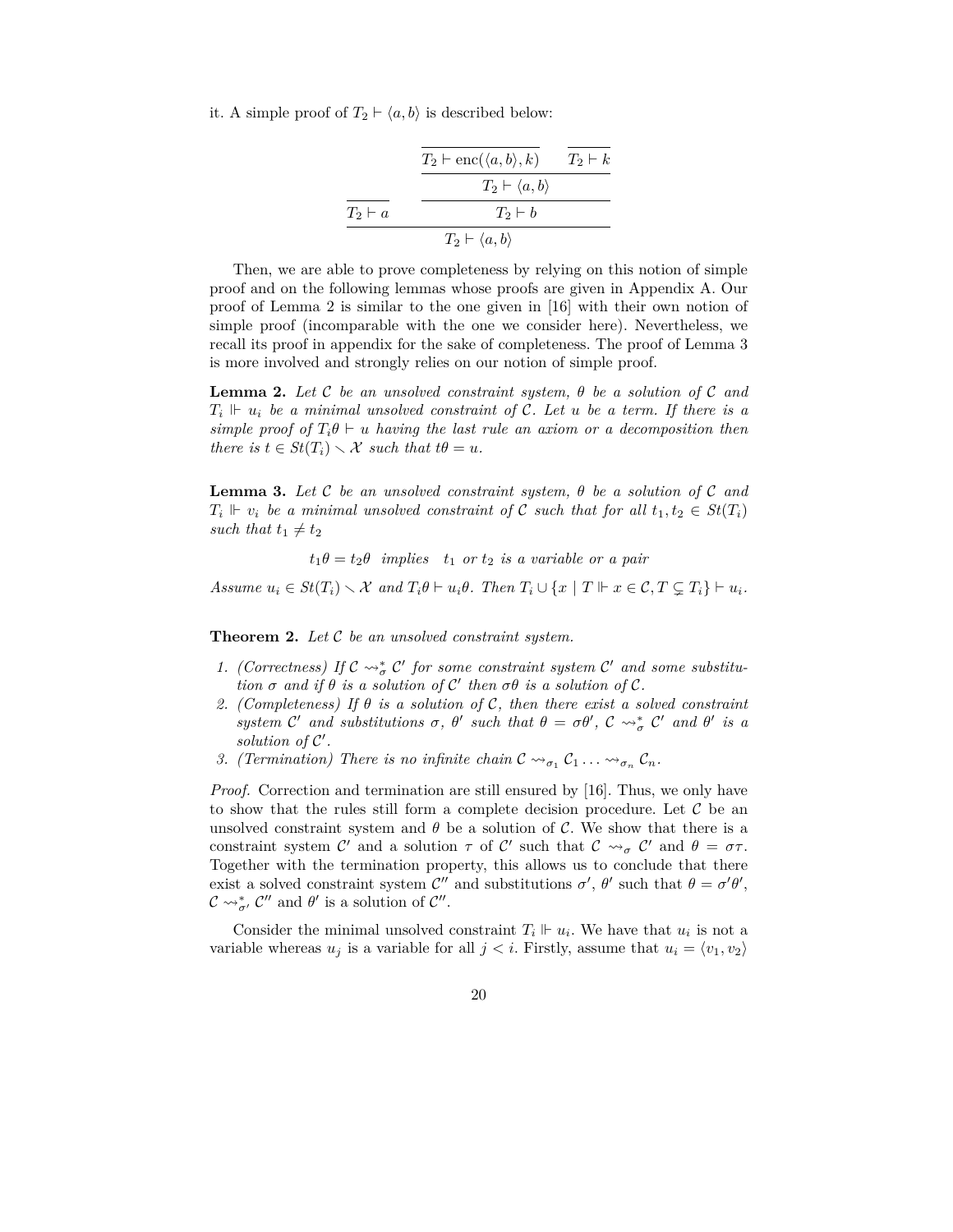it. A simple proof of $T_2 \vdash \langle a, b\rangle$ is described below:

$$
\dfrac{\dfrac{}{T_2 \vdash a} \qquad \dfrac{\dfrac{\dfrac{}{T_2 \vdash \mathrm{enc}(\langle a, b\rangle, k)} \qquad \dfrac{}{T_2 \vdash k}}{T_2 \vdash \langle a, b\rangle}}{T_2 \vdash b}}{T_2 \vdash \langle a, b\rangle}
$$

Then, we are able to prove completeness by relying on this notion of simple proof and on the following lemmas whose proofs are given in Appendix A. Our proof of Lemma 2 is similar to the one given in [16] with their own notion of simple proof (incomparable with the one we consider here). Nevertheless, we recall its proof in appendix for the sake of completeness. The proof of Lemma 3 is more involved and strongly relies on our notion of simple proof.

**Lemma 2.** *Let $\mathcal{C}$ be an unsolved constraint system, $\theta$ be a solution of $\mathcal{C}$ and $T_i \Vdash u_i$ be a minimal unsolved constraint of $\mathcal{C}$. Let $u$ be a term. If there is a simple proof of $T_i\theta \vdash u$ having the last rule an axiom or a decomposition then there is $t \in St(T_i) \smallsetminus \mathcal{X}$ such that $t\theta = u$.*

**Lemma 3.** *Let $\mathcal{C}$ be an unsolved constraint system, $\theta$ be a solution of $\mathcal{C}$ and $T_i \Vdash v_i$ be a minimal unsolved constraint of $\mathcal{C}$ such that for all $t_1, t_2 \in St(T_i)$ such that $t_1 \neq t_2$*

$$t_1\theta = t_2\theta \;\; \textit{implies} \;\; t_1 \textit{ or } t_2 \textit{ is a variable or a pair}$$

*Assume $u_i \in St(T_i) \smallsetminus \mathcal{X}$ and $T_i\theta \vdash u_i\theta$. Then $T_i \cup \{x \mid T \Vdash x \in \mathcal{C}, T \subsetneq T_i\} \vdash u_i$.*

**Theorem 2.** *Let $\mathcal{C}$ be an unsolved constraint system.*

1. *(Correctness) If $\mathcal{C} \rightsquigarrow^*_\sigma \mathcal{C}'$ for some constraint system $\mathcal{C}'$ and some substitution $\sigma$ and if $\theta$ is a solution of $\mathcal{C}'$ then $\sigma\theta$ is a solution of $\mathcal{C}$.*
2. *(Completeness) If $\theta$ is a solution of $\mathcal{C}$, then there exist a solved constraint system $\mathcal{C}'$ and substitutions $\sigma$, $\theta'$ such that $\theta = \sigma\theta'$, $\mathcal{C} \rightsquigarrow^*_\sigma \mathcal{C}'$ and $\theta'$ is a solution of $\mathcal{C}'$.*
3. *(Termination) There is no infinite chain $\mathcal{C} \rightsquigarrow_{\sigma_1} \mathcal{C}_1 \ldots \rightsquigarrow_{\sigma_n} \mathcal{C}_n$.*

*Proof.* Correction and termination are still ensured by [16]. Thus, we only have to show that the rules still form a complete decision procedure. Let $\mathcal{C}$ be an unsolved constraint system and $\theta$ be a solution of $\mathcal{C}$. We show that there is a constraint system $\mathcal{C}'$ and a solution $\tau$ of $\mathcal{C}'$ such that $\mathcal{C} \rightsquigarrow_\sigma \mathcal{C}'$ and $\theta = \sigma\tau$. Together with the termination property, this allows us to conclude that there exist a solved constraint system $\mathcal{C}''$ and substitutions $\sigma'$, $\theta'$ such that $\theta = \sigma'\theta'$, $\mathcal{C} \rightsquigarrow^*_{\sigma'} \mathcal{C}''$ and $\theta'$ is a solution of $\mathcal{C}''$.

Consider the minimal unsolved constraint $T_i \Vdash u_i$. We have that $u_i$ is not a variable whereas $u_j$ is a variable for all $j < i$. Firstly, assume that $u_i = \langle v_1, v_2\rangle$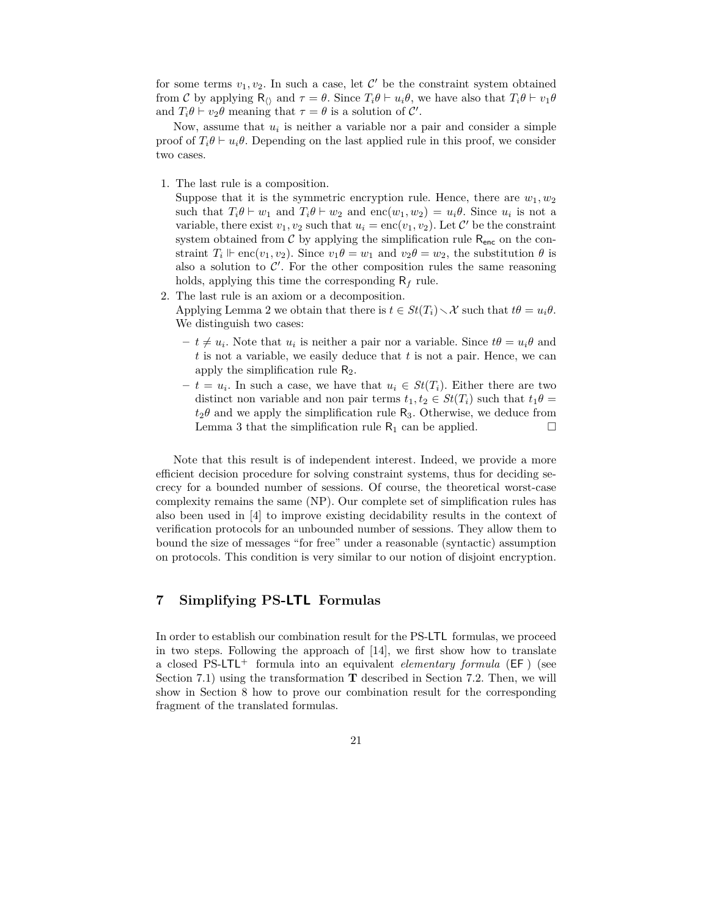for some terms $v_1, v_2$. In such a case, let $\mathcal{C}'$ be the constraint system obtained from $\mathcal{C}$ by applying $\mathsf{R}_{\langle\rangle}$ and $\tau = \theta$. Since $T_i\theta \vdash u_i\theta$, we have also that $T_i\theta \vdash v_1\theta$ and $T_i\theta \vdash v_2\theta$ meaning that $\tau = \theta$ is a solution of $\mathcal{C}'$.

Now, assume that $u_i$ is neither a variable nor a pair and consider a simple proof of $T_i\theta \vdash u_i\theta$. Depending on the last applied rule in this proof, we consider two cases.

1. The last rule is a composition.
   Suppose that it is the symmetric encryption rule. Hence, there are $w_1, w_2$ such that $T_i\theta \vdash w_1$ and $T_i\theta \vdash w_2$ and $\mathrm{enc}(w_1, w_2) = u_i\theta$. Since $u_i$ is not a variable, there exist $v_1, v_2$ such that $u_i = \mathrm{enc}(v_1, v_2)$. Let $\mathcal{C}'$ be the constraint system obtained from $\mathcal{C}$ by applying the simplification rule $\mathsf{R}_{\mathsf{enc}}$ on the constraint $T_i \Vdash \mathrm{enc}(v_1, v_2)$. Since $v_1\theta = w_1$ and $v_2\theta = w_2$, the substitution $\theta$ is also a solution to $\mathcal{C}'$. For the other composition rules the same reasoning holds, applying this time the corresponding $\mathsf{R}_f$ rule.
2. The last rule is an axiom or a decomposition.
   Applying Lemma 2 we obtain that there is $t \in St(T_i) \smallsetminus \mathcal{X}$ such that $t\theta = u_i\theta$. We distinguish two cases:
   - $t \neq u_i$. Note that $u_i$ is neither a pair nor a variable. Since $t\theta = u_i\theta$ and $t$ is not a variable, we easily deduce that $t$ is not a pair. Hence, we can apply the simplification rule $\mathsf{R}_2$.
   - $t = u_i$. In such a case, we have that $u_i \in St(T_i)$. Either there are two distinct non variable and non pair terms $t_1, t_2 \in St(T_i)$ such that $t_1\theta = t_2\theta$ and we apply the simplification rule $\mathsf{R}_3$. Otherwise, we deduce from Lemma 3 that the simplification rule $\mathsf{R}_1$ can be applied. □

Note that this result is of independent interest. Indeed, we provide a more efficient decision procedure for solving constraint systems, thus for deciding secrecy for a bounded number of sessions. Of course, the theoretical worst-case complexity remains the same (NP). Our complete set of simplification rules has also been used in [4] to improve existing decidability results in the context of verification protocols for an unbounded number of sessions. They allow them to bound the size of messages "for free" under a reasonable (syntactic) assumption on protocols. This condition is very similar to our notion of disjoint encryption.

# 7 Simplifying PS-LTL Formulas

In order to establish our combination result for the PS-LTL formulas, we proceed in two steps. Following the approach of [14], we first show how to translate a closed PS-LTL$^+$ formula into an equivalent *elementary formula* (EF) (see Section 7.1) using the transformation $\mathbf{T}$ described in Section 7.2. Then, we will show in Section 8 how to prove our combination result for the corresponding fragment of the translated formulas.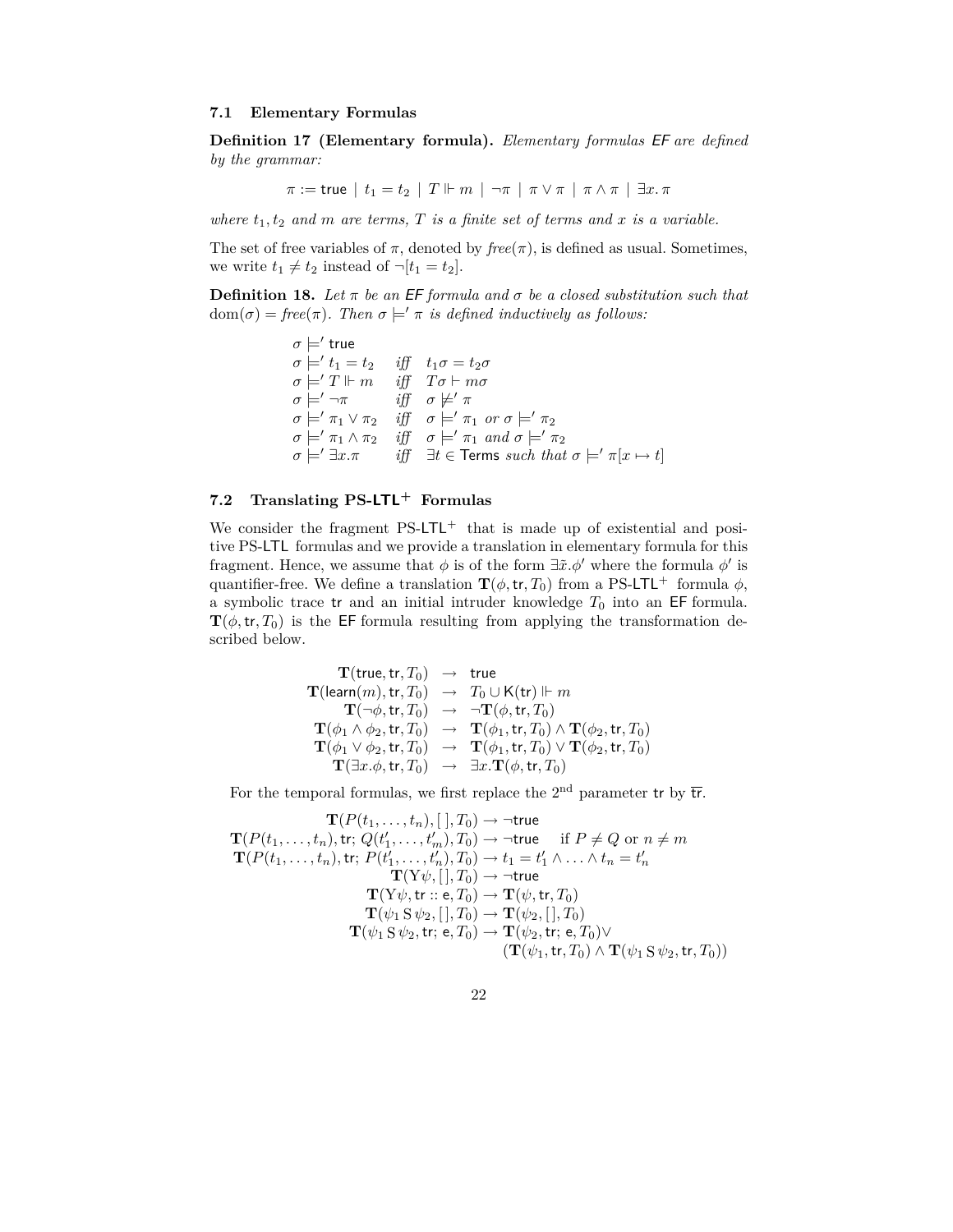### 7.1 Elementary Formulas

**Definition 17 (Elementary formula).** *Elementary formulas* $\mathsf{EF}$ *are defined by the grammar:*

$$\pi := \mathsf{true} \mid t_1 = t_2 \mid T \Vdash m \mid \neg\pi \mid \pi \vee \pi \mid \pi \wedge \pi \mid \exists x.\, \pi$$

*where* $t_1, t_2$ *and* $m$ *are terms,* $T$ *is a finite set of terms and* $x$ *is a variable.*

The set of free variables of $\pi$, denoted by $\mathit{free}(\pi)$, is defined as usual. Sometimes, we write $t_1 \neq t_2$ instead of $\neg[t_1 = t_2]$.

**Definition 18.** *Let* $\pi$ *be an* $\mathsf{EF}$ *formula and* $\sigma$ *be a closed substitution such that* $\mathrm{dom}(\sigma) = \mathit{free}(\pi)$. *Then* $\sigma \models' \pi$ *is defined inductively as follows:*

$$
\begin{array}{lll}
\sigma \models' \mathsf{true} & & \\
\sigma \models' t_1 = t_2 & \textit{iff} & t_1\sigma = t_2\sigma \\
\sigma \models' T \Vdash m & \textit{iff} & T\sigma \vdash m\sigma \\
\sigma \models' \neg\pi & \textit{iff} & \sigma \not\models' \pi \\
\sigma \models' \pi_1 \vee \pi_2 & \textit{iff} & \sigma \models' \pi_1 \textit{ or } \sigma \models' \pi_2 \\
\sigma \models' \pi_1 \wedge \pi_2 & \textit{iff} & \sigma \models' \pi_1 \textit{ and } \sigma \models' \pi_2 \\
\sigma \models' \exists x.\pi & \textit{iff} & \exists t \in \mathsf{Terms} \textit{ such that } \sigma \models' \pi[x \mapsto t]
\end{array}
$$

### 7.2 Translating PS-LTL$^+$ Formulas

We consider the fragment PS-LTL$^+$ that is made up of existential and positive PS-LTL formulas and we provide a translation in elementary formula for this fragment. Hence, we assume that $\phi$ is of the form $\exists\tilde{x}.\phi'$ where the formula $\phi'$ is quantifier-free. We define a translation $\mathbf{T}(\phi, \mathsf{tr}, T_0)$ from a PS-LTL$^+$ formula $\phi$, a symbolic trace $\mathsf{tr}$ and an initial intruder knowledge $T_0$ into an $\mathsf{EF}$ formula. $\mathbf{T}(\phi, \mathsf{tr}, T_0)$ is the $\mathsf{EF}$ formula resulting from applying the transformation described below.

$$
\begin{array}{rcl}
\mathbf{T}(\mathsf{true}, \mathsf{tr}, T_0) & \rightarrow & \mathsf{true} \\
\mathbf{T}(\mathsf{learn}(m), \mathsf{tr}, T_0) & \rightarrow & T_0 \cup \mathsf{K}(\mathsf{tr}) \Vdash m \\
\mathbf{T}(\neg\phi, \mathsf{tr}, T_0) & \rightarrow & \neg\mathbf{T}(\phi, \mathsf{tr}, T_0) \\
\mathbf{T}(\phi_1 \wedge \phi_2, \mathsf{tr}, T_0) & \rightarrow & \mathbf{T}(\phi_1, \mathsf{tr}, T_0) \wedge \mathbf{T}(\phi_2, \mathsf{tr}, T_0) \\
\mathbf{T}(\phi_1 \vee \phi_2, \mathsf{tr}, T_0) & \rightarrow & \mathbf{T}(\phi_1, \mathsf{tr}, T_0) \vee \mathbf{T}(\phi_2, \mathsf{tr}, T_0) \\
\mathbf{T}(\exists x.\phi, \mathsf{tr}, T_0) & \rightarrow & \exists x.\mathbf{T}(\phi, \mathsf{tr}, T_0)
\end{array}
$$

For the temporal formulas, we first replace the 2nd parameter $\mathsf{tr}$ by $\overline{\mathsf{tr}}$.

$$
\begin{array}{rl}
\mathbf{T}(P(t_1, \ldots, t_n), [\,], T_0) \rightarrow & \neg\mathsf{true} \\
\mathbf{T}(P(t_1, \ldots, t_n), \mathsf{tr};\, Q(t'_1, \ldots, t'_m), T_0) \rightarrow & \neg\mathsf{true} \quad \text{if } P \neq Q \text{ or } n \neq m \\
\mathbf{T}(P(t_1, \ldots, t_n), \mathsf{tr};\, P(t'_1, \ldots, t'_n), T_0) \rightarrow & t_1 = t'_1 \wedge \ldots \wedge t_n = t'_n \\
\mathbf{T}(\mathrm{Y}\psi, [\,], T_0) \rightarrow & \neg\mathsf{true} \\
\mathbf{T}(\mathrm{Y}\psi, \mathsf{tr} :: \mathsf{e}, T_0) \rightarrow & \mathbf{T}(\psi, \mathsf{tr}, T_0) \\
\mathbf{T}(\psi_1 \,\mathrm{S}\, \psi_2, [\,], T_0) \rightarrow & \mathbf{T}(\psi_2, [\,], T_0) \\
\mathbf{T}(\psi_1 \,\mathrm{S}\, \psi_2, \mathsf{tr};\, \mathsf{e}, T_0) \rightarrow & \mathbf{T}(\psi_2, \mathsf{tr};\, \mathsf{e}, T_0) \vee \\
 & (\mathbf{T}(\psi_1, \mathsf{tr}, T_0) \wedge \mathbf{T}(\psi_1 \,\mathrm{S}\, \psi_2, \mathsf{tr}, T_0))
\end{array}
$$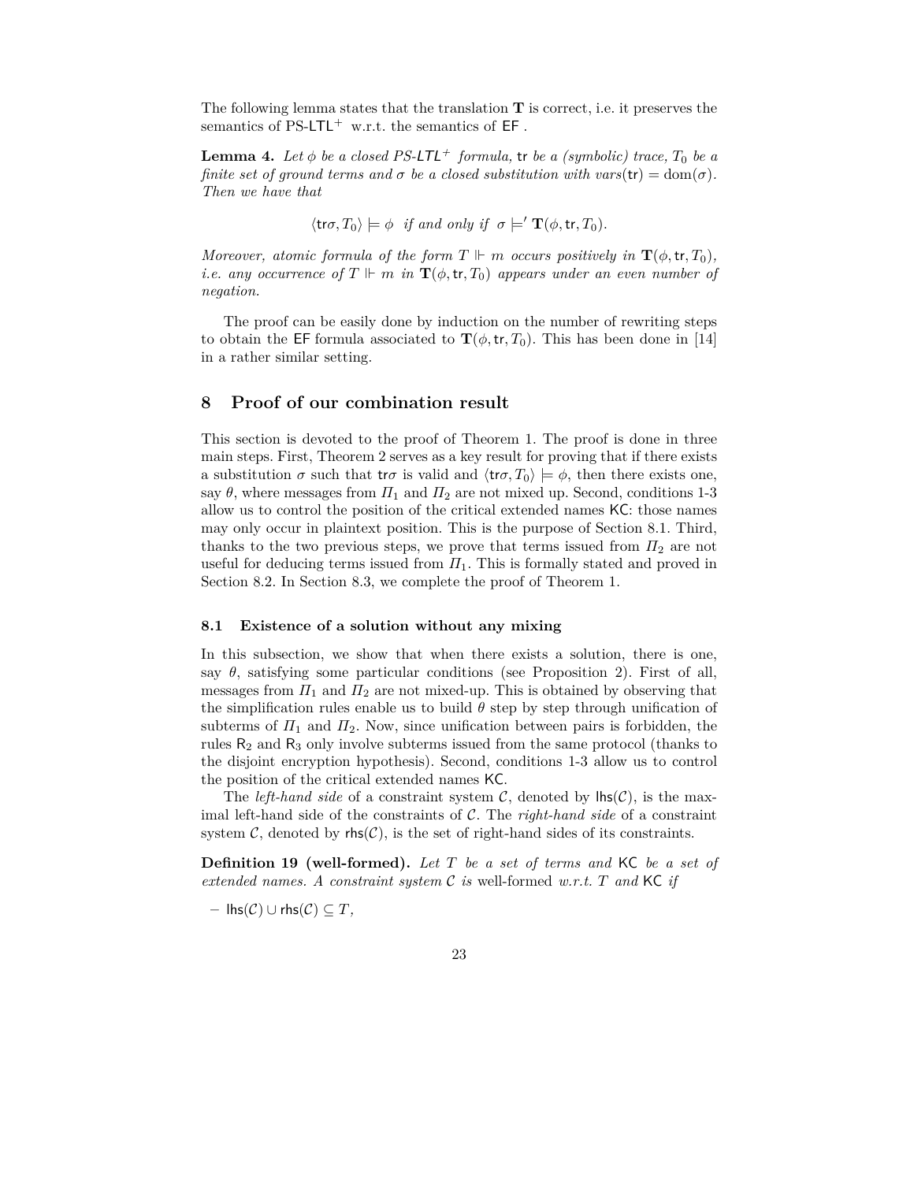The following lemma states that the translation $\mathbf{T}$ is correct, i.e. it preserves the semantics of PS-LTL$^+$ w.r.t. the semantics of EF .

**Lemma 4.** *Let $\phi$ be a closed PS-LTL$^+$ formula,* $\mathsf{tr}$ *be a (symbolic) trace, $T_0$ be a finite set of ground terms and $\sigma$ be a closed substitution with $vars(\mathsf{tr}) = \mathrm{dom}(\sigma)$. Then we have that*

$$\langle \mathsf{tr}\sigma, T_0 \rangle \models \phi \quad \textit{if and only if} \quad \sigma \models' \mathbf{T}(\phi, \mathsf{tr}, T_0).$$

*Moreover, atomic formula of the form $T \Vdash m$ occurs positively in $\mathbf{T}(\phi, \mathsf{tr}, T_0)$, i.e. any occurrence of $T \Vdash m$ in $\mathbf{T}(\phi, \mathsf{tr}, T_0)$ appears under an even number of negation.*

The proof can be easily done by induction on the number of rewriting steps to obtain the EF formula associated to $\mathbf{T}(\phi, \mathsf{tr}, T_0)$. This has been done in [14] in a rather similar setting.

# 8 Proof of our combination result

This section is devoted to the proof of Theorem 1. The proof is done in three main steps. First, Theorem 2 serves as a key result for proving that if there exists a substitution $\sigma$ such that $\mathsf{tr}\sigma$ is valid and $\langle \mathsf{tr}\sigma, T_0 \rangle \models \phi$, then there exists one, say $\theta$, where messages from $\Pi_1$ and $\Pi_2$ are not mixed up. Second, conditions 1-3 allow us to control the position of the critical extended names KC: those names may only occur in plaintext position. This is the purpose of Section 8.1. Third, thanks to the two previous steps, we prove that terms issued from $\Pi_2$ are not useful for deducing terms issued from $\Pi_1$. This is formally stated and proved in Section 8.2. In Section 8.3, we complete the proof of Theorem 1.

## 8.1 Existence of a solution without any mixing

In this subsection, we show that when there exists a solution, there is one, say $\theta$, satisfying some particular conditions (see Proposition 2). First of all, messages from $\Pi_1$ and $\Pi_2$ are not mixed-up. This is obtained by observing that the simplification rules enable us to build $\theta$ step by step through unification of subterms of $\Pi_1$ and $\Pi_2$. Now, since unification between pairs is forbidden, the rules $\mathsf{R}_2$ and $\mathsf{R}_3$ only involve subterms issued from the same protocol (thanks to the disjoint encryption hypothesis). Second, conditions 1-3 allow us to control the position of the critical extended names KC.

The *left-hand side* of a constraint system $\mathcal{C}$, denoted by $\mathsf{lhs}(\mathcal{C})$, is the maximal left-hand side of the constraints of $\mathcal{C}$. The *right-hand side* of a constraint system $\mathcal{C}$, denoted by $\mathsf{rhs}(\mathcal{C})$, is the set of right-hand sides of its constraints.

**Definition 19 (well-formed).** *Let $T$ be a set of terms and* KC *be a set of extended names. A constraint system $\mathcal{C}$ is* well-formed *w.r.t. $T$ and* KC *if*

– $\mathsf{lhs}(\mathcal{C}) \cup \mathsf{rhs}(\mathcal{C}) \subseteq T$,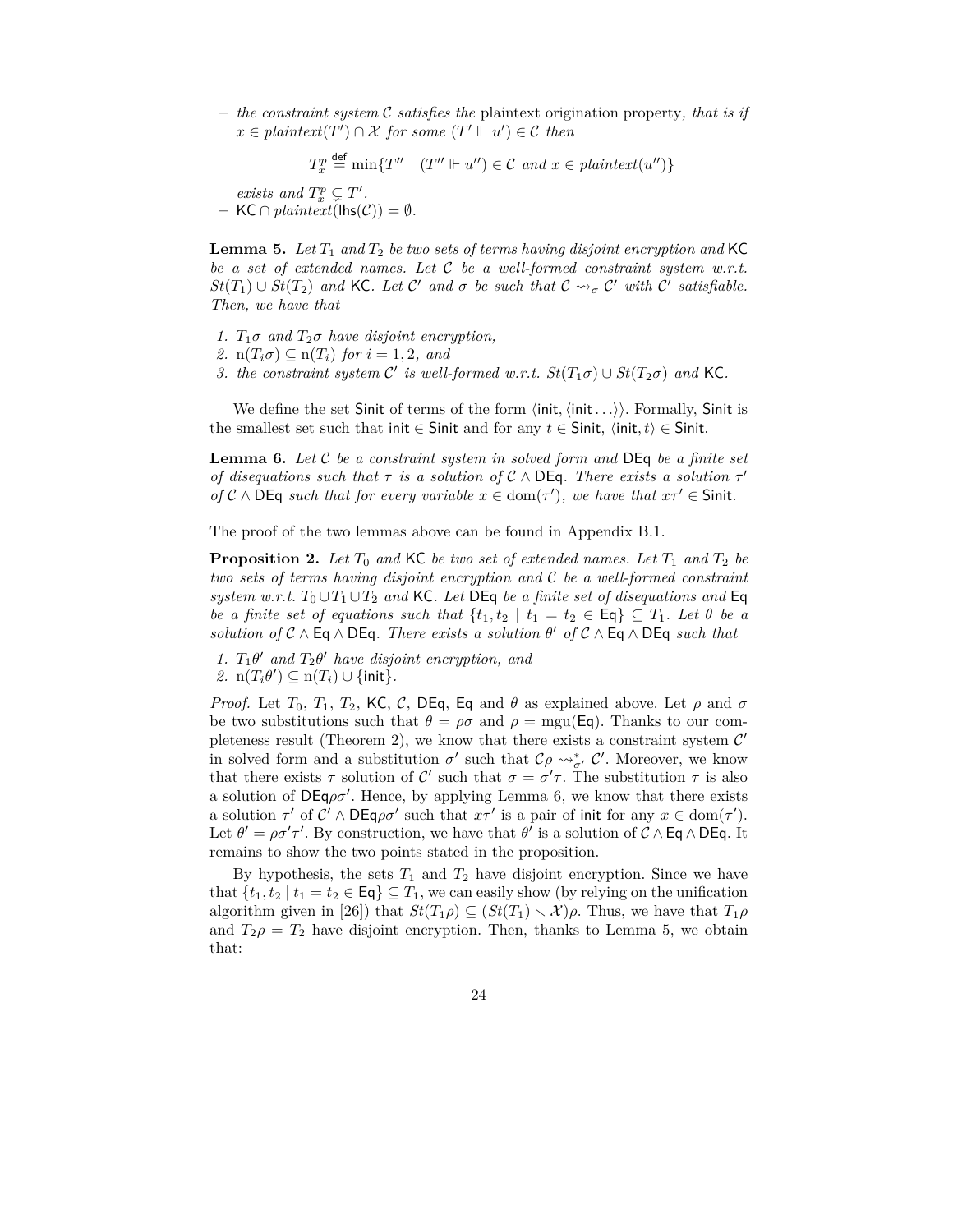– *the constraint system $\mathcal{C}$ satisfies the* plaintext origination property*, that is if $x \in plaintext(T') \cap \mathcal{X}$ for some $(T' \Vdash u') \in \mathcal{C}$ then*

$$T_x^p \stackrel{\mathsf{def}}{=} \min\{T'' \mid (T'' \Vdash u'') \in \mathcal{C} \text{ and } x \in plaintext(u'')\}$$

*exists and $T_x^p \subsetneq T'$.*

– $\mathsf{KC} \cap plaintext(\mathsf{lhs}(\mathcal{C})) = \emptyset$.

**Lemma 5.** *Let $T_1$ and $T_2$ be two sets of terms having disjoint encryption and $\mathsf{KC}$ be a set of extended names. Let $\mathcal{C}$ be a well-formed constraint system w.r.t. $St(T_1) \cup St(T_2)$ and $\mathsf{KC}$. Let $\mathcal{C}'$ and $\sigma$ be such that $\mathcal{C} \rightsquigarrow_\sigma \mathcal{C}'$ with $\mathcal{C}'$ satisfiable. Then, we have that*

1. *$T_1\sigma$ and $T_2\sigma$ have disjoint encryption,*
2. *$\mathrm{n}(T_i\sigma) \subseteq \mathrm{n}(T_i)$ for $i = 1, 2$, and*
3. *the constraint system $\mathcal{C}'$ is well-formed w.r.t. $St(T_1\sigma) \cup St(T_2\sigma)$ and $\mathsf{KC}$.*

We define the set $\mathsf{Sinit}$ of terms of the form $\langle \mathsf{init}, \langle \mathsf{init} \ldots \rangle \rangle$. Formally, $\mathsf{Sinit}$ is the smallest set such that $\mathsf{init} \in \mathsf{Sinit}$ and for any $t \in \mathsf{Sinit}$, $\langle \mathsf{init}, t \rangle \in \mathsf{Sinit}$.

**Lemma 6.** *Let $\mathcal{C}$ be a constraint system in solved form and $\mathsf{DEq}$ be a finite set of disequations such that $\tau$ is a solution of $\mathcal{C} \wedge \mathsf{DEq}$. There exists a solution $\tau'$ of $\mathcal{C} \wedge \mathsf{DEq}$ such that for every variable $x \in \mathrm{dom}(\tau')$, we have that $x\tau' \in \mathsf{Sinit}$.*

The proof of the two lemmas above can be found in Appendix B.1.

**Proposition 2.** *Let $T_0$ and $\mathsf{KC}$ be two set of extended names. Let $T_1$ and $T_2$ be two sets of terms having disjoint encryption and $\mathcal{C}$ be a well-formed constraint system w.r.t. $T_0 \cup T_1 \cup T_2$ and $\mathsf{KC}$. Let $\mathsf{DEq}$ be a finite set of disequations and $\mathsf{Eq}$ be a finite set of equations such that $\{t_1, t_2 \mid t_1 = t_2 \in \mathsf{Eq}\} \subseteq T_1$. Let $\theta$ be a solution of $\mathcal{C} \wedge \mathsf{Eq} \wedge \mathsf{DEq}$. There exists a solution $\theta'$ of $\mathcal{C} \wedge \mathsf{Eq} \wedge \mathsf{DEq}$ such that*

1. *$T_1\theta'$ and $T_2\theta'$ have disjoint encryption, and*
2. *$\mathrm{n}(T_i\theta') \subseteq \mathrm{n}(T_i) \cup \{\mathsf{init}\}$.*

*Proof.* Let $T_0$, $T_1$, $T_2$, $\mathsf{KC}$, $\mathcal{C}$, $\mathsf{DEq}$, $\mathsf{Eq}$ and $\theta$ as explained above. Let $\rho$ and $\sigma$ be two substitutions such that $\theta = \rho\sigma$ and $\rho = \mathrm{mgu}(\mathsf{Eq})$. Thanks to our completeness result (Theorem 2), we know that there exists a constraint system $\mathcal{C}'$ in solved form and a substitution $\sigma'$ such that $\mathcal{C}\rho \rightsquigarrow^*_{\sigma'} \mathcal{C}'$. Moreover, we know that there exists $\tau$ solution of $\mathcal{C}'$ such that $\sigma = \sigma'\tau$. The substitution $\tau$ is also a solution of $\mathsf{DEq}\rho\sigma'$. Hence, by applying Lemma 6, we know that there exists a solution $\tau'$ of $\mathcal{C}' \wedge \mathsf{DEq}\rho\sigma'$ such that $x\tau'$ is a pair of $\mathsf{init}$ for any $x \in \mathrm{dom}(\tau')$. Let $\theta' = \rho\sigma'\tau'$. By construction, we have that $\theta'$ is a solution of $\mathcal{C} \wedge \mathsf{Eq} \wedge \mathsf{DEq}$. It remains to show the two points stated in the proposition.

By hypothesis, the sets $T_1$ and $T_2$ have disjoint encryption. Since we have that $\{t_1, t_2 \mid t_1 = t_2 \in \mathsf{Eq}\} \subseteq T_1$, we can easily show (by relying on the unification algorithm given in [26]) that $St(T_1\rho) \subseteq (St(T_1) \smallsetminus \mathcal{X})\rho$. Thus, we have that $T_1\rho$ and $T_2\rho = T_2$ have disjoint encryption. Then, thanks to Lemma 5, we obtain that: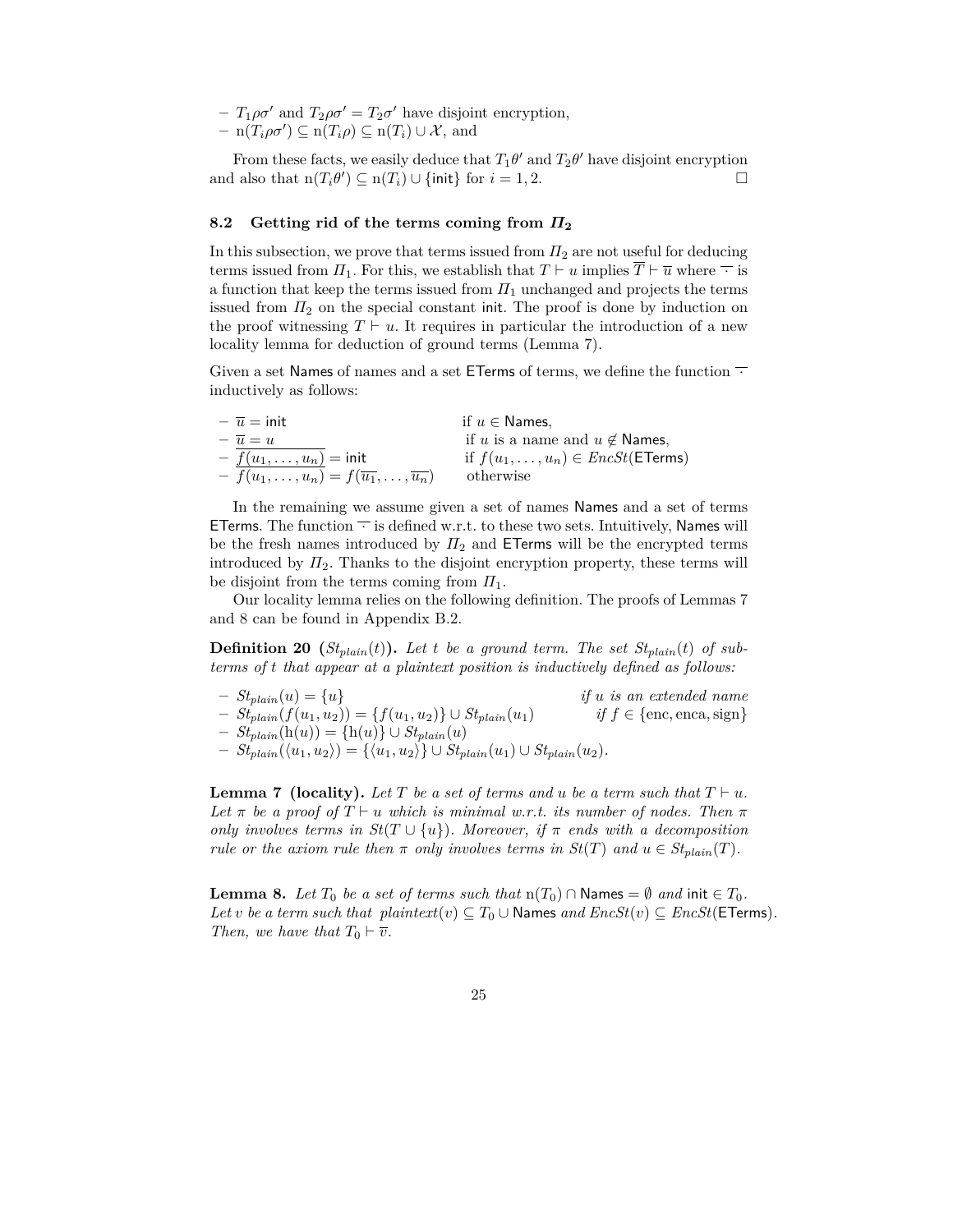- $T_1\rho\sigma'$ and $T_2\rho\sigma' = T_2\sigma'$ have disjoint encryption,
- $\mathrm{n}(T_i\rho\sigma') \subseteq \mathrm{n}(T_i\rho) \subseteq \mathrm{n}(T_i) \cup \mathcal{X}$, and

From these facts, we easily deduce that $T_1\theta'$ and $T_2\theta'$ have disjoint encryption and also that $\mathrm{n}(T_i\theta') \subseteq \mathrm{n}(T_i) \cup \{\mathsf{init}\}$ for $i = 1, 2$. □

### 8.2 Getting rid of the terms coming from $\Pi_2$

In this subsection, we prove that terms issued from $\Pi_2$ are not useful for deducing terms issued from $\Pi_1$. For this, we establish that $T \vdash u$ implies $\overline{T} \vdash \overline{u}$ where $\overline{\cdot}$ is a function that keep the terms issued from $\Pi_1$ unchanged and projects the terms issued from $\Pi_2$ on the special constant init. The proof is done by induction on the proof witnessing $T \vdash u$. It requires in particular the introduction of a new locality lemma for deduction of ground terms (Lemma 7).

Given a set Names of names and a set ETerms of terms, we define the function $\overline{\cdot}$ inductively as follows:

- $\overline{u} = \mathsf{init}$ if $u \in \mathsf{Names}$,
- $\overline{u} = u$ if $u$ is a name and $u \notin \mathsf{Names}$,
- $\overline{f(u_1, \ldots, u_n)} = \mathsf{init}$ if $f(u_1, \ldots, u_n) \in EncSt(\mathsf{ETerms})$
- $\overline{f(u_1, \ldots, u_n)} = f(\overline{u_1}, \ldots, \overline{u_n})$ otherwise

In the remaining we assume given a set of names Names and a set of terms ETerms. The function $\overline{\cdot}$ is defined w.r.t. to these two sets. Intuitively, Names will be the fresh names introduced by $\Pi_2$ and ETerms will be the encrypted terms introduced by $\Pi_2$. Thanks to the disjoint encryption property, these terms will be disjoint from the terms coming from $\Pi_1$.

Our locality lemma relies on the following definition. The proofs of Lemmas 7 and 8 can be found in Appendix B.2.

**Definition 20** (**$St_{plain}(t)$**)**.** *Let $t$ be a ground term. The set $St_{plain}(t)$ of subterms of $t$ that appear at a plaintext position is inductively defined as follows:*

- $St_{plain}(u) = \{u\}$ *if $u$ is an extended name*
- $St_{plain}(f(u_1, u_2)) = \{f(u_1, u_2)\} \cup St_{plain}(u_1)$ *if $f \in \{\mathrm{enc}, \mathrm{enca}, \mathrm{sign}\}$*
- $St_{plain}(\mathrm{h}(u)) = \{\mathrm{h}(u)\} \cup St_{plain}(u)$
- $St_{plain}(\langle u_1, u_2\rangle) = \{\langle u_1, u_2\rangle\} \cup St_{plain}(u_1) \cup St_{plain}(u_2)$.

**Lemma 7 (locality).** *Let $T$ be a set of terms and $u$ be a term such that $T \vdash u$. Let $\pi$ be a proof of $T \vdash u$ which is minimal w.r.t. its number of nodes. Then $\pi$ only involves terms in $St(T \cup \{u\})$. Moreover, if $\pi$ ends with a decomposition rule or the axiom rule then $\pi$ only involves terms in $St(T)$ and $u \in St_{plain}(T)$.*

**Lemma 8.** *Let $T_0$ be a set of terms such that $\mathrm{n}(T_0) \cap \mathsf{Names} = \emptyset$ and $\mathsf{init} \in T_0$. Let $v$ be a term such that $plaintext(v) \subseteq T_0 \cup \mathsf{Names}$ and $EncSt(v) \subseteq EncSt(\mathsf{ETerms})$. Then, we have that $T_0 \vdash \overline{v}$.*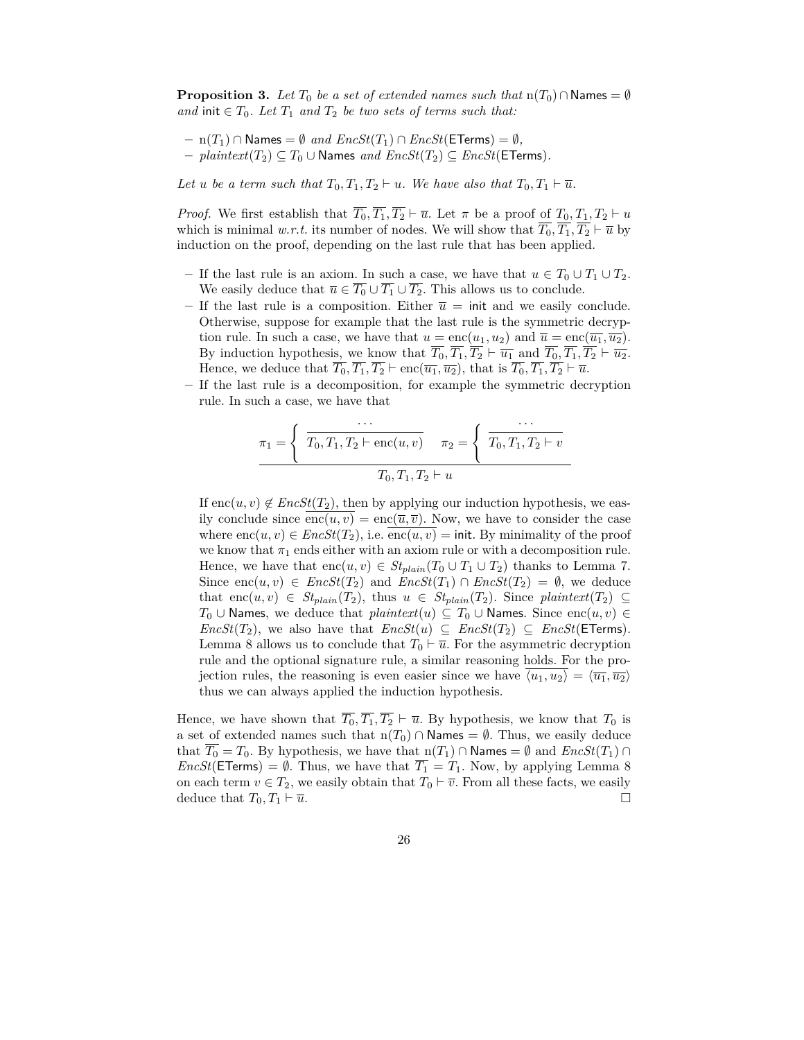**Proposition 3.** *Let $T_0$ be a set of extended names such that $\mathrm{n}(T_0) \cap \mathsf{Names} = \emptyset$ and $\mathsf{init} \in T_0$. Let $T_1$ and $T_2$ be two sets of terms such that:*

- $\mathrm{n}(T_1) \cap \mathsf{Names} = \emptyset$ *and* $\mathit{EncSt}(T_1) \cap \mathit{EncSt}(\mathsf{ETerms}) = \emptyset$,
- $\mathit{plaintext}(T_2) \subseteq T_0 \cup \mathsf{Names}$ *and* $\mathit{EncSt}(T_2) \subseteq \mathit{EncSt}(\mathsf{ETerms})$.

*Let $u$ be a term such that $T_0, T_1, T_2 \vdash u$. We have also that $T_0, T_1 \vdash \overline{u}$.*

*Proof.* We first establish that $\overline{T_0}, \overline{T_1}, \overline{T_2} \vdash \overline{u}$. Let $\pi$ be a proof of $T_0, T_1, T_2 \vdash u$ which is minimal *w.r.t.* its number of nodes. We will show that $\overline{T_0}, \overline{T_1}, \overline{T_2} \vdash \overline{u}$ by induction on the proof, depending on the last rule that has been applied.

- If the last rule is an axiom. In such a case, we have that $u \in T_0 \cup T_1 \cup T_2$. We easily deduce that $\overline{u} \in \overline{T_0} \cup \overline{T_1} \cup \overline{T_2}$. This allows us to conclude.
- If the last rule is a composition. Either $\overline{u} = \mathsf{init}$ and we easily conclude. Otherwise, suppose for example that the last rule is the symmetric decryption rule. In such a case, we have that $u = \mathrm{enc}(u_1, u_2)$ and $\overline{u} = \mathrm{enc}(\overline{u_1}, \overline{u_2})$. By induction hypothesis, we know that $\overline{T_0}, \overline{T_1}, \overline{T_2} \vdash \overline{u_1}$ and $\overline{T_0}, \overline{T_1}, \overline{T_2} \vdash \overline{u_2}$. Hence, we deduce that $\overline{T_0}, \overline{T_1}, \overline{T_2} \vdash \mathrm{enc}(\overline{u_1}, \overline{u_2})$, that is $\overline{T_0}, \overline{T_1}, \overline{T_2} \vdash \overline{u}$.
- If the last rule is a decomposition, for example the symmetric decryption rule. In such a case, we have that

$$\frac{\pi_1 = \left\{ \dfrac{\cdots}{T_0, T_1, T_2 \vdash \mathrm{enc}(u, v)} \right. \quad \pi_2 = \left\{ \dfrac{\cdots}{T_0, T_1, T_2 \vdash v} \right.}{T_0, T_1, T_2 \vdash u}$$

  If $\mathrm{enc}(u, v) \notin \mathit{EncSt}(T_2)$, then by applying our induction hypothesis, we easily conclude since $\overline{\mathrm{enc}(u, v)} = \mathrm{enc}(\overline{u}, \overline{v})$. Now, we have to consider the case where $\mathrm{enc}(u, v) \in \mathit{EncSt}(T_2)$, i.e. $\overline{\mathrm{enc}(u, v)} = \mathsf{init}$. By minimality of the proof we know that $\pi_1$ ends either with an axiom rule or with a decomposition rule. Hence, we have that $\mathrm{enc}(u, v) \in \mathit{St}_{plain}(T_0 \cup T_1 \cup T_2)$ thanks to Lemma 7. Since $\mathrm{enc}(u, v) \in \mathit{EncSt}(T_2)$ and $\mathit{EncSt}(T_1) \cap \mathit{EncSt}(T_2) = \emptyset$, we deduce that $\mathrm{enc}(u, v) \in \mathit{St}_{plain}(T_2)$, thus $u \in \mathit{St}_{plain}(T_2)$. Since $\mathit{plaintext}(T_2) \subseteq T_0 \cup \mathsf{Names}$, we deduce that $\mathit{plaintext}(u) \subseteq T_0 \cup \mathsf{Names}$. Since $\mathrm{enc}(u, v) \in \mathit{EncSt}(T_2)$, we also have that $\mathit{EncSt}(u) \subseteq \mathit{EncSt}(T_2) \subseteq \mathit{EncSt}(\mathsf{ETerms})$. Lemma 8 allows us to conclude that $T_0 \vdash \overline{u}$. For the asymmetric decryption rule and the optional signature rule, a similar reasoning holds. For the projection rules, the reasoning is even easier since we have $\overline{\langle u_1, u_2 \rangle} = \langle \overline{u_1}, \overline{u_2} \rangle$ thus we can always applied the induction hypothesis.

Hence, we have shown that $\overline{T_0}, \overline{T_1}, \overline{T_2} \vdash \overline{u}$. By hypothesis, we know that $T_0$ is a set of extended names such that $\mathrm{n}(T_0) \cap \mathsf{Names} = \emptyset$. Thus, we easily deduce that $\overline{T_0} = T_0$. By hypothesis, we have that $\mathrm{n}(T_1) \cap \mathsf{Names} = \emptyset$ and $\mathit{EncSt}(T_1) \cap \mathit{EncSt}(\mathsf{ETerms}) = \emptyset$. Thus, we have that $\overline{T_1} = T_1$. Now, by applying Lemma 8 on each term $v \in T_2$, we easily obtain that $T_0 \vdash \overline{v}$. From all these facts, we easily deduce that $T_0, T_1 \vdash \overline{u}$. □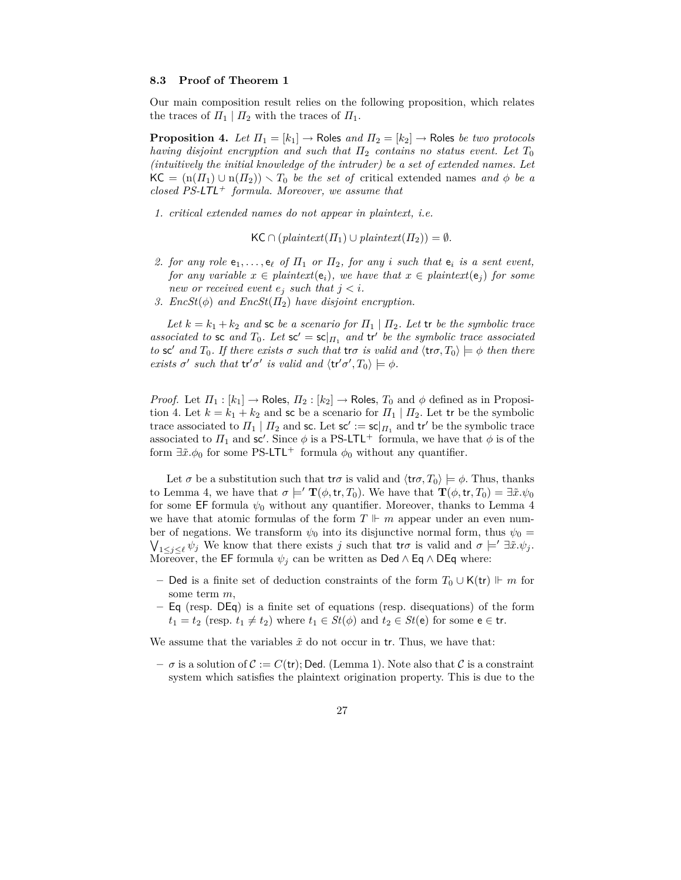### 8.3 Proof of Theorem 1

Our main composition result relies on the following proposition, which relates the traces of $\Pi_1 \mid \Pi_2$ with the traces of $\Pi_1$.

**Proposition 4.** *Let $\Pi_1 = [k_1] \to \mathsf{Roles}$ and $\Pi_2 = [k_2] \to \mathsf{Roles}$ be two protocols having disjoint encryption and such that $\Pi_2$ contains no status event. Let $T_0$ (intuitively the initial knowledge of the intruder) be a set of extended names. Let $\mathsf{KC} = (\mathrm{n}(\Pi_1) \cup \mathrm{n}(\Pi_2)) \smallsetminus T_0$ be the set of* critical *extended names and $\phi$ be a closed PS-$\mathsf{LTL}^+$ formula. Moreover, we assume that*

1. *critical extended names do not appear in plaintext, i.e.*

$$\mathsf{KC} \cap (\mathit{plaintext}(\Pi_1) \cup \mathit{plaintext}(\Pi_2)) = \emptyset.$$

2. *for any role $\mathsf{e}_1, \ldots, \mathsf{e}_\ell$ of $\Pi_1$ or $\Pi_2$, for any $i$ such that $\mathsf{e}_i$ is a sent event, for any variable $x \in \mathit{plaintext}(\mathsf{e}_i)$, we have that $x \in \mathit{plaintext}(\mathsf{e}_j)$ for some new or received event $e_j$ such that $j < i$.*
3. *$\mathit{EncSt}(\phi)$ and $\mathit{EncSt}(\Pi_2)$ have disjoint encryption.*

*Let $k = k_1 + k_2$ and $\mathsf{sc}$ be a scenario for $\Pi_1 \mid \Pi_2$. Let $\mathsf{tr}$ be the symbolic trace associated to $\mathsf{sc}$ and $T_0$. Let $\mathsf{sc}' = \mathsf{sc}|_{\Pi_1}$ and $\mathsf{tr}'$ be the symbolic trace associated to $\mathsf{sc}'$ and $T_0$. If there exists $\sigma$ such that $\mathsf{tr}\sigma$ is valid and $\langle \mathsf{tr}\sigma, T_0 \rangle \models \phi$ then there exists $\sigma'$ such that $\mathsf{tr}'\sigma'$ is valid and $\langle \mathsf{tr}'\sigma', T_0 \rangle \models \phi$.*

*Proof.* Let $\Pi_1 : [k_1] \to \mathsf{Roles}$, $\Pi_2 : [k_2] \to \mathsf{Roles}$, $T_0$ and $\phi$ defined as in Proposition 4. Let $k = k_1 + k_2$ and $\mathsf{sc}$ be a scenario for $\Pi_1 \mid \Pi_2$. Let $\mathsf{tr}$ be the symbolic trace associated to $\Pi_1 \mid \Pi_2$ and $\mathsf{sc}$. Let $\mathsf{sc}' := \mathsf{sc}|_{\Pi_1}$ and $\mathsf{tr}'$ be the symbolic trace associated to $\Pi_1$ and $\mathsf{sc}'$. Since $\phi$ is a PS-$\mathsf{LTL}^+$ formula, we have that $\phi$ is of the form $\exists \tilde{x}.\phi_0$ for some PS-$\mathsf{LTL}^+$ formula $\phi_0$ without any quantifier.

Let $\sigma$ be a substitution such that $\mathsf{tr}\sigma$ is valid and $\langle \mathsf{tr}\sigma, T_0 \rangle \models \phi$. Thus, thanks to Lemma 4, we have that $\sigma \models' \mathbf{T}(\phi, \mathsf{tr}, T_0)$. We have that $\mathbf{T}(\phi, \mathsf{tr}, T_0) = \exists \tilde{x}.\psi_0$ for some $\mathsf{EF}$ formula $\psi_0$ without any quantifier. Moreover, thanks to Lemma 4 we have that atomic formulas of the form $T \Vdash m$ appear under an even number of negations. We transform $\psi_0$ into its disjunctive normal form, thus $\psi_0 = \bigvee_{1 \leq j \leq \ell} \psi_j$ We know that there exists $j$ such that $\mathsf{tr}\sigma$ is valid and $\sigma \models' \exists \tilde{x}.\psi_j$. Moreover, the $\mathsf{EF}$ formula $\psi_j$ can be written as $\mathsf{Ded} \wedge \mathsf{Eq} \wedge \mathsf{DEq}$ where:

- $\mathsf{Ded}$ is a finite set of deduction constraints of the form $T_0 \cup \mathsf{K}(\mathsf{tr}) \Vdash m$ for some term $m$,
- $\mathsf{Eq}$ (resp. $\mathsf{DEq}$) is a finite set of equations (resp. disequations) of the form $t_1 = t_2$ (resp. $t_1 \neq t_2$) where $t_1 \in St(\phi)$ and $t_2 \in St(\mathsf{e})$ for some $\mathsf{e} \in \mathsf{tr}$.

We assume that the variables $\tilde{x}$ do not occur in $\mathsf{tr}$. Thus, we have that:

- $\sigma$ is a solution of $\mathcal{C} := C(\mathsf{tr}); \mathsf{Ded}$. (Lemma 1). Note also that $\mathcal{C}$ is a constraint system which satisfies the plaintext origination property. This is due to the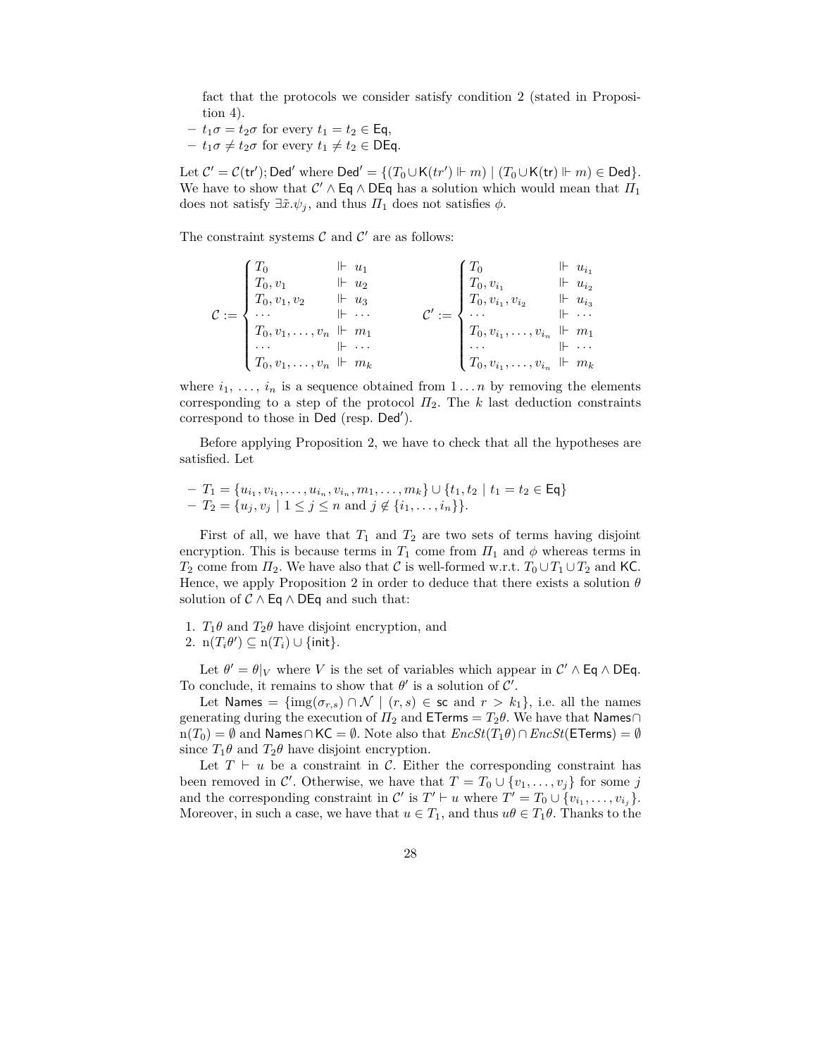fact that the protocols we consider satisfy condition 2 (stated in Proposition 4).

- $t_1\sigma = t_2\sigma$ for every $t_1 = t_2 \in \mathsf{Eq}$,
- $t_1\sigma \neq t_2\sigma$ for every $t_1 \neq t_2 \in \mathsf{DEq}$.

Let $\mathcal{C}' = \mathcal{C}(\mathsf{tr}'); \mathsf{Ded}'$ where $\mathsf{Ded}' = \{(T_0 \cup \mathsf{K}(tr') \Vdash m) \mid (T_0 \cup \mathsf{K}(\mathsf{tr}) \Vdash m) \in \mathsf{Ded}\}$. We have to show that $\mathcal{C}' \wedge \mathsf{Eq} \wedge \mathsf{DEq}$ has a solution which would mean that $\Pi_1$ does not satisfy $\exists \tilde{x}.\psi_j$, and thus $\Pi_1$ does not satisfies $\phi$.

The constraint systems $\mathcal{C}$ and $\mathcal{C}'$ are as follows:

$$
\mathcal{C} := \begin{cases}
T_0 & \Vdash\ u_1 \\
T_0, v_1 & \Vdash\ u_2 \\
T_0, v_1, v_2 & \Vdash\ u_3 \\
\cdots & \Vdash\ \cdots \\
T_0, v_1, \ldots, v_n & \Vdash\ m_1 \\
\cdots & \Vdash\ \cdots \\
T_0, v_1, \ldots, v_n & \Vdash\ m_k
\end{cases}
\qquad
\mathcal{C}' := \begin{cases}
T_0 & \Vdash\ u_{i_1} \\
T_0, v_{i_1} & \Vdash\ u_{i_2} \\
T_0, v_{i_1}, v_{i_2} & \Vdash\ u_{i_3} \\
\cdots & \Vdash\ \cdots \\
T_0, v_{i_1}, \ldots, v_{i_n} & \Vdash\ m_1 \\
\cdots & \Vdash\ \cdots \\
T_0, v_{i_1}, \ldots, v_{i_n} & \Vdash\ m_k
\end{cases}
$$

where $i_1, \ldots, i_n$ is a sequence obtained from $1 \ldots n$ by removing the elements corresponding to a step of the protocol $\Pi_2$. The $k$ last deduction constraints correspond to those in $\mathsf{Ded}$ (resp. $\mathsf{Ded}'$).

Before applying Proposition 2, we have to check that all the hypotheses are satisfied. Let

- $T_1 = \{u_{i_1}, v_{i_1}, \ldots, u_{i_n}, v_{i_n}, m_1, \ldots, m_k\} \cup \{t_1, t_2 \mid t_1 = t_2 \in \mathsf{Eq}\}$
- $T_2 = \{u_j, v_j \mid 1 \leq j \leq n \text{ and } j \notin \{i_1, \ldots, i_n\}\}$.

First of all, we have that $T_1$ and $T_2$ are two sets of terms having disjoint encryption. This is because terms in $T_1$ come from $\Pi_1$ and $\phi$ whereas terms in $T_2$ come from $\Pi_2$. We have also that $\mathcal{C}$ is well-formed w.r.t. $T_0 \cup T_1 \cup T_2$ and $\mathsf{KC}$. Hence, we apply Proposition 2 in order to deduce that there exists a solution $\theta$ solution of $\mathcal{C} \wedge \mathsf{Eq} \wedge \mathsf{DEq}$ and such that:

1. $T_1\theta$ and $T_2\theta$ have disjoint encryption, and
2. $\mathrm{n}(T_i\theta') \subseteq \mathrm{n}(T_i) \cup \{\mathsf{init}\}$.

Let $\theta' = \theta|_V$ where $V$ is the set of variables which appear in $\mathcal{C}' \wedge \mathsf{Eq} \wedge \mathsf{DEq}$. To conclude, it remains to show that $\theta'$ is a solution of $\mathcal{C}'$.

Let $\mathsf{Names} = \{\mathrm{img}(\sigma_{r,s}) \cap \mathcal{N} \mid (r,s) \in \mathsf{sc} \text{ and } r > k_1\}$, i.e. all the names generating during the execution of $\Pi_2$ and $\mathsf{ETerms} = T_2\theta$. We have that $\mathsf{Names} \cap \mathrm{n}(T_0) = \emptyset$ and $\mathsf{Names} \cap \mathsf{KC} = \emptyset$. Note also that $\mathit{EncSt}(T_1\theta) \cap \mathit{EncSt}(\mathsf{ETerms}) = \emptyset$ since $T_1\theta$ and $T_2\theta$ have disjoint encryption.

Let $T \vdash u$ be a constraint in $\mathcal{C}$. Either the corresponding constraint has been removed in $\mathcal{C}'$. Otherwise, we have that $T = T_0 \cup \{v_1, \ldots, v_j\}$ for some $j$ and the corresponding constraint in $\mathcal{C}'$ is $T' \vdash u$ where $T' = T_0 \cup \{v_{i_1}, \ldots, v_{i_j}\}$. Moreover, in such a case, we have that $u \in T_1$, and thus $u\theta \in T_1\theta$. Thanks to the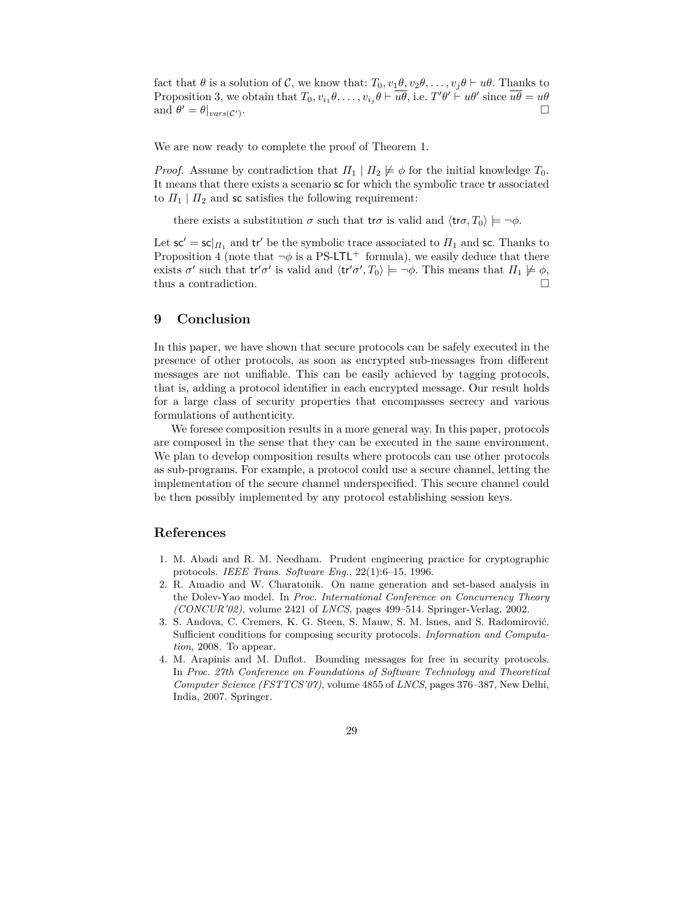fact that $\theta$ is a solution of $\mathcal{C}$, we know that: $T_0, v_1\theta, v_2\theta, \ldots, v_j\theta \vdash u\theta$. Thanks to Proposition 3, we obtain that $T_0, v_{i_1}\theta, \ldots, v_{i_j}\theta \vdash \overline{u\theta}$, i.e. $T'\theta' \vdash u\theta'$ since $\overline{u\theta} = u\theta$ and $\theta' = \theta|_{vars(\mathcal{C}')}$. □

We are now ready to complete the proof of Theorem 1.

*Proof.* Assume by contradiction that $\Pi_1 \mid \Pi_2 \not\models \phi$ for the initial knowledge $T_0$. It means that there exists a scenario $\mathsf{sc}$ for which the symbolic trace $\mathsf{tr}$ associated to $\Pi_1 \mid \Pi_2$ and $\mathsf{sc}$ satisfies the following requirement:

> there exists a substitution $\sigma$ such that $\mathsf{tr}\sigma$ is valid and $\langle \mathsf{tr}\sigma, T_0 \rangle \models \neg\phi$.

Let $\mathsf{sc}' = \mathsf{sc}|_{\Pi_1}$ and $\mathsf{tr}'$ be the symbolic trace associated to $\Pi_1$ and $\mathsf{sc}$. Thanks to Proposition 4 (note that $\neg\phi$ is a PS-$\mathsf{LTL}^+$ formula), we easily deduce that there exists $\sigma'$ such that $\mathsf{tr}'\sigma'$ is valid and $\langle \mathsf{tr}'\sigma', T_0 \rangle \models \neg\phi$. This means that $\Pi_1 \not\models \phi$, thus a contradiction. □

## 9 Conclusion

In this paper, we have shown that secure protocols can be safely executed in the presence of other protocols, as soon as encrypted sub-messages from different messages are not unifiable. This can be easily achieved by tagging protocols, that is, adding a protocol identifier in each encrypted message. Our result holds for a large class of security properties that encompasses secrecy and various formulations of authenticity.

We foresee composition results in a more general way. In this paper, protocols are composed in the sense that they can be executed in the same environment. We plan to develop composition results where protocols can use other protocols as sub-programs. For example, a protocol could use a secure channel, letting the implementation of the secure channel underspecified. This secure channel could be then possibly implemented by any protocol establishing session keys.

## References

1. M. Abadi and R. M. Needham. Prudent engineering practice for cryptographic protocols. *IEEE Trans. Software Eng.*, 22(1):6–15, 1996.
2. R. Amadio and W. Charatonik. On name generation and set-based analysis in the Dolev-Yao model. In *Proc. International Conference on Concurrency Theory (CONCUR'02)*, volume 2421 of *LNCS*, pages 499–514. Springer-Verlag, 2002.
3. S. Andova, C. Cremers, K. G. Steen, S. Mauw, S. M. lsnes, and S. Radomirović. Sufficient conditions for composing security protocols. *Information and Computation*, 2008. To appear.
4. M. Arapinis and M. Duflot. Bounding messages for free in security protocols. In *Proc. 27th Conference on Foundations of Software Technology and Theoretical Computer Science (FSTTCS'07)*, volume 4855 of *LNCS*, pages 376–387, New Delhi, India, 2007. Springer.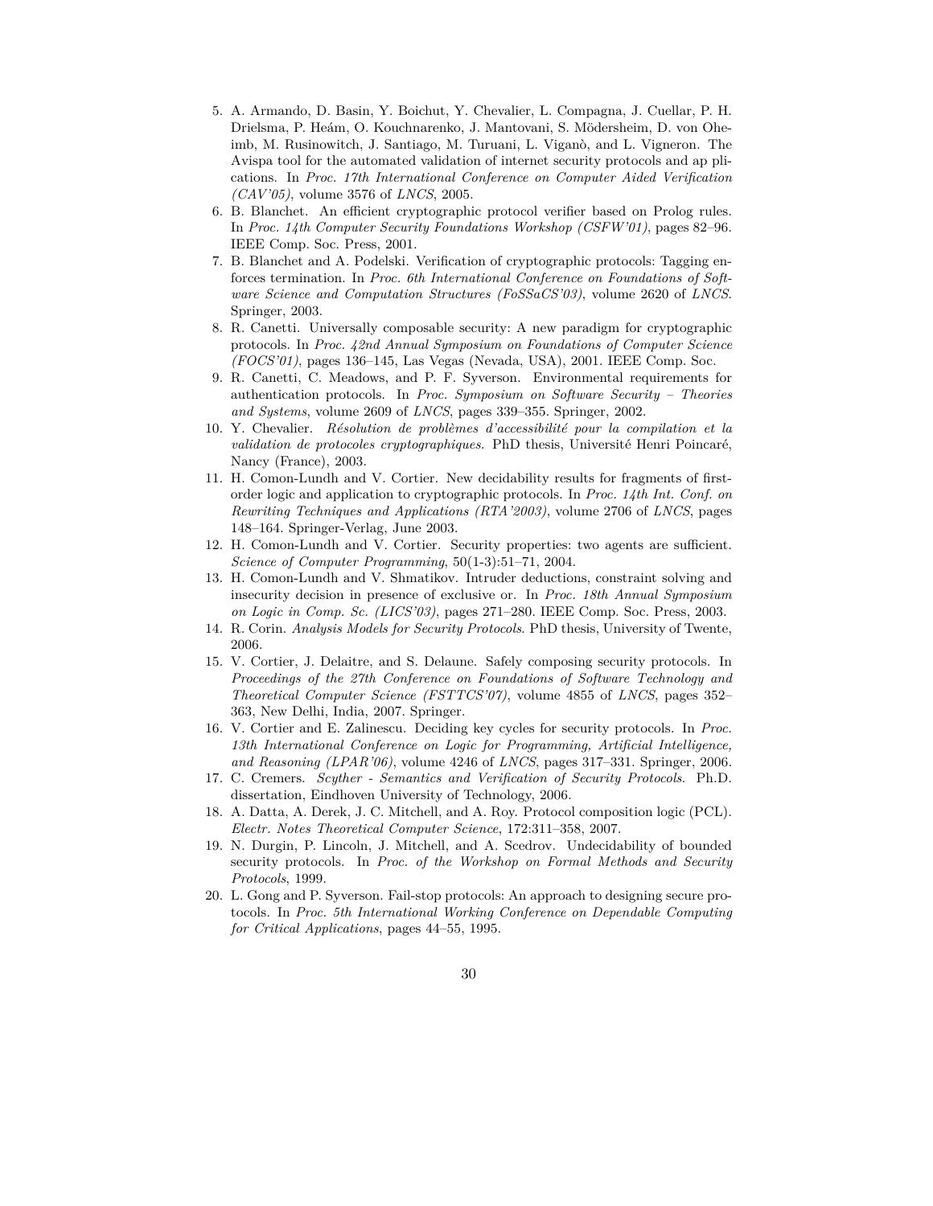5. A. Armando, D. Basin, Y. Boichut, Y. Chevalier, L. Compagna, J. Cuellar, P. H. Drielsma, P. Heám, O. Kouchnarenko, J. Mantovani, S. Mödersheim, D. von Oheimb, M. Rusinowitch, J. Santiago, M. Turuani, L. Viganò, and L. Vigneron. The Avispa tool for the automated validation of internet security protocols and ap plications. In *Proc. 17th International Conference on Computer Aided Verification (CAV'05)*, volume 3576 of *LNCS*, 2005.
6. B. Blanchet. An efficient cryptographic protocol verifier based on Prolog rules. In *Proc. 14th Computer Security Foundations Workshop (CSFW'01)*, pages 82–96. IEEE Comp. Soc. Press, 2001.
7. B. Blanchet and A. Podelski. Verification of cryptographic protocols: Tagging enforces termination. In *Proc. 6th International Conference on Foundations of Software Science and Computation Structures (FoSSaCS'03)*, volume 2620 of *LNCS*. Springer, 2003.
8. R. Canetti. Universally composable security: A new paradigm for cryptographic protocols. In *Proc. 42nd Annual Symposium on Foundations of Computer Science (FOCS'01)*, pages 136–145, Las Vegas (Nevada, USA), 2001. IEEE Comp. Soc.
9. R. Canetti, C. Meadows, and P. F. Syverson. Environmental requirements for authentication protocols. In *Proc. Symposium on Software Security – Theories and Systems*, volume 2609 of *LNCS*, pages 339–355. Springer, 2002.
10. Y. Chevalier. *Résolution de problèmes d'accessibilité pour la compilation et la validation de protocoles cryptographiques*. PhD thesis, Université Henri Poincaré, Nancy (France), 2003.
11. H. Comon-Lundh and V. Cortier. New decidability results for fragments of first-order logic and application to cryptographic protocols. In *Proc. 14th Int. Conf. on Rewriting Techniques and Applications (RTA'2003)*, volume 2706 of *LNCS*, pages 148–164. Springer-Verlag, June 2003.
12. H. Comon-Lundh and V. Cortier. Security properties: two agents are sufficient. *Science of Computer Programming*, 50(1-3):51–71, 2004.
13. H. Comon-Lundh and V. Shmatikov. Intruder deductions, constraint solving and insecurity decision in presence of exclusive or. In *Proc. 18th Annual Symposium on Logic in Comp. Sc. (LICS'03)*, pages 271–280. IEEE Comp. Soc. Press, 2003.
14. R. Corin. *Analysis Models for Security Protocols*. PhD thesis, University of Twente, 2006.
15. V. Cortier, J. Delaitre, and S. Delaune. Safely composing security protocols. In *Proceedings of the 27th Conference on Foundations of Software Technology and Theoretical Computer Science (FSTTCS'07)*, volume 4855 of *LNCS*, pages 352–363, New Delhi, India, 2007. Springer.
16. V. Cortier and E. Zalinescu. Deciding key cycles for security protocols. In *Proc. 13th International Conference on Logic for Programming, Artificial Intelligence, and Reasoning (LPAR'06)*, volume 4246 of *LNCS*, pages 317–331. Springer, 2006.
17. C. Cremers. *Scyther - Semantics and Verification of Security Protocols*. Ph.D. dissertation, Eindhoven University of Technology, 2006.
18. A. Datta, A. Derek, J. C. Mitchell, and A. Roy. Protocol composition logic (PCL). *Electr. Notes Theoretical Computer Science*, 172:311–358, 2007.
19. N. Durgin, P. Lincoln, J. Mitchell, and A. Scedrov. Undecidability of bounded security protocols. In *Proc. of the Workshop on Formal Methods and Security Protocols*, 1999.
20. L. Gong and P. Syverson. Fail-stop protocols: An approach to designing secure protocols. In *Proc. 5th International Working Conference on Dependable Computing for Critical Applications*, pages 44–55, 1995.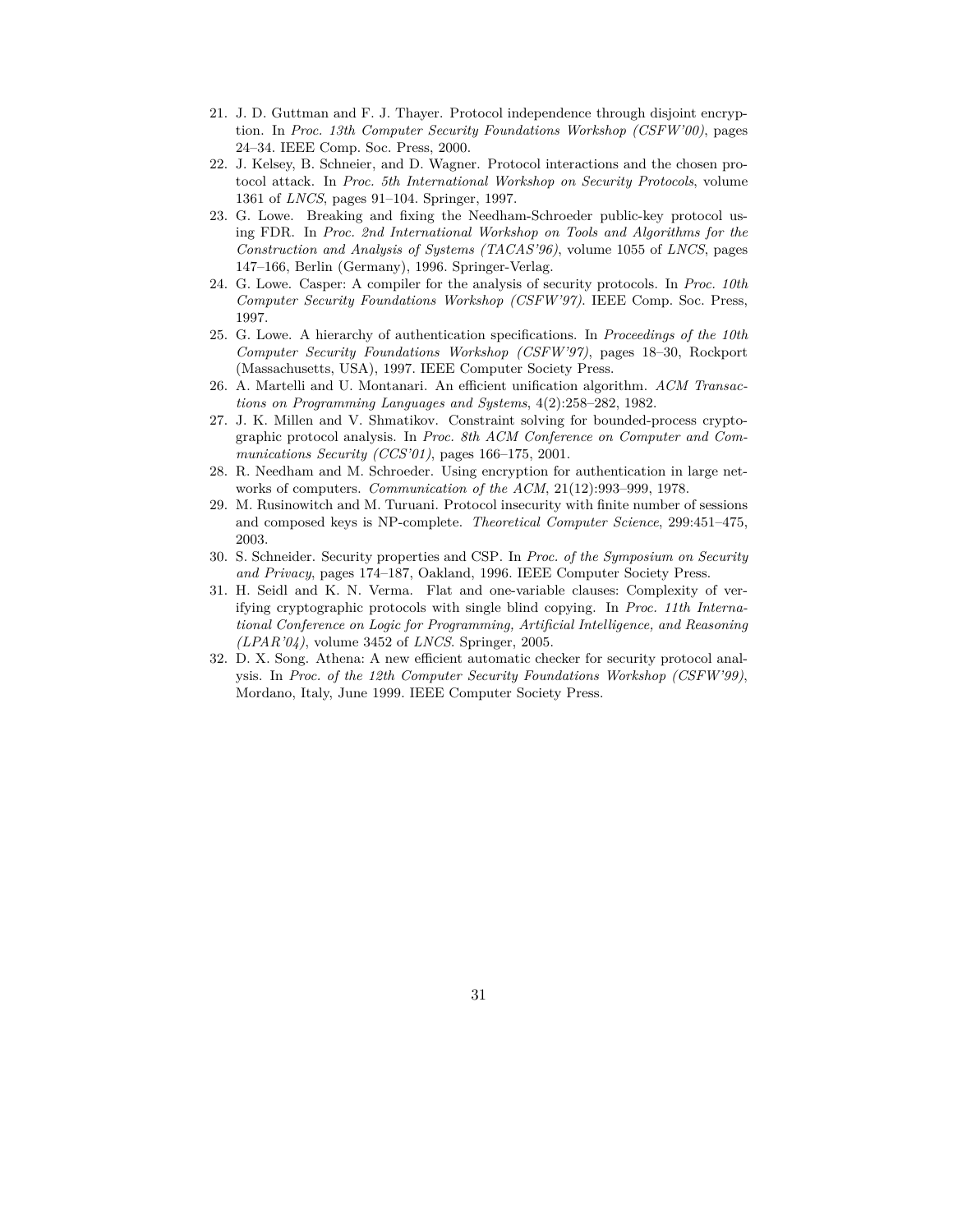21. J. D. Guttman and F. J. Thayer. Protocol independence through disjoint encryption. In *Proc. 13th Computer Security Foundations Workshop (CSFW'00)*, pages 24–34. IEEE Comp. Soc. Press, 2000.
22. J. Kelsey, B. Schneier, and D. Wagner. Protocol interactions and the chosen protocol attack. In *Proc. 5th International Workshop on Security Protocols*, volume 1361 of *LNCS*, pages 91–104. Springer, 1997.
23. G. Lowe. Breaking and fixing the Needham-Schroeder public-key protocol using FDR. In *Proc. 2nd International Workshop on Tools and Algorithms for the Construction and Analysis of Systems (TACAS'96)*, volume 1055 of *LNCS*, pages 147–166, Berlin (Germany), 1996. Springer-Verlag.
24. G. Lowe. Casper: A compiler for the analysis of security protocols. In *Proc. 10th Computer Security Foundations Workshop (CSFW'97)*. IEEE Comp. Soc. Press, 1997.
25. G. Lowe. A hierarchy of authentication specifications. In *Proceedings of the 10th Computer Security Foundations Workshop (CSFW'97)*, pages 18–30, Rockport (Massachusetts, USA), 1997. IEEE Computer Society Press.
26. A. Martelli and U. Montanari. An efficient unification algorithm. *ACM Transactions on Programming Languages and Systems*, 4(2):258–282, 1982.
27. J. K. Millen and V. Shmatikov. Constraint solving for bounded-process cryptographic protocol analysis. In *Proc. 8th ACM Conference on Computer and Communications Security (CCS'01)*, pages 166–175, 2001.
28. R. Needham and M. Schroeder. Using encryption for authentication in large networks of computers. *Communication of the ACM*, 21(12):993–999, 1978.
29. M. Rusinowitch and M. Turuani. Protocol insecurity with finite number of sessions and composed keys is NP-complete. *Theoretical Computer Science*, 299:451–475, 2003.
30. S. Schneider. Security properties and CSP. In *Proc. of the Symposium on Security and Privacy*, pages 174–187, Oakland, 1996. IEEE Computer Society Press.
31. H. Seidl and K. N. Verma. Flat and one-variable clauses: Complexity of verifying cryptographic protocols with single blind copying. In *Proc. 11th International Conference on Logic for Programming, Artificial Intelligence, and Reasoning (LPAR'04)*, volume 3452 of *LNCS*. Springer, 2005.
32. D. X. Song. Athena: A new efficient automatic checker for security protocol analysis. In *Proc. of the 12th Computer Security Foundations Workshop (CSFW'99)*, Mordano, Italy, June 1999. IEEE Computer Society Press.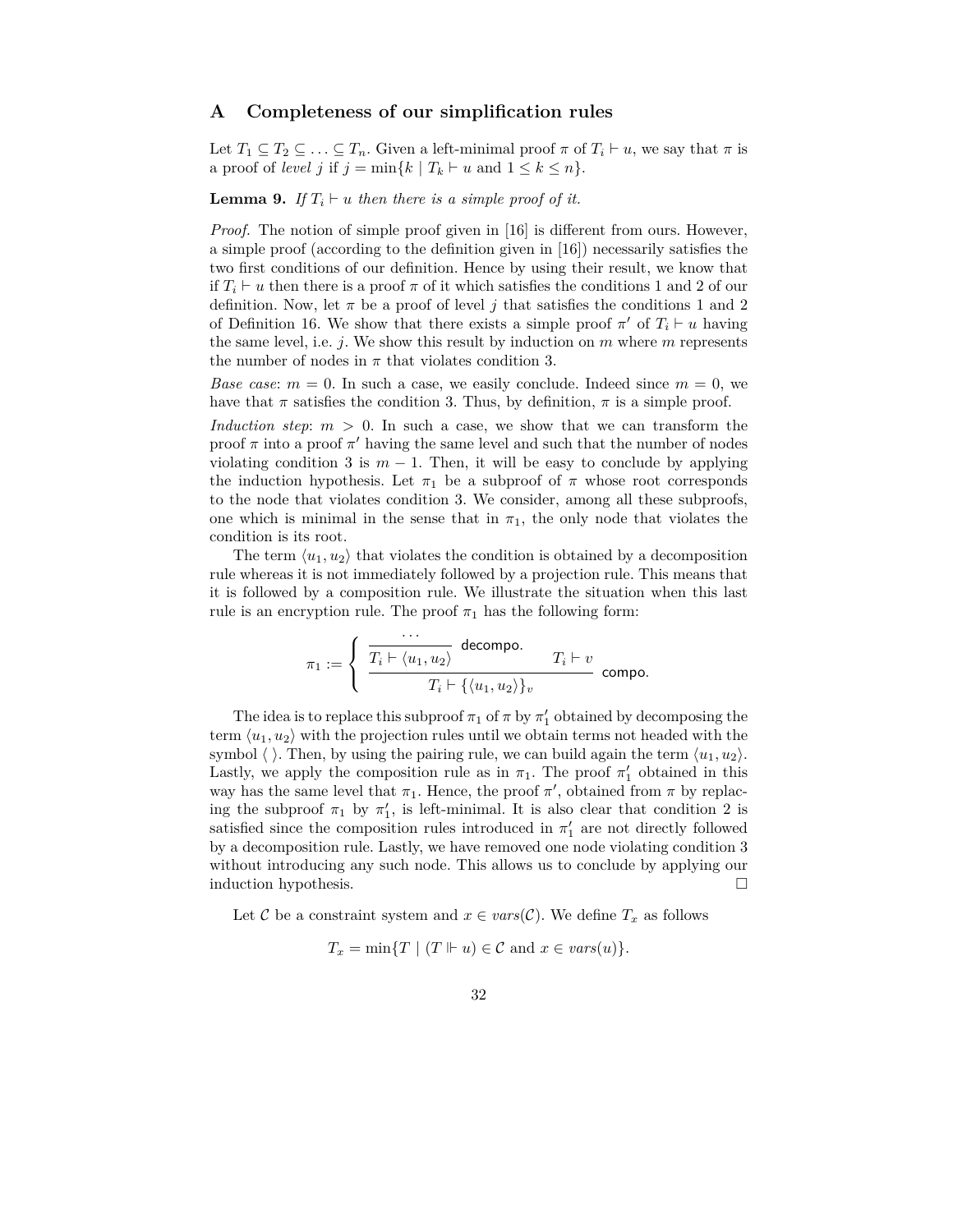# A Completeness of our simplification rules

Let $T_1 \subseteq T_2 \subseteq \ldots \subseteq T_n$. Given a left-minimal proof $\pi$ of $T_i \vdash u$, we say that $\pi$ is a proof of *level* $j$ if $j = \min\{k \mid T_k \vdash u \text{ and } 1 \leq k \leq n\}$.

**Lemma 9.** *If $T_i \vdash u$ then there is a simple proof of it.*

*Proof.* The notion of simple proof given in [16] is different from ours. However, a simple proof (according to the definition given in [16]) necessarily satisfies the two first conditions of our definition. Hence by using their result, we know that if $T_i \vdash u$ then there is a proof $\pi$ of it which satisfies the conditions 1 and 2 of our definition. Now, let $\pi$ be a proof of level $j$ that satisfies the conditions 1 and 2 of Definition 16. We show that there exists a simple proof $\pi'$ of $T_i \vdash u$ having the same level, i.e. $j$. We show this result by induction on $m$ where $m$ represents the number of nodes in $\pi$ that violates condition 3.

*Base case*: $m = 0$. In such a case, we easily conclude. Indeed since $m = 0$, we have that $\pi$ satisfies the condition 3. Thus, by definition, $\pi$ is a simple proof.

*Induction step*: $m > 0$. In such a case, we show that we can transform the proof $\pi$ into a proof $\pi'$ having the same level and such that the number of nodes violating condition 3 is $m - 1$. Then, it will be easy to conclude by applying the induction hypothesis. Let $\pi_1$ be a subproof of $\pi$ whose root corresponds to the node that violates condition 3. We consider, among all these subproofs, one which is minimal in the sense that in $\pi_1$, the only node that violates the condition is its root.

The term $\langle u_1, u_2 \rangle$ that violates the condition is obtained by a decomposition rule whereas it is not immediately followed by a projection rule. This means that it is followed by a composition rule. We illustrate the situation when this last rule is an encryption rule. The proof $\pi_1$ has the following form:

$$\pi_1 := \left\{ \dfrac{\dfrac{\cdots}{T_i \vdash \langle u_1, u_2 \rangle}\ \textsf{decompo.} \qquad T_i \vdash v}{T_i \vdash \{\langle u_1, u_2 \rangle\}_v}\ \textsf{compo.} \right.$$

The idea is to replace this subproof $\pi_1$ of $\pi$ by $\pi_1'$ obtained by decomposing the term $\langle u_1, u_2 \rangle$ with the projection rules until we obtain terms not headed with the symbol $\langle\ \rangle$. Then, by using the pairing rule, we can build again the term $\langle u_1, u_2 \rangle$. Lastly, we apply the composition rule as in $\pi_1$. The proof $\pi_1'$ obtained in this way has the same level that $\pi_1$. Hence, the proof $\pi'$, obtained from $\pi$ by replacing the subproof $\pi_1$ by $\pi_1'$, is left-minimal. It is also clear that condition 2 is satisfied since the composition rules introduced in $\pi_1'$ are not directly followed by a decomposition rule. Lastly, we have removed one node violating condition 3 without introducing any such node. This allows us to conclude by applying our induction hypothesis. $\square$

Let $\mathcal{C}$ be a constraint system and $x \in vars(\mathcal{C})$. We define $T_x$ as follows

$$T_x = \min\{T \mid (T \Vdash u) \in \mathcal{C} \text{ and } x \in vars(u)\}.$$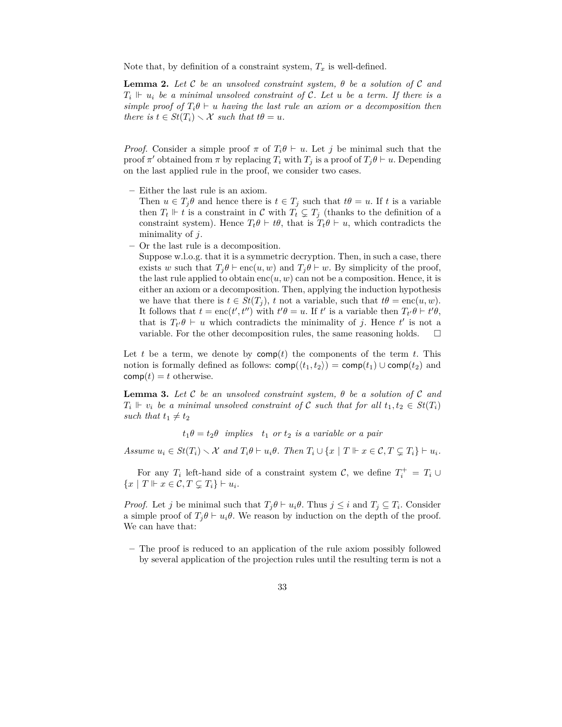Note that, by definition of a constraint system, $T_x$ is well-defined.

**Lemma 2.** *Let $\mathcal{C}$ be an unsolved constraint system, $\theta$ be a solution of $\mathcal{C}$ and $T_i \Vdash u_i$ be a minimal unsolved constraint of $\mathcal{C}$. Let $u$ be a term. If there is a simple proof of $T_i\theta \vdash u$ having the last rule an axiom or a decomposition then there is $t \in St(T_i) \smallsetminus \mathcal{X}$ such that $t\theta = u$.*

*Proof.* Consider a simple proof $\pi$ of $T_i\theta \vdash u$. Let $j$ be minimal such that the proof $\pi'$ obtained from $\pi$ by replacing $T_i$ with $T_j$ is a proof of $T_j\theta \vdash u$. Depending on the last applied rule in the proof, we consider two cases.

- Either the last rule is an axiom.
  Then $u \in T_j\theta$ and hence there is $t \in T_j$ such that $t\theta = u$. If $t$ is a variable then $T_t \Vdash t$ is a constraint in $\mathcal{C}$ with $T_t \subsetneq T_j$ (thanks to the definition of a constraint system). Hence $T_t\theta \vdash t\theta$, that is $T_t\theta \vdash u$, which contradicts the minimality of $j$.
- Or the last rule is a decomposition.
  Suppose w.l.o.g. that it is a symmetric decryption. Then, in such a case, there exists $w$ such that $T_j\theta \vdash \mathrm{enc}(u, w)$ and $T_j\theta \vdash w$. By simplicity of the proof, the last rule applied to obtain $\mathrm{enc}(u, w)$ can not be a composition. Hence, it is either an axiom or a decomposition. Then, applying the induction hypothesis we have that there is $t \in St(T_j)$, $t$ not a variable, such that $t\theta = \mathrm{enc}(u, w)$. It follows that $t = \mathrm{enc}(t', t'')$ with $t'\theta = u$. If $t'$ is a variable then $T_{t'}\theta \vdash t'\theta$, that is $T_{t'}\theta \vdash u$ which contradicts the minimality of $j$. Hence $t'$ is not a variable. For the other decomposition rules, the same reasoning holds. $\square$

Let $t$ be a term, we denote by $\mathsf{comp}(t)$ the components of the term $t$. This notion is formally defined as follows: $\mathsf{comp}(\langle t_1, t_2\rangle) = \mathsf{comp}(t_1) \cup \mathsf{comp}(t_2)$ and $\mathsf{comp}(t) = t$ otherwise.

**Lemma 3.** *Let $\mathcal{C}$ be an unsolved constraint system, $\theta$ be a solution of $\mathcal{C}$ and $T_i \Vdash v_i$ be a minimal unsolved constraint of $\mathcal{C}$ such that for all $t_1, t_2 \in St(T_i)$ such that $t_1 \neq t_2$*

$$t_1\theta = t_2\theta \ \ \textit{implies} \ \ t_1 \textit{ or } t_2 \textit{ is a variable or a pair}$$

*Assume $u_i \in St(T_i) \smallsetminus \mathcal{X}$ and $T_i\theta \vdash u_i\theta$. Then $T_i \cup \{x \mid T \Vdash x \in \mathcal{C}, T \subsetneq T_i\} \vdash u_i$.*

For any $T_i$ left-hand side of a constraint system $\mathcal{C}$, we define $T_i^+ = T_i \cup \{x \mid T \Vdash x \in \mathcal{C}, T \subsetneq T_i\} \vdash u_i$.

*Proof.* Let $j$ be minimal such that $T_j\theta \vdash u_i\theta$. Thus $j \leq i$ and $T_j \subseteq T_i$. Consider a simple proof of $T_j\theta \vdash u_i\theta$. We reason by induction on the depth of the proof. We can have that:

- The proof is reduced to an application of the rule axiom possibly followed by several application of the projection rules until the resulting term is not a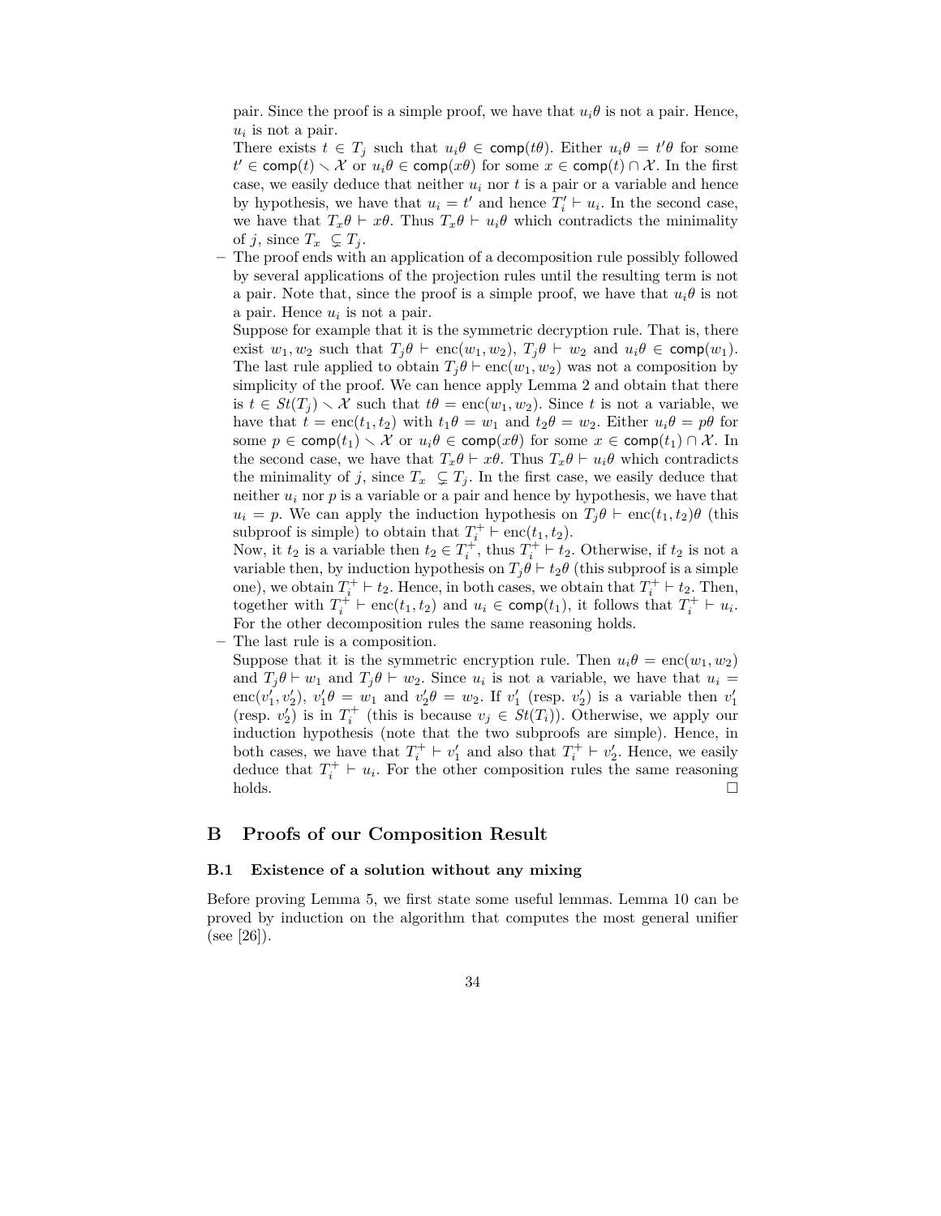pair. Since the proof is a simple proof, we have that $u_i\theta$ is not a pair. Hence, $u_i$ is not a pair.
There exists $t \in T_j$ such that $u_i\theta \in \mathsf{comp}(t\theta)$. Either $u_i\theta = t'\theta$ for some $t' \in \mathsf{comp}(t) \smallsetminus \mathcal{X}$ or $u_i\theta \in \mathsf{comp}(x\theta)$ for some $x \in \mathsf{comp}(t) \cap \mathcal{X}$. In the first case, we easily deduce that neither $u_i$ nor $t$ is a pair or a variable and hence by hypothesis, we have that $u_i = t'$ and hence $T'_i \vdash u_i$. In the second case, we have that $T_x\theta \vdash x\theta$. Thus $T_x\theta \vdash u_i\theta$ which contradicts the minimality of $j$, since $T_x \subsetneq T_j$.

– The proof ends with an application of a decomposition rule possibly followed by several applications of the projection rules until the resulting term is not a pair. Note that, since the proof is a simple proof, we have that $u_i\theta$ is not a pair. Hence $u_i$ is not a pair.
Suppose for example that it is the symmetric decryption rule. That is, there exist $w_1, w_2$ such that $T_j\theta \vdash \mathrm{enc}(w_1, w_2)$, $T_j\theta \vdash w_2$ and $u_i\theta \in \mathsf{comp}(w_1)$. The last rule applied to obtain $T_j\theta \vdash \mathrm{enc}(w_1, w_2)$ was not a composition by simplicity of the proof. We can hence apply Lemma 2 and obtain that there is $t \in St(T_j) \smallsetminus \mathcal{X}$ such that $t\theta = \mathrm{enc}(w_1, w_2)$. Since $t$ is not a variable, we have that $t = \mathrm{enc}(t_1, t_2)$ with $t_1\theta = w_1$ and $t_2\theta = w_2$. Either $u_i\theta = p\theta$ for some $p \in \mathsf{comp}(t_1) \smallsetminus \mathcal{X}$ or $u_i\theta \in \mathsf{comp}(x\theta)$ for some $x \in \mathsf{comp}(t_1) \cap \mathcal{X}$. In the second case, we have that $T_x\theta \vdash x\theta$. Thus $T_x\theta \vdash u_i\theta$ which contradicts the minimality of $j$, since $T_x \subsetneq T_j$. In the first case, we easily deduce that neither $u_i$ nor $p$ is a variable or a pair and hence by hypothesis, we have that $u_i = p$. We can apply the induction hypothesis on $T_j\theta \vdash \mathrm{enc}(t_1, t_2)\theta$ (this subproof is simple) to obtain that $T_i^+ \vdash \mathrm{enc}(t_1, t_2)$.
Now, it $t_2$ is a variable then $t_2 \in T_i^+$, thus $T_i^+ \vdash t_2$. Otherwise, if $t_2$ is not a variable then, by induction hypothesis on $T_j\theta \vdash t_2\theta$ (this subproof is a simple one), we obtain $T_i^+ \vdash t_2$. Hence, in both cases, we obtain that $T_i^+ \vdash t_2$. Then, together with $T_i^+ \vdash \mathrm{enc}(t_1, t_2)$ and $u_i \in \mathsf{comp}(t_1)$, it follows that $T_i^+ \vdash u_i$. For the other decomposition rules the same reasoning holds.

– The last rule is a composition.
Suppose that it is the symmetric encryption rule. Then $u_i\theta = \mathrm{enc}(w_1, w_2)$ and $T_j\theta \vdash w_1$ and $T_j\theta \vdash w_2$. Since $u_i$ is not a variable, we have that $u_i = \mathrm{enc}(v'_1, v'_2)$, $v'_1\theta = w_1$ and $v'_2\theta = w_2$. If $v'_1$ (resp. $v'_2$) is a variable then $v'_1$ (resp. $v'_2$) is in $T_i^+$ (this is because $v_j \in St(T_i)$). Otherwise, we apply our induction hypothesis (note that the two subproofs are simple). Hence, in both cases, we have that $T_i^+ \vdash v'_1$ and also that $T_i^+ \vdash v'_2$. Hence, we easily deduce that $T_i^+ \vdash u_i$. For the other composition rules the same reasoning holds. □

## B Proofs of our Composition Result

### B.1 Existence of a solution without any mixing

Before proving Lemma 5, we first state some useful lemmas. Lemma 10 can be proved by induction on the algorithm that computes the most general unifier (see [26]).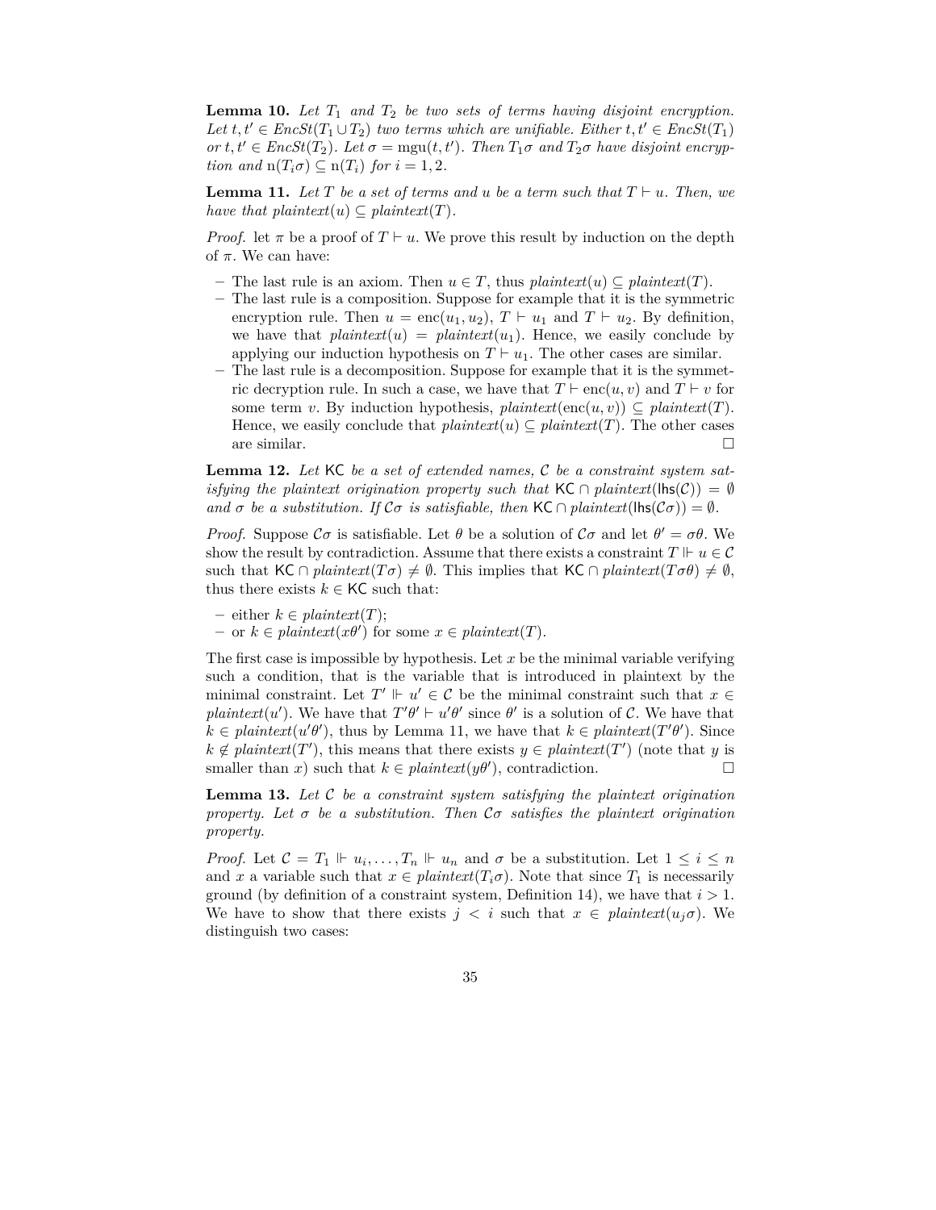**Lemma 10.** *Let $T_1$ and $T_2$ be two sets of terms having disjoint encryption. Let $t, t' \in EncSt(T_1 \cup T_2)$ two terms which are unifiable. Either $t, t' \in EncSt(T_1)$ or $t, t' \in EncSt(T_2)$. Let $\sigma = \mathrm{mgu}(t, t')$. Then $T_1\sigma$ and $T_2\sigma$ have disjoint encryption and $\mathrm{n}(T_i\sigma) \subseteq \mathrm{n}(T_i)$ for $i = 1, 2$.*

**Lemma 11.** *Let $T$ be a set of terms and $u$ be a term such that $T \vdash u$. Then, we have that $plaintext(u) \subseteq plaintext(T)$.*

*Proof.* let $\pi$ be a proof of $T \vdash u$. We prove this result by induction on the depth of $\pi$. We can have:

- The last rule is an axiom. Then $u \in T$, thus $plaintext(u) \subseteq plaintext(T)$.
- The last rule is a composition. Suppose for example that it is the symmetric encryption rule. Then $u = \mathrm{enc}(u_1, u_2)$, $T \vdash u_1$ and $T \vdash u_2$. By definition, we have that $plaintext(u) = plaintext(u_1)$. Hence, we easily conclude by applying our induction hypothesis on $T \vdash u_1$. The other cases are similar.
- The last rule is a decomposition. Suppose for example that it is the symmetric decryption rule. In such a case, we have that $T \vdash \mathrm{enc}(u, v)$ and $T \vdash v$ for some term $v$. By induction hypothesis, $plaintext(\mathrm{enc}(u, v)) \subseteq plaintext(T)$. Hence, we easily conclude that $plaintext(u) \subseteq plaintext(T)$. The other cases are similar. $\square$

**Lemma 12.** *Let $\mathsf{KC}$ be a set of extended names, $\mathcal{C}$ be a constraint system satisfying the plaintext origination property such that $\mathsf{KC} \cap plaintext(\mathsf{lhs}(\mathcal{C})) = \emptyset$ and $\sigma$ be a substitution. If $\mathcal{C}\sigma$ is satisfiable, then $\mathsf{KC} \cap plaintext(\mathsf{lhs}(\mathcal{C}\sigma)) = \emptyset$.*

*Proof.* Suppose $\mathcal{C}\sigma$ is satisfiable. Let $\theta$ be a solution of $\mathcal{C}\sigma$ and let $\theta' = \sigma\theta$. We show the result by contradiction. Assume that there exists a constraint $T \Vdash u \in \mathcal{C}$ such that $\mathsf{KC} \cap plaintext(T\sigma) \neq \emptyset$. This implies that $\mathsf{KC} \cap plaintext(T\sigma\theta) \neq \emptyset$, thus there exists $k \in \mathsf{KC}$ such that:

- either $k \in plaintext(T)$;
- or $k \in plaintext(x\theta')$ for some $x \in plaintext(T)$.

The first case is impossible by hypothesis. Let $x$ be the minimal variable verifying such a condition, that is the variable that is introduced in plaintext by the minimal constraint. Let $T' \Vdash u' \in \mathcal{C}$ be the minimal constraint such that $x \in plaintext(u')$. We have that $T'\theta' \vdash u'\theta'$ since $\theta'$ is a solution of $\mathcal{C}$. We have that $k \in plaintext(u'\theta')$, thus by Lemma 11, we have that $k \in plaintext(T'\theta')$. Since $k \notin plaintext(T')$, this means that there exists $y \in plaintext(T')$ (note that $y$ is smaller than $x$) such that $k \in plaintext(y\theta')$, contradiction. $\square$

**Lemma 13.** *Let $\mathcal{C}$ be a constraint system satisfying the plaintext origination property. Let $\sigma$ be a substitution. Then $\mathcal{C}\sigma$ satisfies the plaintext origination property.*

*Proof.* Let $\mathcal{C} = T_1 \Vdash u_i, \ldots, T_n \Vdash u_n$ and $\sigma$ be a substitution. Let $1 \leq i \leq n$ and $x$ a variable such that $x \in plaintext(T_i\sigma)$. Note that since $T_1$ is necessarily ground (by definition of a constraint system, Definition 14), we have that $i > 1$. We have to show that there exists $j < i$ such that $x \in plaintext(u_j\sigma)$. We distinguish two cases: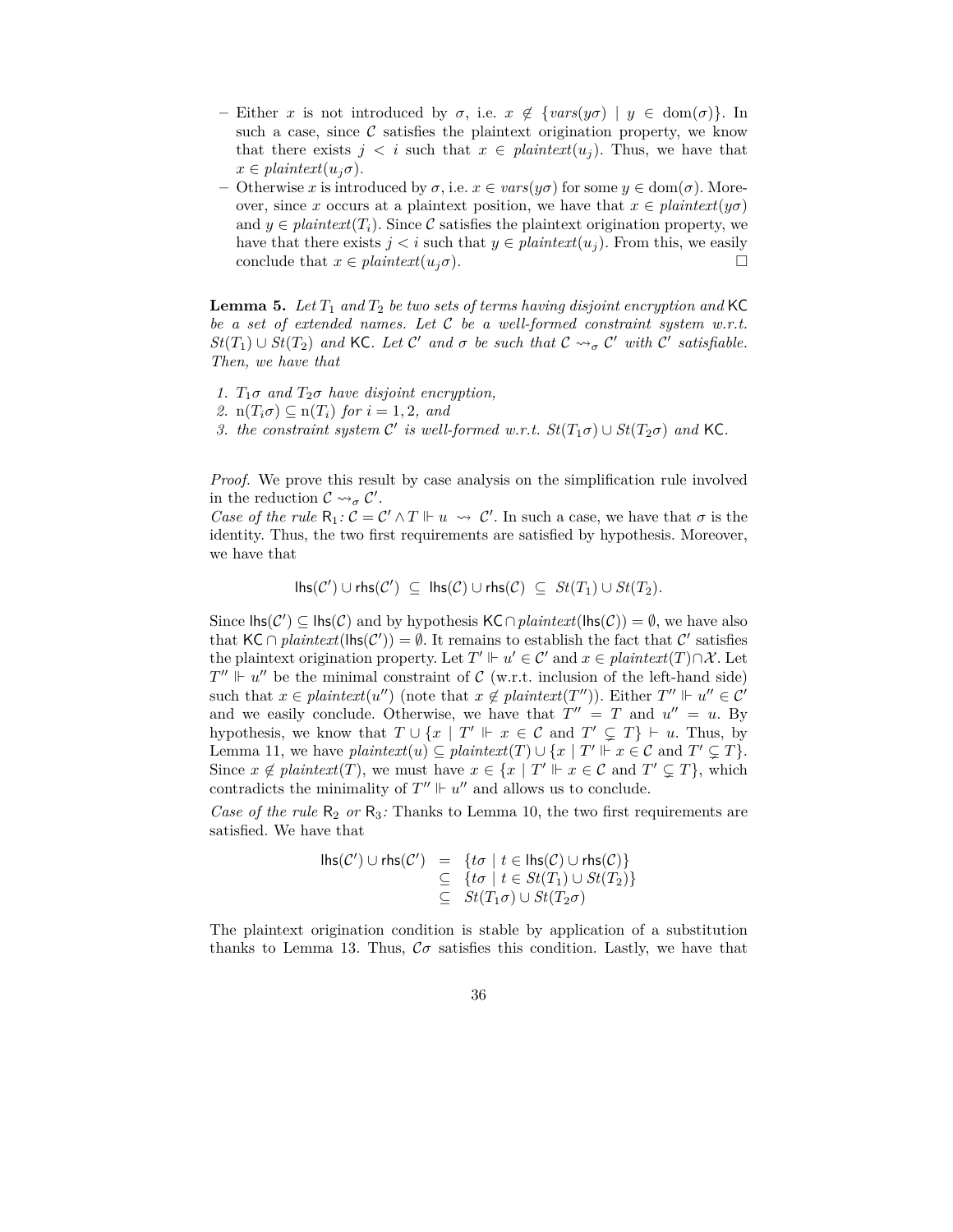– Either $x$ is not introduced by $\sigma$, i.e. $x \notin \{vars(y\sigma) \mid y \in \mathrm{dom}(\sigma)\}$. In such a case, since $\mathcal{C}$ satisfies the plaintext origination property, we know that there exists $j < i$ such that $x \in plaintext(u_j)$. Thus, we have that $x \in plaintext(u_j\sigma)$.

– Otherwise $x$ is introduced by $\sigma$, i.e. $x \in vars(y\sigma)$ for some $y \in \mathrm{dom}(\sigma)$. Moreover, since $x$ occurs at a plaintext position, we have that $x \in plaintext(y\sigma)$ and $y \in plaintext(T_i)$. Since $\mathcal{C}$ satisfies the plaintext origination property, we have that there exists $j < i$ such that $y \in plaintext(u_j)$. From this, we easily conclude that $x \in plaintext(u_j\sigma)$. $\square$

**Lemma 5.** *Let $T_1$ and $T_2$ be two sets of terms having disjoint encryption and $\mathsf{KC}$ be a set of extended names. Let $\mathcal{C}$ be a well-formed constraint system w.r.t. $St(T_1) \cup St(T_2)$ and $\mathsf{KC}$. Let $\mathcal{C}'$ and $\sigma$ be such that $\mathcal{C} \rightsquigarrow_\sigma \mathcal{C}'$ with $\mathcal{C}'$ satisfiable. Then, we have that*

1. *$T_1\sigma$ and $T_2\sigma$ have disjoint encryption,*
2. *$\mathrm{n}(T_i\sigma) \subseteq \mathrm{n}(T_i)$ for $i = 1, 2$, and*
3. *the constraint system $\mathcal{C}'$ is well-formed w.r.t. $St(T_1\sigma) \cup St(T_2\sigma)$ and $\mathsf{KC}$.*

*Proof.* We prove this result by case analysis on the simplification rule involved in the reduction $\mathcal{C} \rightsquigarrow_\sigma \mathcal{C}'$.

*Case of the rule* $\mathsf{R}_1$*:* $\mathcal{C} = \mathcal{C}' \wedge T \Vdash u \rightsquigarrow \mathcal{C}'$. In such a case, we have that $\sigma$ is the identity. Thus, the two first requirements are satisfied by hypothesis. Moreover, we have that

$$\mathsf{lhs}(\mathcal{C}') \cup \mathsf{rhs}(\mathcal{C}') \subseteq \mathsf{lhs}(\mathcal{C}) \cup \mathsf{rhs}(\mathcal{C}) \subseteq St(T_1) \cup St(T_2).$$

Since $\mathsf{lhs}(\mathcal{C}') \subseteq \mathsf{lhs}(\mathcal{C})$ and by hypothesis $\mathsf{KC} \cap plaintext(\mathsf{lhs}(\mathcal{C})) = \emptyset$, we have also that $\mathsf{KC} \cap plaintext(\mathsf{lhs}(\mathcal{C}')) = \emptyset$. It remains to establish the fact that $\mathcal{C}'$ satisfies the plaintext origination property. Let $T' \Vdash u' \in \mathcal{C}'$ and $x \in plaintext(T) \cap \mathcal{X}$. Let $T'' \Vdash u''$ be the minimal constraint of $\mathcal{C}$ (w.r.t. inclusion of the left-hand side) such that $x \in plaintext(u'')$ (note that $x \notin plaintext(T'')$). Either $T'' \Vdash u'' \in \mathcal{C}'$ and we easily conclude. Otherwise, we have that $T'' = T$ and $u'' = u$. By hypothesis, we know that $T \cup \{x \mid T' \Vdash x \in \mathcal{C} \text{ and } T' \subsetneq T\} \vdash u$. Thus, by Lemma 11, we have $plaintext(u) \subseteq plaintext(T) \cup \{x \mid T' \Vdash x \in \mathcal{C} \text{ and } T' \subsetneq T\}$. Since $x \notin plaintext(T)$, we must have $x \in \{x \mid T' \Vdash x \in \mathcal{C} \text{ and } T' \subsetneq T\}$, which contradicts the minimality of $T'' \Vdash u''$ and allows us to conclude.

*Case of the rule* $\mathsf{R}_2$ *or* $\mathsf{R}_3$*:* Thanks to Lemma 10, the two first requirements are satisfied. We have that

$$\begin{array}{rcl} \mathsf{lhs}(\mathcal{C}') \cup \mathsf{rhs}(\mathcal{C}') & = & \{t\sigma \mid t \in \mathsf{lhs}(\mathcal{C}) \cup \mathsf{rhs}(\mathcal{C})\} \\ & \subseteq & \{t\sigma \mid t \in St(T_1) \cup St(T_2)\} \\ & \subseteq & St(T_1\sigma) \cup St(T_2\sigma) \end{array}$$

The plaintext origination condition is stable by application of a substitution thanks to Lemma 13. Thus, $\mathcal{C}\sigma$ satisfies this condition. Lastly, we have that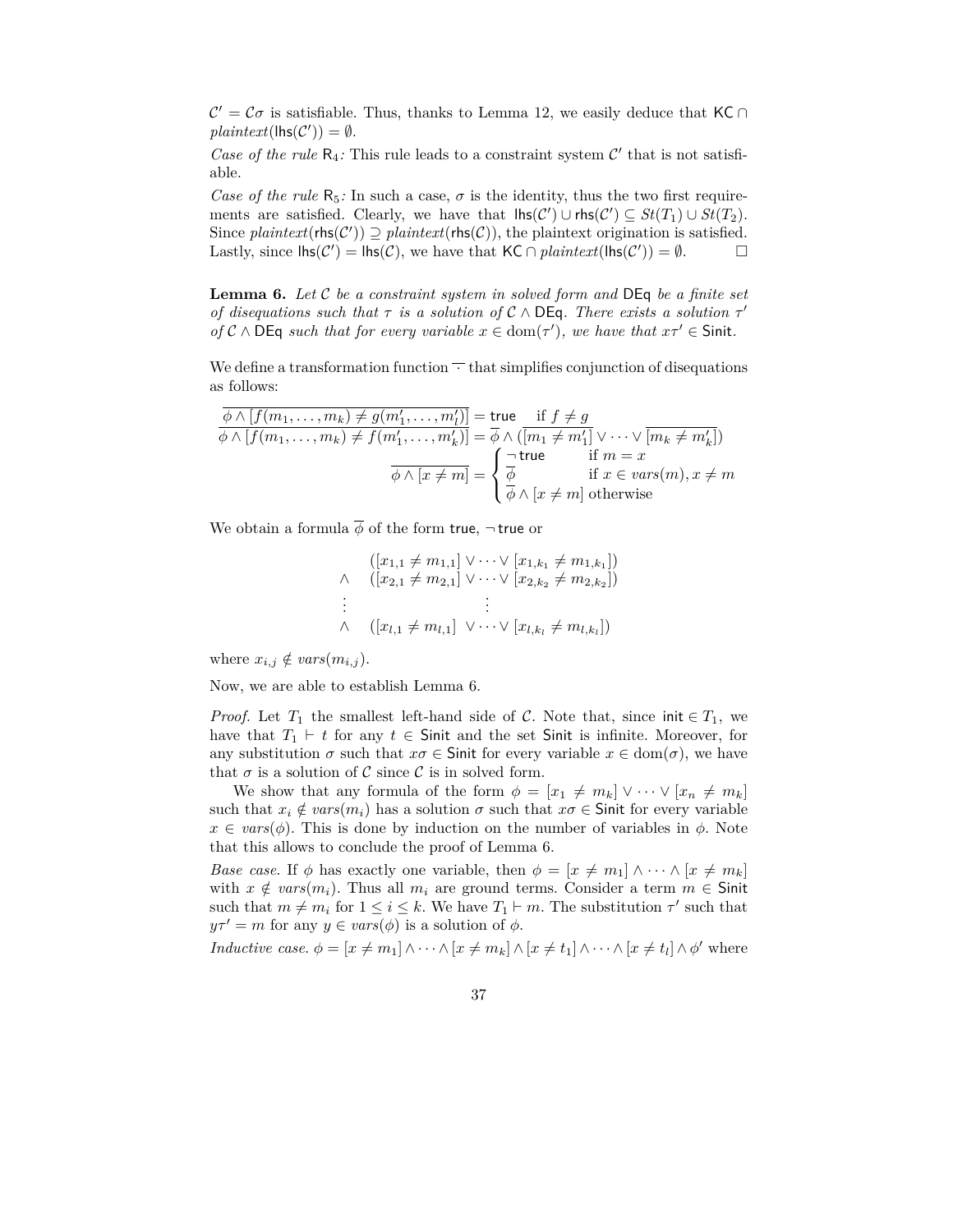$\mathcal{C}' = \mathcal{C}\sigma$ is satisfiable. Thus, thanks to Lemma 12, we easily deduce that $\mathsf{KC} \cap \mathit{plaintext}(\mathsf{lhs}(\mathcal{C}')) = \emptyset$.

*Case of the rule* $\mathsf{R}_4$*:* This rule leads to a constraint system $\mathcal{C}'$ that is not satisfiable.

*Case of the rule* $\mathsf{R}_5$*:* In such a case, $\sigma$ is the identity, thus the two first requirements are satisfied. Clearly, we have that $\mathsf{lhs}(\mathcal{C}') \cup \mathsf{rhs}(\mathcal{C}') \subseteq St(T_1) \cup St(T_2)$. Since $\mathit{plaintext}(\mathsf{rhs}(\mathcal{C}')) \supseteq \mathit{plaintext}(\mathsf{rhs}(\mathcal{C}))$, the plaintext origination is satisfied. Lastly, since $\mathsf{lhs}(\mathcal{C}') = \mathsf{lhs}(\mathcal{C})$, we have that $\mathsf{KC} \cap \mathit{plaintext}(\mathsf{lhs}(\mathcal{C}')) = \emptyset$. $\square$

**Lemma 6.** *Let $\mathcal{C}$ be a constraint system in solved form and $\mathsf{DEq}$ be a finite set of disequations such that $\tau$ is a solution of $\mathcal{C} \wedge \mathsf{DEq}$. There exists a solution $\tau'$ of $\mathcal{C} \wedge \mathsf{DEq}$ such that for every variable $x \in \mathrm{dom}(\tau')$, we have that $x\tau' \in \mathsf{Sinit}$.*

We define a transformation function $\overline{\cdot}$ that simplifies conjunction of disequations as follows:

$$
\begin{aligned}
\overline{\phi \wedge [f(m_1, \ldots, m_k) \neq g(m'_1, \ldots, m'_l)]} &= \mathsf{true} \quad \text{if } f \neq g \\
\overline{\phi \wedge [f(m_1, \ldots, m_k) \neq f(m'_1, \ldots, m'_k)]} &= \overline{\phi} \wedge (\overline{[m_1 \neq m'_1]} \vee \cdots \vee \overline{[m_k \neq m'_k]}) \\
\overline{\phi \wedge [x \neq m]} &= \begin{cases} \neg\,\mathsf{true} & \text{if } m = x \\ \overline{\phi} & \text{if } x \in \mathit{vars}(m), x \neq m \\ \overline{\phi} \wedge [x \neq m] & \text{otherwise} \end{cases}
\end{aligned}
$$

We obtain a formula $\overline{\phi}$ of the form $\mathsf{true}$, $\neg\,\mathsf{true}$ or

$$
\begin{array}{ll}
 & ([x_{1,1} \neq m_{1,1}] \vee \cdots \vee [x_{1,k_1} \neq m_{1,k_1}]) \\
\wedge & ([x_{2,1} \neq m_{2,1}] \vee \cdots \vee [x_{2,k_2} \neq m_{2,k_2}]) \\
\vdots & \qquad\qquad \vdots \\
\wedge & ([x_{l,1} \neq m_{l,1}] \vee \cdots \vee [x_{l,k_l} \neq m_{l,k_l}])
\end{array}
$$

where $x_{i,j} \notin \mathit{vars}(m_{i,j})$.

Now, we are able to establish Lemma 6.

*Proof.* Let $T_1$ the smallest left-hand side of $\mathcal{C}$. Note that, since $\mathsf{init} \in T_1$, we have that $T_1 \vdash t$ for any $t \in \mathsf{Sinit}$ and the set $\mathsf{Sinit}$ is infinite. Moreover, for any substitution $\sigma$ such that $x\sigma \in \mathsf{Sinit}$ for every variable $x \in \mathrm{dom}(\sigma)$, we have that $\sigma$ is a solution of $\mathcal{C}$ since $\mathcal{C}$ is in solved form.

We show that any formula of the form $\phi = [x_1 \neq m_k] \vee \cdots \vee [x_n \neq m_k]$ such that $x_i \notin \mathit{vars}(m_i)$ has a solution $\sigma$ such that $x\sigma \in \mathsf{Sinit}$ for every variable $x \in \mathit{vars}(\phi)$. This is done by induction on the number of variables in $\phi$. Note that this allows to conclude the proof of Lemma 6.

*Base case.* If $\phi$ has exactly one variable, then $\phi = [x \neq m_1] \wedge \cdots \wedge [x \neq m_k]$ with $x \notin \mathit{vars}(m_i)$. Thus all $m_i$ are ground terms. Consider a term $m \in \mathsf{Sinit}$ such that $m \neq m_i$ for $1 \leq i \leq k$. We have $T_1 \vdash m$. The substitution $\tau'$ such that $y\tau' = m$ for any $y \in \mathit{vars}(\phi)$ is a solution of $\phi$.

*Inductive case.* $\phi = [x \neq m_1] \wedge \cdots \wedge [x \neq m_k] \wedge [x \neq t_1] \wedge \cdots \wedge [x \neq t_l] \wedge \phi'$ where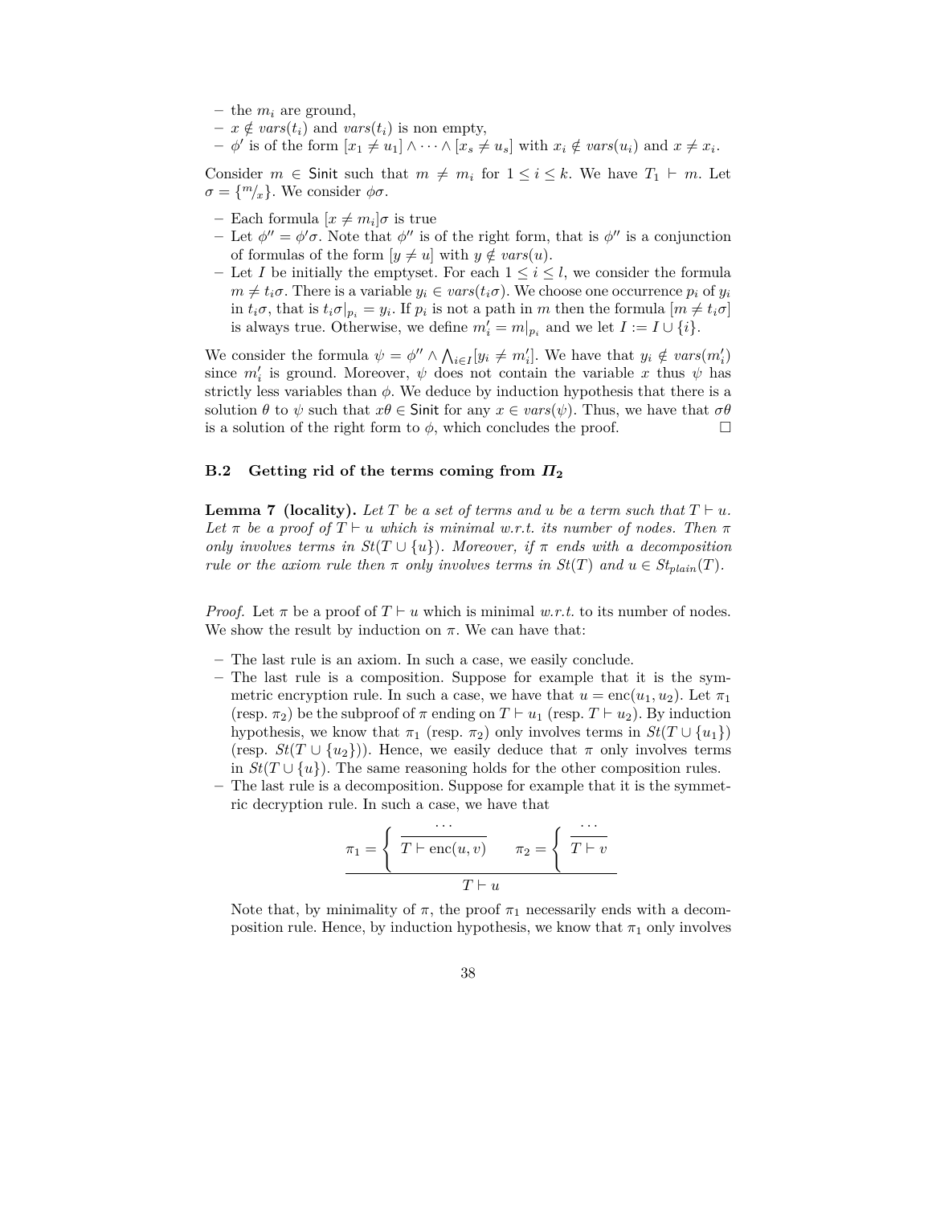- the $m_i$ are ground,
- $x \notin vars(t_i)$ and $vars(t_i)$ is non empty,
- $\phi'$ is of the form $[x_1 \neq u_1] \wedge \cdots \wedge [x_s \neq u_s]$ with $x_i \notin vars(u_i)$ and $x \neq x_i$.

Consider $m \in \mathsf{Sinit}$ such that $m \neq m_i$ for $1 \leq i \leq k$. We have $T_1 \vdash m$. Let $\sigma = \{^m/_x\}$. We consider $\phi\sigma$.

- Each formula $[x \neq m_i]\sigma$ is true
- Let $\phi'' = \phi'\sigma$. Note that $\phi''$ is of the right form, that is $\phi''$ is a conjunction of formulas of the form $[y \neq u]$ with $y \notin vars(u)$.
- Let $I$ be initially the emptyset. For each $1 \leq i \leq l$, we consider the formula $m \neq t_i\sigma$. There is a variable $y_i \in vars(t_i\sigma)$. We choose one occurrence $p_i$ of $y_i$ in $t_i\sigma$, that is $t_i\sigma|_{p_i} = y_i$. If $p_i$ is not a path in $m$ then the formula $[m \neq t_i\sigma]$ is always true. Otherwise, we define $m'_i = m|_{p_i}$ and we let $I := I \cup \{i\}$.

We consider the formula $\psi = \phi'' \wedge \bigwedge_{i \in I}[y_i \neq m'_i]$. We have that $y_i \notin vars(m'_i)$ since $m'_i$ is ground. Moreover, $\psi$ does not contain the variable $x$ thus $\psi$ has strictly less variables than $\phi$. We deduce by induction hypothesis that there is a solution $\theta$ to $\psi$ such that $x\theta \in \mathsf{Sinit}$ for any $x \in vars(\psi)$. Thus, we have that $\sigma\theta$ is a solution of the right form to $\phi$, which concludes the proof. $\square$

### B.2 Getting rid of the terms coming from $\Pi_2$

**Lemma 7 (locality).** *Let $T$ be a set of terms and $u$ be a term such that $T \vdash u$. Let $\pi$ be a proof of $T \vdash u$ which is minimal w.r.t. its number of nodes. Then $\pi$ only involves terms in $St(T \cup \{u\})$. Moreover, if $\pi$ ends with a decomposition rule or the axiom rule then $\pi$ only involves terms in $St(T)$ and $u \in St_{plain}(T)$.*

*Proof.* Let $\pi$ be a proof of $T \vdash u$ which is minimal *w.r.t.* to its number of nodes. We show the result by induction on $\pi$. We can have that:

- The last rule is an axiom. In such a case, we easily conclude.
- The last rule is a composition. Suppose for example that it is the symmetric encryption rule. In such a case, we have that $u = \mathrm{enc}(u_1, u_2)$. Let $\pi_1$ (resp. $\pi_2$) be the subproof of $\pi$ ending on $T \vdash u_1$ (resp. $T \vdash u_2$). By induction hypothesis, we know that $\pi_1$ (resp. $\pi_2$) only involves terms in $St(T \cup \{u_1\})$ (resp. $St(T \cup \{u_2\})$). Hence, we easily deduce that $\pi$ only involves terms in $St(T \cup \{u\})$. The same reasoning holds for the other composition rules.
- The last rule is a decomposition. Suppose for example that it is the symmetric decryption rule. In such a case, we have that

$$\frac{\pi_1 = \left\{ \dfrac{\cdots}{T \vdash \mathrm{enc}(u, v)} \right. \qquad \pi_2 = \left\{ \dfrac{\cdots}{T \vdash v} \right.}{T \vdash u}$$

  Note that, by minimality of $\pi$, the proof $\pi_1$ necessarily ends with a decomposition rule. Hence, by induction hypothesis, we know that $\pi_1$ only involves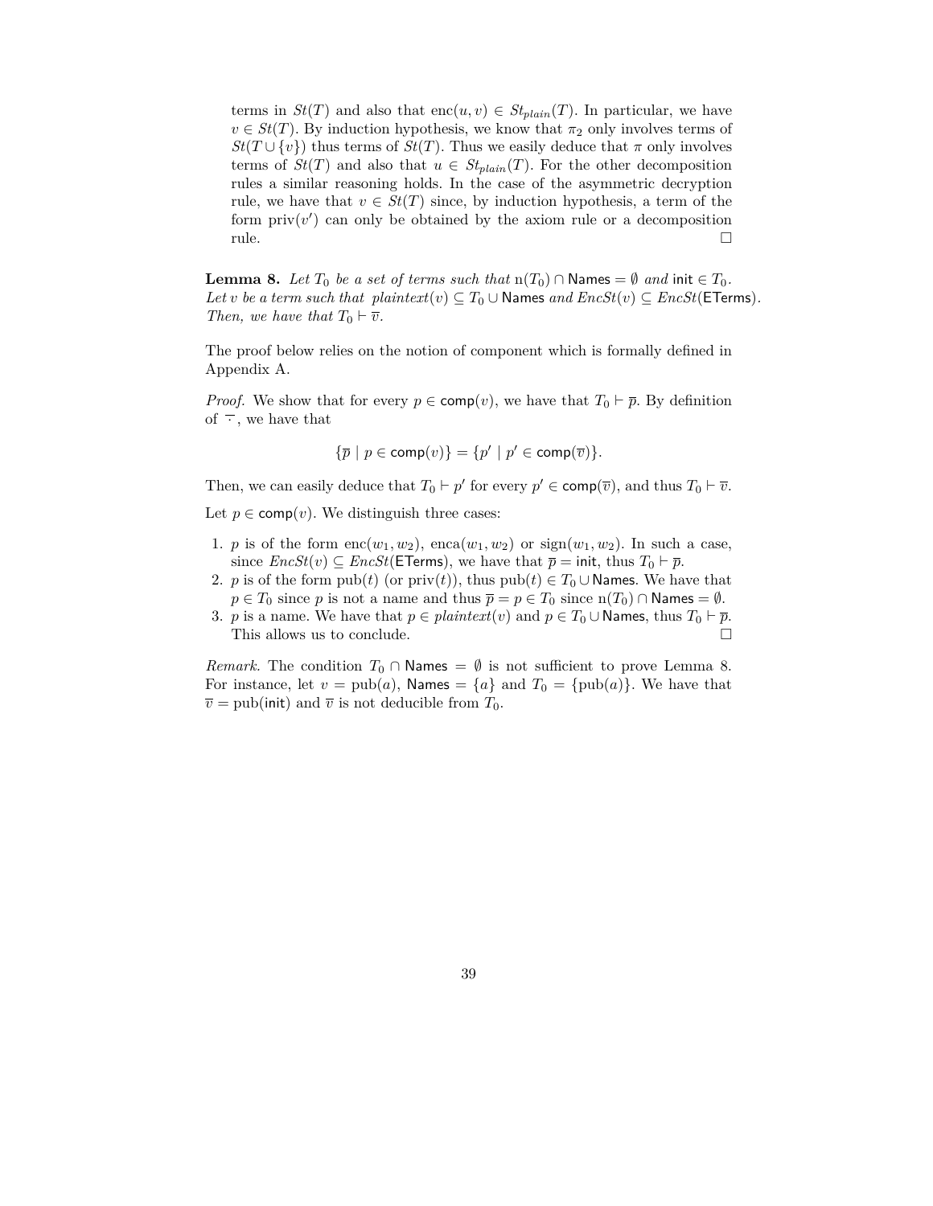terms in $St(T)$ and also that $\mathrm{enc}(u, v) \in St_{plain}(T)$. In particular, we have $v \in St(T)$. By induction hypothesis, we know that $\pi_2$ only involves terms of $St(T \cup \{v\})$ thus terms of $St(T)$. Thus we easily deduce that $\pi$ only involves terms of $St(T)$ and also that $u \in St_{plain}(T)$. For the other decomposition rules a similar reasoning holds. In the case of the asymmetric decryption rule, we have that $v \in St(T)$ since, by induction hypothesis, a term of the form $\mathrm{priv}(v')$ can only be obtained by the axiom rule or a decomposition rule. □

**Lemma 8.** *Let $T_0$ be a set of terms such that $\mathrm{n}(T_0) \cap \mathsf{Names} = \emptyset$ and $\mathsf{init} \in T_0$. Let $v$ be a term such that $plaintext(v) \subseteq T_0 \cup \mathsf{Names}$ and $EncSt(v) \subseteq EncSt(\mathsf{ETerms})$. Then, we have that $T_0 \vdash \overline{v}$.*

The proof below relies on the notion of component which is formally defined in Appendix A.

*Proof.* We show that for every $p \in \mathsf{comp}(v)$, we have that $T_0 \vdash \overline{p}$. By definition of $\overline{\cdot}$, we have that

$$\{\overline{p} \mid p \in \mathsf{comp}(v)\} = \{p' \mid p' \in \mathsf{comp}(\overline{v})\}.$$

Then, we can easily deduce that $T_0 \vdash p'$ for every $p' \in \mathsf{comp}(\overline{v})$, and thus $T_0 \vdash \overline{v}$.

Let $p \in \mathsf{comp}(v)$. We distinguish three cases:

1. $p$ is of the form $\mathrm{enc}(w_1, w_2)$, $\mathrm{enca}(w_1, w_2)$ or $\mathrm{sign}(w_1, w_2)$. In such a case, since $EncSt(v) \subseteq EncSt(\mathsf{ETerms})$, we have that $\overline{p} = \mathsf{init}$, thus $T_0 \vdash \overline{p}$.
2. $p$ is of the form $\mathrm{pub}(t)$ (or $\mathrm{priv}(t)$), thus $\mathrm{pub}(t) \in T_0 \cup \mathsf{Names}$. We have that $p \in T_0$ since $p$ is not a name and thus $\overline{p} = p \in T_0$ since $\mathrm{n}(T_0) \cap \mathsf{Names} = \emptyset$.
3. $p$ is a name. We have that $p \in plaintext(v)$ and $p \in T_0 \cup \mathsf{Names}$, thus $T_0 \vdash \overline{p}$. This allows us to conclude. □

*Remark.* The condition $T_0 \cap \mathsf{Names} = \emptyset$ is not sufficient to prove Lemma 8. For instance, let $v = \mathrm{pub}(a)$, $\mathsf{Names} = \{a\}$ and $T_0 = \{\mathrm{pub}(a)\}$. We have that $\overline{v} = \mathrm{pub}(\mathsf{init})$ and $\overline{v}$ is not deducible from $T_0$.